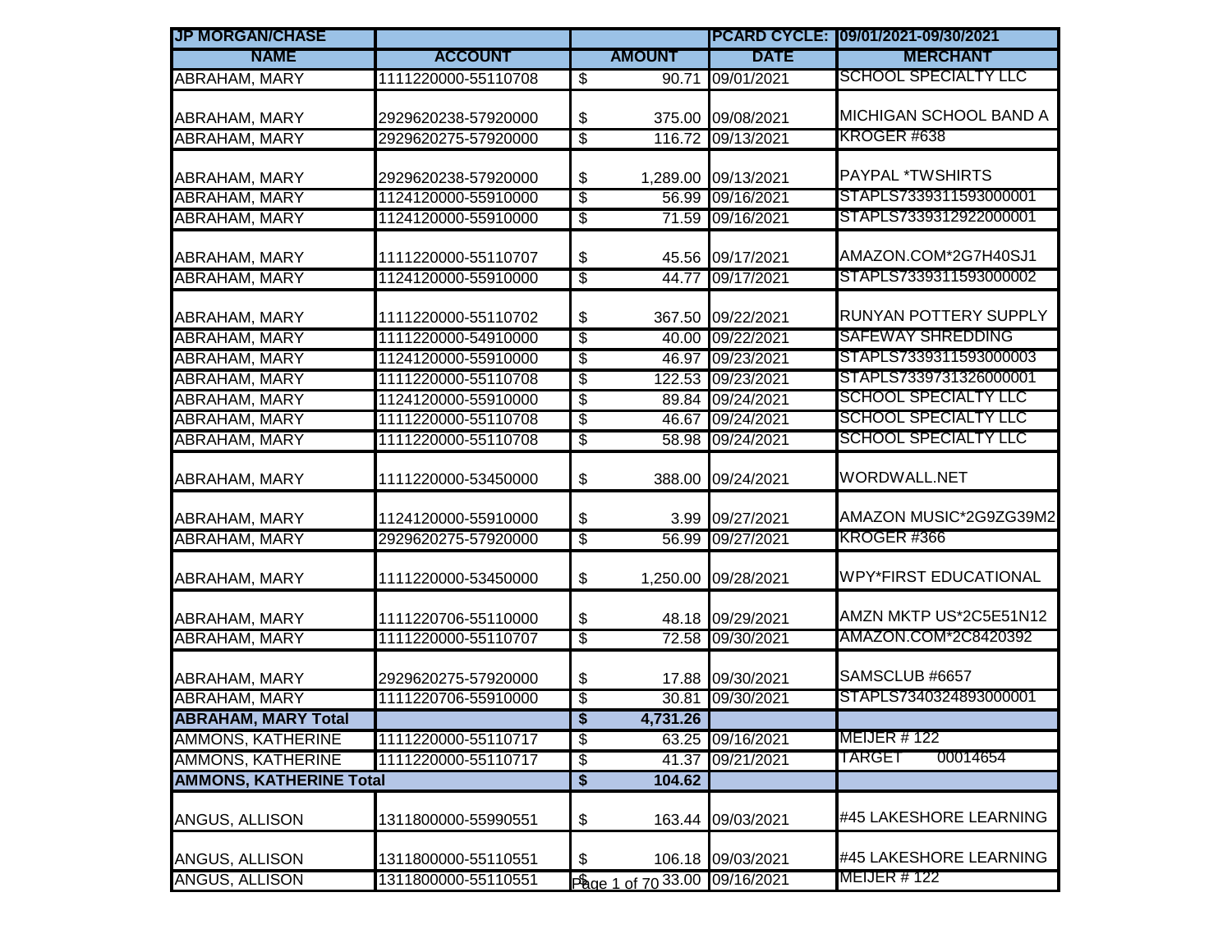| JP MORGAN/CHASE | | | PCARD CYCLE: | 09/01/2021-09/30/2021 |
|---|---|---|---|---|
| **NAME** | **ACCOUNT** | **AMOUNT** | **DATE** | **MERCHANT** |
| ABRAHAM, MARY | 1111220000-55110708 | $ 90.71 | 09/01/2021 | SCHOOL SPECIALTY LLC |
| ABRAHAM, MARY | 2929620238-57920000 | $ 375.00 | 09/08/2021 | MICHIGAN SCHOOL BAND A |
| ABRAHAM, MARY | 2929620275-57920000 | $ 116.72 | 09/13/2021 | KROGER #638 |
| ABRAHAM, MARY | 2929620238-57920000 | $ 1,289.00 | 09/13/2021 | PAYPAL *TWSHIRTS |
| ABRAHAM, MARY | 1124120000-55910000 | $ 56.99 | 09/16/2021 | STAPLS7339311593000001 |
| ABRAHAM, MARY | 1124120000-55910000 | $ 71.59 | 09/16/2021 | STAPLS7339312922000001 |
| ABRAHAM, MARY | 1111220000-55110707 | $ 45.56 | 09/17/2021 | AMAZON.COM*2G7H40SJ1 |
| ABRAHAM, MARY | 1124120000-55910000 | $ 44.77 | 09/17/2021 | STAPLS7339311593000002 |
| ABRAHAM, MARY | 1111220000-55110702 | $ 367.50 | 09/22/2021 | RUNYAN POTTERY SUPPLY |
| ABRAHAM, MARY | 1111220000-54910000 | $ 40.00 | 09/22/2021 | SAFEWAY SHREDDING |
| ABRAHAM, MARY | 1124120000-55910000 | $ 46.97 | 09/23/2021 | STAPLS7339311593000003 |
| ABRAHAM, MARY | 1111220000-55110708 | $ 122.53 | 09/23/2021 | STAPLS7339731326000001 |
| ABRAHAM, MARY | 1124120000-55910000 | $ 89.84 | 09/24/2021 | SCHOOL SPECIALTY LLC |
| ABRAHAM, MARY | 1111220000-55110708 | $ 46.67 | 09/24/2021 | SCHOOL SPECIALTY LLC |
| ABRAHAM, MARY | 1111220000-55110708 | $ 58.98 | 09/24/2021 | SCHOOL SPECIALTY LLC |
| ABRAHAM, MARY | 1111220000-53450000 | $ 388.00 | 09/24/2021 | WORDWALL.NET |
| ABRAHAM, MARY | 1124120000-55910000 | $ 3.99 | 09/27/2021 | AMAZON MUSIC*2G9ZG39M2 |
| ABRAHAM, MARY | 2929620275-57920000 | $ 56.99 | 09/27/2021 | KROGER #366 |
| ABRAHAM, MARY | 1111220000-53450000 | $ 1,250.00 | 09/28/2021 | WPY*FIRST EDUCATIONAL |
| ABRAHAM, MARY | 1111220706-55110000 | $ 48.18 | 09/29/2021 | AMZN MKTP US*2C5E51N12 |
| ABRAHAM, MARY | 1111220000-55110707 | $ 72.58 | 09/30/2021 | AMAZON.COM*2C8420392 |
| ABRAHAM, MARY | 2929620275-57920000 | $ 17.88 | 09/30/2021 | SAMSCLUB #6657 |
| ABRAHAM, MARY | 1111220706-55910000 | $ 30.81 | 09/30/2021 | STAPLS7340324893000001 |
| **ABRAHAM, MARY Total** | | **$ 4,731.26** | | |
| AMMONS, KATHERINE | 1111220000-55110717 | $ 63.25 | 09/16/2021 | MEIJER # 122 |
| AMMONS, KATHERINE | 1111220000-55110717 | $ 41.37 | 09/21/2021 | TARGET 00014654 |
| **AMMONS, KATHERINE Total** | | **$ 104.62** | | |
| ANGUS, ALLISON | 1311800000-55990551 | $ 163.44 | 09/03/2021 | #45 LAKESHORE LEARNING |
| ANGUS, ALLISON | 1311800000-55110551 | $ 106.18 | 09/03/2021 | #45 LAKESHORE LEARNING |
| ANGUS, ALLISON | 1311800000-55110551 | $ 33.00 | 09/16/2021 | MEIJER # 122 |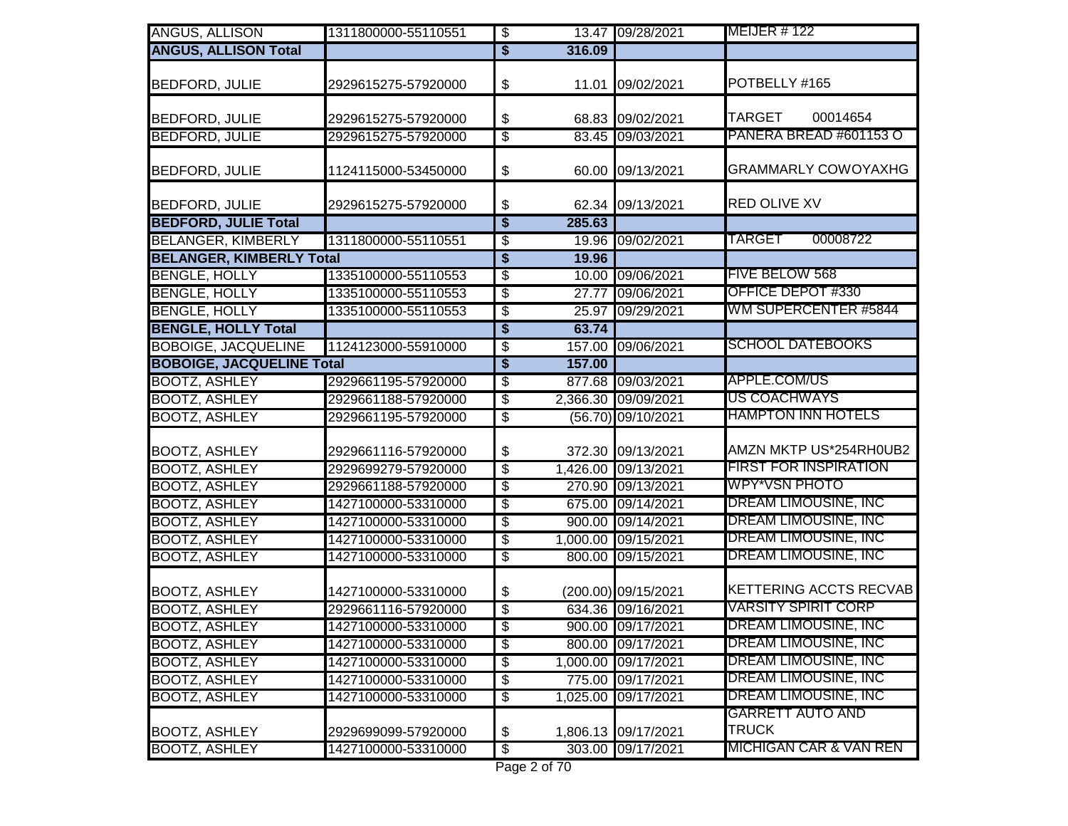| ANGUS, ALLISON | 1311800000-55110551 | $ | 13.47 | 09/28/2021 | MEIJER # 122 |
|---|---|---|---|---|---|
| **ANGUS, ALLISON Total** | | **$** | **316.09** | | |
| BEDFORD, JULIE | 2929615275-57920000 | $ | 11.01 | 09/02/2021 | POTBELLY #165 |
| BEDFORD, JULIE | 2929615275-57920000 | $ | 68.83 | 09/02/2021 | TARGET 00014654 |
| BEDFORD, JULIE | 2929615275-57920000 | $ | 83.45 | 09/03/2021 | PANERA BREAD #601153 O |
| BEDFORD, JULIE | 1124115000-53450000 | $ | 60.00 | 09/13/2021 | GRAMMARLY COWOYAXHG |
| BEDFORD, JULIE | 2929615275-57920000 | $ | 62.34 | 09/13/2021 | RED OLIVE XV |
| **BEDFORD, JULIE Total** | | **$** | **285.63** | | |
| BELANGER, KIMBERLY | 1311800000-55110551 | $ | 19.96 | 09/02/2021 | TARGET 00008722 |
| **BELANGER, KIMBERLY Total** | | **$** | **19.96** | | |
| BENGLE, HOLLY | 1335100000-55110553 | $ | 10.00 | 09/06/2021 | FIVE BELOW 568 |
| BENGLE, HOLLY | 1335100000-55110553 | $ | 27.77 | 09/06/2021 | OFFICE DEPOT #330 |
| BENGLE, HOLLY | 1335100000-55110553 | $ | 25.97 | 09/29/2021 | WM SUPERCENTER #5844 |
| **BENGLE, HOLLY Total** | | **$** | **63.74** | | |
| BOBOIGE, JACQUELINE | 1124123000-55910000 | $ | 157.00 | 09/06/2021 | SCHOOL DATEBOOKS |
| **BOBOIGE, JACQUELINE Total** | | **$** | **157.00** | | |
| BOOTZ, ASHLEY | 2929661195-57920000 | $ | 877.68 | 09/03/2021 | APPLE.COM/US |
| BOOTZ, ASHLEY | 2929661188-57920000 | $ | 2,366.30 | 09/09/2021 | US COACHWAYS |
| BOOTZ, ASHLEY | 2929661195-57920000 | $ | (56.70) | 09/10/2021 | HAMPTON INN HOTELS |
| BOOTZ, ASHLEY | 2929661116-57920000 | $ | 372.30 | 09/13/2021 | AMZN MKTP US*254RH0UB2 |
| BOOTZ, ASHLEY | 2929699279-57920000 | $ | 1,426.00 | 09/13/2021 | FIRST FOR INSPIRATION |
| BOOTZ, ASHLEY | 2929661188-57920000 | $ | 270.90 | 09/13/2021 | WPY*VSN PHOTO |
| BOOTZ, ASHLEY | 1427100000-53310000 | $ | 675.00 | 09/14/2021 | DREAM LIMOUSINE, INC |
| BOOTZ, ASHLEY | 1427100000-53310000 | $ | 900.00 | 09/14/2021 | DREAM LIMOUSINE, INC |
| BOOTZ, ASHLEY | 1427100000-53310000 | $ | 1,000.00 | 09/15/2021 | DREAM LIMOUSINE, INC |
| BOOTZ, ASHLEY | 1427100000-53310000 | $ | 800.00 | 09/15/2021 | DREAM LIMOUSINE, INC |
| BOOTZ, ASHLEY | 1427100000-53310000 | $ | (200.00) | 09/15/2021 | KETTERING ACCTS RECVAB |
| BOOTZ, ASHLEY | 2929661116-57920000 | $ | 634.36 | 09/16/2021 | VARSITY SPIRIT CORP |
| BOOTZ, ASHLEY | 1427100000-53310000 | $ | 900.00 | 09/17/2021 | DREAM LIMOUSINE, INC |
| BOOTZ, ASHLEY | 1427100000-53310000 | $ | 800.00 | 09/17/2021 | DREAM LIMOUSINE, INC |
| BOOTZ, ASHLEY | 1427100000-53310000 | $ | 1,000.00 | 09/17/2021 | DREAM LIMOUSINE, INC |
| BOOTZ, ASHLEY | 1427100000-53310000 | $ | 775.00 | 09/17/2021 | DREAM LIMOUSINE, INC |
| BOOTZ, ASHLEY | 1427100000-53310000 | $ | 1,025.00 | 09/17/2021 | DREAM LIMOUSINE, INC |
| BOOTZ, ASHLEY | 2929699099-57920000 | $ | 1,806.13 | 09/17/2021 | GARRETT AUTO AND TRUCK |
| BOOTZ, ASHLEY | 1427100000-53310000 | $ | 303.00 | 09/17/2021 | MICHIGAN CAR & VAN REN |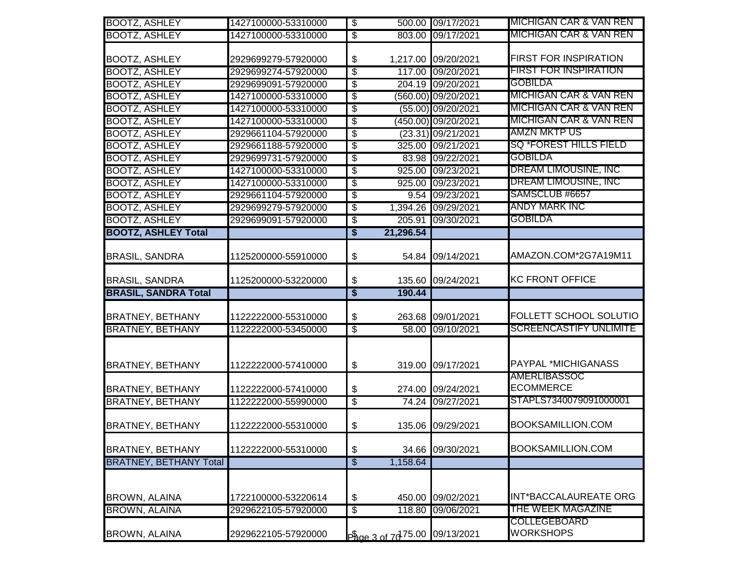| | | | | |
|---|---|---|---|---|
| BOOTZ, ASHLEY | 1427100000-53310000 | $ 500.00 | 09/17/2021 | MICHIGAN CAR & VAN REN |
| BOOTZ, ASHLEY | 1427100000-53310000 | $ 803.00 | 09/17/2021 | MICHIGAN CAR & VAN REN |
| BOOTZ, ASHLEY | 2929699279-57920000 | $ 1,217.00 | 09/20/2021 | FIRST FOR INSPIRATION |
| BOOTZ, ASHLEY | 2929699274-57920000 | $ 117.00 | 09/20/2021 | FIRST FOR INSPIRATION |
| BOOTZ, ASHLEY | 2929699091-57920000 | $ 204.19 | 09/20/2021 | GOBILDA |
| BOOTZ, ASHLEY | 1427100000-53310000 | $ (560.00) | 09/20/2021 | MICHIGAN CAR & VAN REN |
| BOOTZ, ASHLEY | 1427100000-53310000 | $ (55.00) | 09/20/2021 | MICHIGAN CAR & VAN REN |
| BOOTZ, ASHLEY | 1427100000-53310000 | $ (450.00) | 09/20/2021 | MICHIGAN CAR & VAN REN |
| BOOTZ, ASHLEY | 2929661104-57920000 | $ (23.31) | 09/21/2021 | AMZN MKTP US |
| BOOTZ, ASHLEY | 2929661188-57920000 | $ 325.00 | 09/21/2021 | SQ *FOREST HILLS FIELD |
| BOOTZ, ASHLEY | 2929699731-57920000 | $ 83.98 | 09/22/2021 | GOBILDA |
| BOOTZ, ASHLEY | 1427100000-53310000 | $ 925.00 | 09/23/2021 | DREAM LIMOUSINE, INC |
| BOOTZ, ASHLEY | 1427100000-53310000 | $ 925.00 | 09/23/2021 | DREAM LIMOUSINE, INC |
| BOOTZ, ASHLEY | 2929661104-57920000 | $ 9.54 | 09/23/2021 | SAMSCLUB #6657 |
| BOOTZ, ASHLEY | 2929699279-57920000 | $ 1,394.26 | 09/29/2021 | ANDY MARK INC |
| BOOTZ, ASHLEY | 2929699091-57920000 | $ 205.91 | 09/30/2021 | GOBILDA |
| **BOOTZ, ASHLEY Total** | | **$ 21,296.54** | | |
| BRASIL, SANDRA | 1125200000-55910000 | $ 54.84 | 09/14/2021 | AMAZON.COM*2G7A19M11 |
| BRASIL, SANDRA | 1125200000-53220000 | $ 135.60 | 09/24/2021 | KC FRONT OFFICE |
| **BRASIL, SANDRA Total** | | **$ 190.44** | | |
| BRATNEY, BETHANY | 1122222000-55310000 | $ 263.68 | 09/01/2021 | FOLLETT SCHOOL SOLUTIO |
| BRATNEY, BETHANY | 1122222000-53450000 | $ 58.00 | 09/10/2021 | SCREENCASTIFY UNLIMITE |
| BRATNEY, BETHANY | 1122222000-57410000 | $ 319.00 | 09/17/2021 | PAYPAL *MICHIGANASS |
| BRATNEY, BETHANY | 1122222000-57410000 | $ 274.00 | 09/24/2021 | AMERLIBASSOC ECOMMERCE |
| BRATNEY, BETHANY | 1122222000-55990000 | $ 74.24 | 09/27/2021 | STAPLS7340079091000001 |
| BRATNEY, BETHANY | 1122222000-55310000 | $ 135.06 | 09/29/2021 | BOOKSAMILLION.COM |
| BRATNEY, BETHANY | 1122222000-55310000 | $ 34.66 | 09/30/2021 | BOOKSAMILLION.COM |
| BRATNEY, BETHANY Total | | $ 1,158.64 | | |
| BROWN, ALAINA | 1722100000-53220614 | $ 450.00 | 09/02/2021 | INT*BACCALAUREATE ORG |
| BROWN, ALAINA | 2929622105-57920000 | $ 118.80 | 09/06/2021 | THE WEEK MAGAZINE |
| BROWN, ALAINA | 2929622105-57920000 | $ 175.00 | 09/13/2021 | COLLEGEBOARD WORKSHOPS |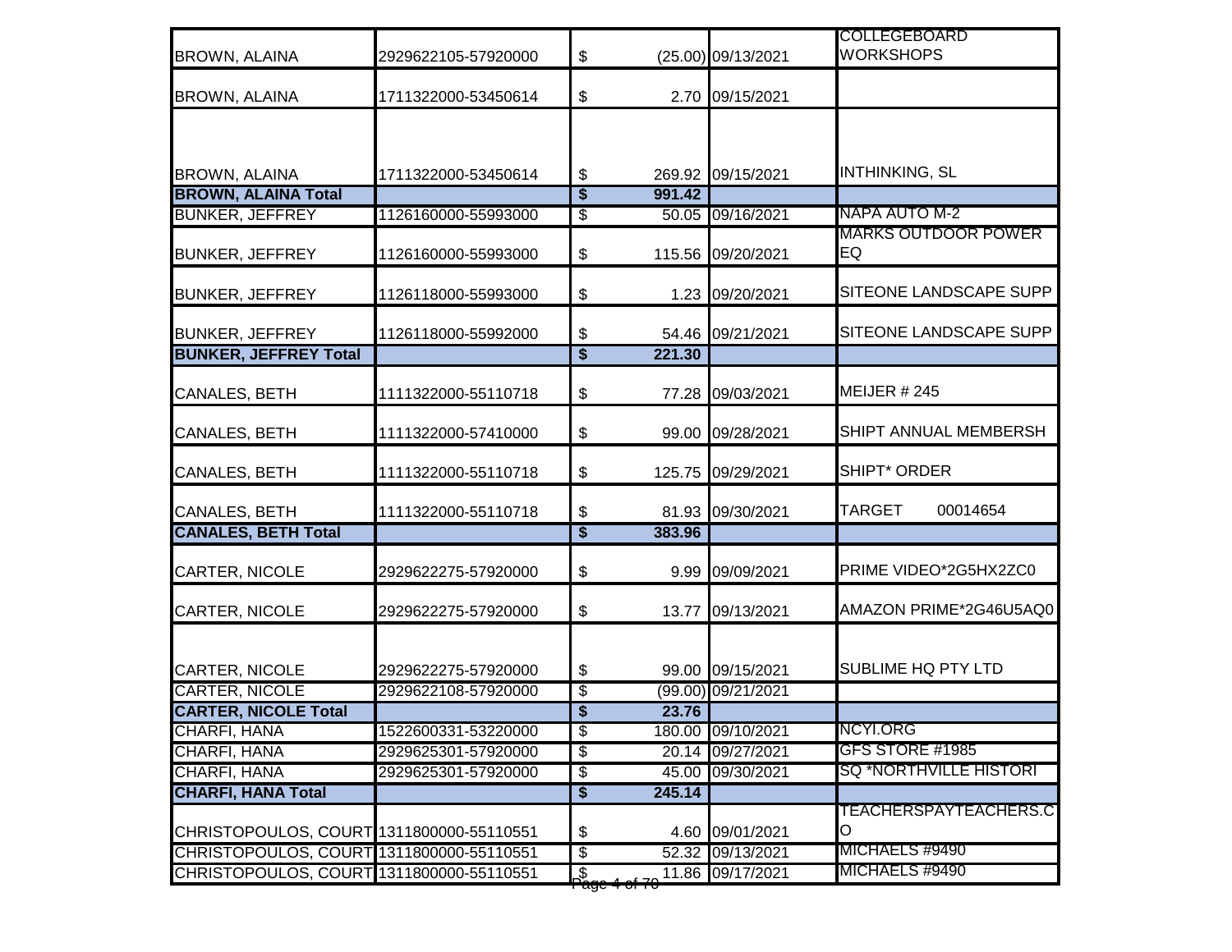| | | | | | |
|---|---|---|---|---|---|
| BROWN, ALAINA | 2929622105-57920000 | $ | (25.00) | 09/13/2021 | COLLEGEBOARD WORKSHOPS |
| BROWN, ALAINA | 1711322000-53450614 | $ | 2.70 | 09/15/2021 | |
| BROWN, ALAINA | 1711322000-53450614 | $ | 269.92 | 09/15/2021 | INTHINKING, SL |
| **BROWN, ALAINA Total** | | **$** | **991.42** | | |
| BUNKER, JEFFREY | 1126160000-55993000 | $ | 50.05 | 09/16/2021 | NAPA AUTO M-2 |
| BUNKER, JEFFREY | 1126160000-55993000 | $ | 115.56 | 09/20/2021 | MARKS OUTDOOR POWER EQ |
| BUNKER, JEFFREY | 1126118000-55993000 | $ | 1.23 | 09/20/2021 | SITEONE LANDSCAPE SUPP |
| BUNKER, JEFFREY | 1126118000-55992000 | $ | 54.46 | 09/21/2021 | SITEONE LANDSCAPE SUPP |
| **BUNKER, JEFFREY Total** | | **$** | **221.30** | | |
| CANALES, BETH | 1111322000-55110718 | $ | 77.28 | 09/03/2021 | MEIJER # 245 |
| CANALES, BETH | 1111322000-57410000 | $ | 99.00 | 09/28/2021 | SHIPT ANNUAL MEMBERSH |
| CANALES, BETH | 1111322000-55110718 | $ | 125.75 | 09/29/2021 | SHIPT* ORDER |
| CANALES, BETH | 1111322000-55110718 | $ | 81.93 | 09/30/2021 | TARGET 00014654 |
| **CANALES, BETH Total** | | **$** | **383.96** | | |
| CARTER, NICOLE | 2929622275-57920000 | $ | 9.99 | 09/09/2021 | PRIME VIDEO*2G5HX2ZC0 |
| CARTER, NICOLE | 2929622275-57920000 | $ | 13.77 | 09/13/2021 | AMAZON PRIME*2G46U5AQ0 |
| CARTER, NICOLE | 2929622275-57920000 | $ | 99.00 | 09/15/2021 | SUBLIME HQ PTY LTD |
| CARTER, NICOLE | 2929622108-57920000 | $ | (99.00) | 09/21/2021 | |
| **CARTER, NICOLE Total** | | **$** | **23.76** | | |
| CHARFI, HANA | 1522600331-53220000 | $ | 180.00 | 09/10/2021 | NCYI.ORG |
| CHARFI, HANA | 2929625301-57920000 | $ | 20.14 | 09/27/2021 | GFS STORE #1985 |
| CHARFI, HANA | 2929625301-57920000 | $ | 45.00 | 09/30/2021 | SQ *NORTHVILLE HISTORI |
| **CHARFI, HANA Total** | | **$** | **245.14** | | |
| CHRISTOPOULOS, COURT | 1311800000-55110551 | $ | 4.60 | 09/01/2021 | TEACHERSPAYTEACHERS.CO |
| CHRISTOPOULOS, COURT | 1311800000-55110551 | $ | 52.32 | 09/13/2021 | MICHAELS #9490 |
| CHRISTOPOULOS, COURT | 1311800000-55110551 | $ | 11.86 | 09/17/2021 | MICHAELS #9490 |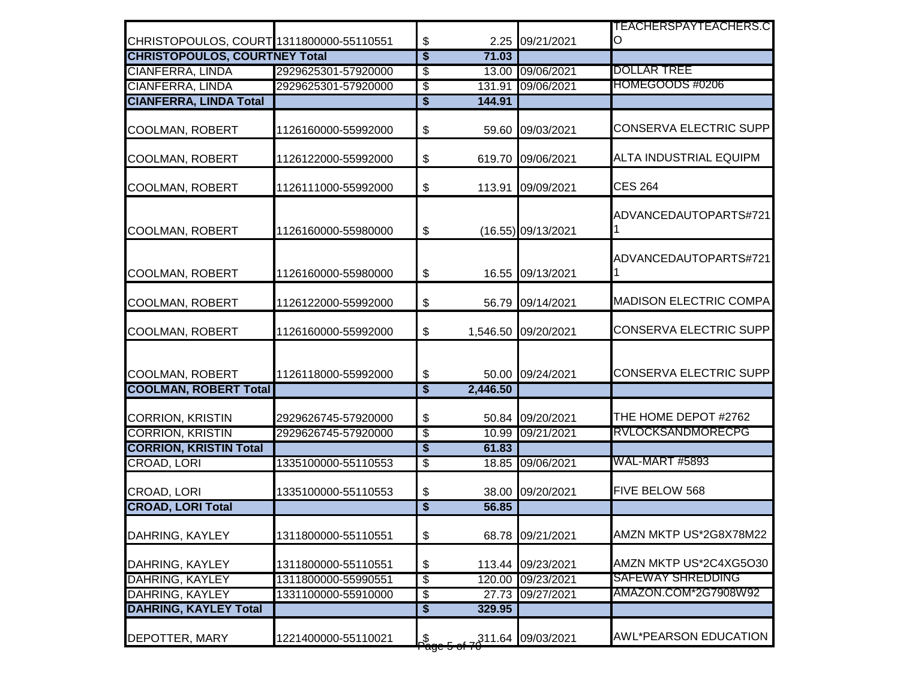| | | | | | |
|---|---|---|---|---|---|
| CHRISTOPOULOS, COURT | 1311800000-55110551 | $ | 2.25 | 09/21/2021 | TEACHERSPAYTEACHERS.CO |
| **CHRISTOPOULOS, COURTNEY Total** | | **$** | **71.03** | | |
| CIANFERRA, LINDA | 2929625301-57920000 | $ | 13.00 | 09/06/2021 | DOLLAR TREE |
| CIANFERRA, LINDA | 2929625301-57920000 | $ | 131.91 | 09/06/2021 | HOMEGOODS #0206 |
| **CIANFERRA, LINDA Total** | | **$** | **144.91** | | |
| COOLMAN, ROBERT | 1126160000-55992000 | $ | 59.60 | 09/03/2021 | CONSERVA ELECTRIC SUPP |
| COOLMAN, ROBERT | 1126122000-55992000 | $ | 619.70 | 09/06/2021 | ALTA INDUSTRIAL EQUIPM |
| COOLMAN, ROBERT | 1126111000-55992000 | $ | 113.91 | 09/09/2021 | CES 264 |
| COOLMAN, ROBERT | 1126160000-55980000 | $ | (16.55) | 09/13/2021 | ADVANCEDAUTOPARTS#7211 |
| COOLMAN, ROBERT | 1126160000-55980000 | $ | 16.55 | 09/13/2021 | ADVANCEDAUTOPARTS#7211 |
| COOLMAN, ROBERT | 1126122000-55992000 | $ | 56.79 | 09/14/2021 | MADISON ELECTRIC COMPA |
| COOLMAN, ROBERT | 1126160000-55992000 | $ | 1,546.50 | 09/20/2021 | CONSERVA ELECTRIC SUPP |
| COOLMAN, ROBERT | 1126118000-55992000 | $ | 50.00 | 09/24/2021 | CONSERVA ELECTRIC SUPP |
| **COOLMAN, ROBERT Total** | | **$** | **2,446.50** | | |
| CORRION, KRISTIN | 2929626745-57920000 | $ | 50.84 | 09/20/2021 | THE HOME DEPOT #2762 |
| CORRION, KRISTIN | 2929626745-57920000 | $ | 10.99 | 09/21/2021 | RVLOCKSANDMORECPG |
| **CORRION, KRISTIN Total** | | **$** | **61.83** | | |
| CROAD, LORI | 1335100000-55110553 | $ | 18.85 | 09/06/2021 | WAL-MART #5893 |
| CROAD, LORI | 1335100000-55110553 | $ | 38.00 | 09/20/2021 | FIVE BELOW 568 |
| **CROAD, LORI Total** | | **$** | **56.85** | | |
| DAHRING, KAYLEY | 1311800000-55110551 | $ | 68.78 | 09/21/2021 | AMZN MKTP US*2G8X78M22 |
| DAHRING, KAYLEY | 1311800000-55110551 | $ | 113.44 | 09/23/2021 | AMZN MKTP US*2C4XG5O30 |
| DAHRING, KAYLEY | 1311800000-55990551 | $ | 120.00 | 09/23/2021 | SAFEWAY SHREDDING |
| DAHRING, KAYLEY | 1331100000-55910000 | $ | 27.73 | 09/27/2021 | AMAZON.COM*2G7908W92 |
| **DAHRING, KAYLEY Total** | | **$** | **329.95** | | |
| DEPOTTER, MARY | 1221400000-55110021 | $ | 311.64 | 09/03/2021 | AWL*PEARSON EDUCATION |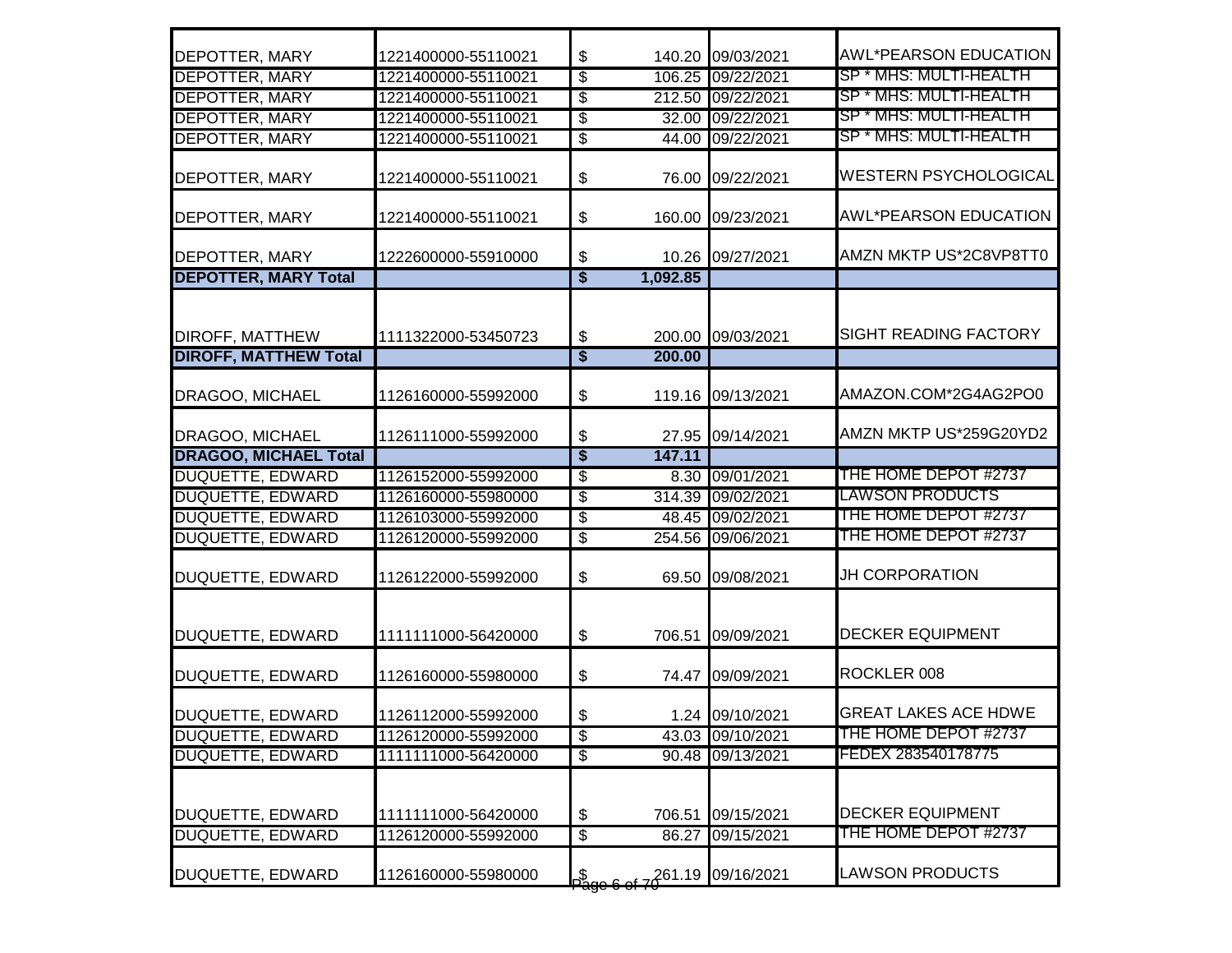| | | | | |
|---|---|---|---|---|
| DEPOTTER, MARY | 1221400000-55110021 | $ 140.20 | 09/03/2021 | AWL*PEARSON EDUCATION |
| DEPOTTER, MARY | 1221400000-55110021 | $ 106.25 | 09/22/2021 | SP * MHS: MULTI-HEALTH |
| DEPOTTER, MARY | 1221400000-55110021 | $ 212.50 | 09/22/2021 | SP * MHS: MULTI-HEALTH |
| DEPOTTER, MARY | 1221400000-55110021 | $ 32.00 | 09/22/2021 | SP * MHS: MULTI-HEALTH |
| DEPOTTER, MARY | 1221400000-55110021 | $ 44.00 | 09/22/2021 | SP * MHS: MULTI-HEALTH |
| DEPOTTER, MARY | 1221400000-55110021 | $ 76.00 | 09/22/2021 | WESTERN PSYCHOLOGICAL |
| DEPOTTER, MARY | 1221400000-55110021 | $ 160.00 | 09/23/2021 | AWL*PEARSON EDUCATION |
| DEPOTTER, MARY | 1222600000-55910000 | $ 10.26 | 09/27/2021 | AMZN MKTP US*2C8VP8TT0 |
| **DEPOTTER, MARY Total** | | **$ 1,092.85** | | |
| DIROFF, MATTHEW | 1111322000-53450723 | $ 200.00 | 09/03/2021 | SIGHT READING FACTORY |
| **DIROFF, MATTHEW Total** | | **$ 200.00** | | |
| DRAGOO, MICHAEL | 1126160000-55992000 | $ 119.16 | 09/13/2021 | AMAZON.COM*2G4AG2PO0 |
| DRAGOO, MICHAEL | 1126111000-55992000 | $ 27.95 | 09/14/2021 | AMZN MKTP US*259G20YD2 |
| **DRAGOO, MICHAEL Total** | | **$ 147.11** | | |
| DUQUETTE, EDWARD | 1126152000-55992000 | $ 8.30 | 09/01/2021 | THE HOME DEPOT #2737 |
| DUQUETTE, EDWARD | 1126160000-55980000 | $ 314.39 | 09/02/2021 | LAWSON PRODUCTS |
| DUQUETTE, EDWARD | 1126103000-55992000 | $ 48.45 | 09/02/2021 | THE HOME DEPOT #2737 |
| DUQUETTE, EDWARD | 1126120000-55992000 | $ 254.56 | 09/06/2021 | THE HOME DEPOT #2737 |
| DUQUETTE, EDWARD | 1126122000-55992000 | $ 69.50 | 09/08/2021 | JH CORPORATION |
| DUQUETTE, EDWARD | 1111111000-56420000 | $ 706.51 | 09/09/2021 | DECKER EQUIPMENT |
| DUQUETTE, EDWARD | 1126160000-55980000 | $ 74.47 | 09/09/2021 | ROCKLER 008 |
| DUQUETTE, EDWARD | 1126112000-55992000 | $ 1.24 | 09/10/2021 | GREAT LAKES ACE HDWE |
| DUQUETTE, EDWARD | 1126120000-55992000 | $ 43.03 | 09/10/2021 | THE HOME DEPOT #2737 |
| DUQUETTE, EDWARD | 1111111000-56420000 | $ 90.48 | 09/13/2021 | FEDEX 283540178775 |
| DUQUETTE, EDWARD | 1111111000-56420000 | $ 706.51 | 09/15/2021 | DECKER EQUIPMENT |
| DUQUETTE, EDWARD | 1126120000-55992000 | $ 86.27 | 09/15/2021 | THE HOME DEPOT #2737 |
| DUQUETTE, EDWARD | 1126160000-55980000 | $ 261.19 | 09/16/2021 | LAWSON PRODUCTS |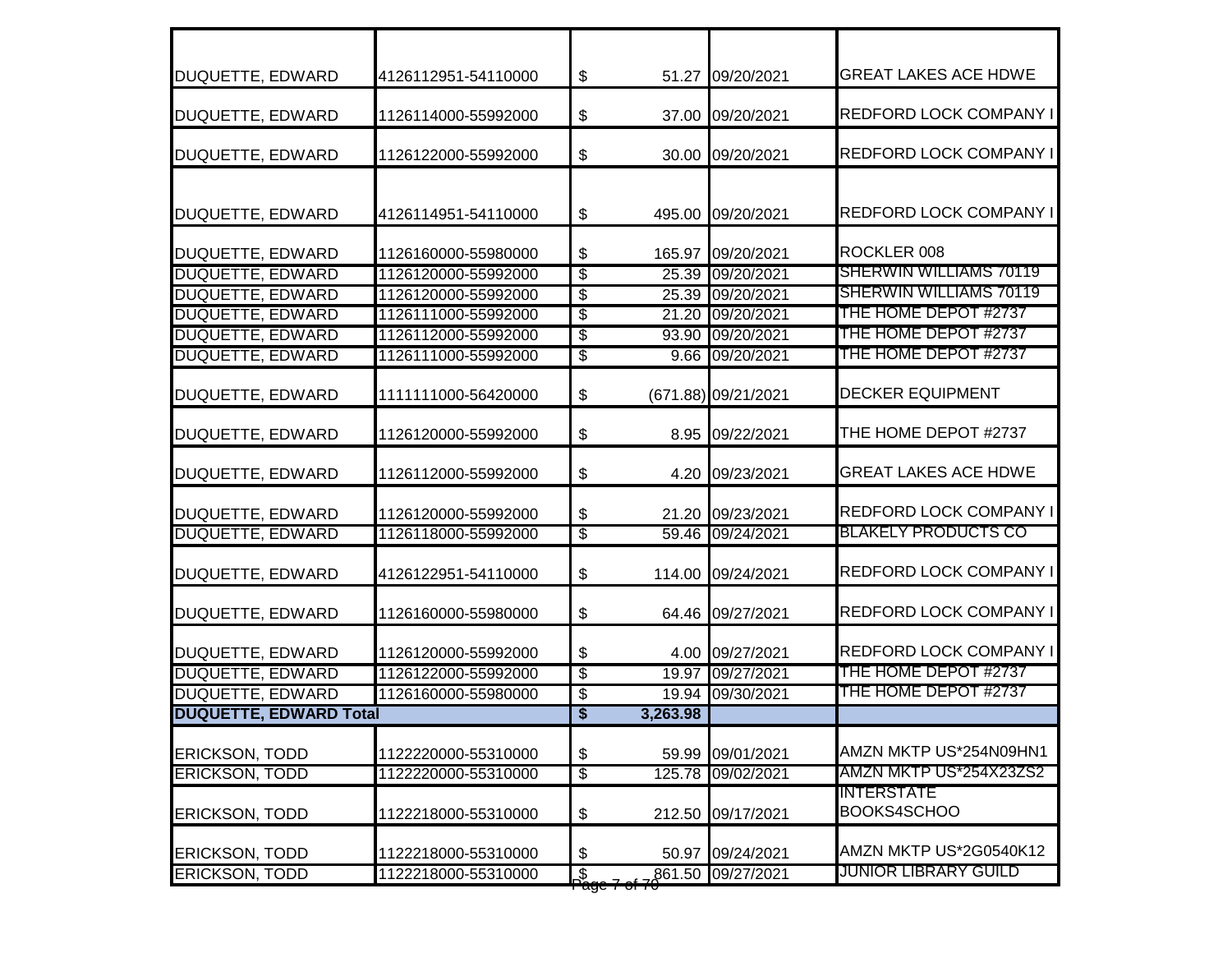| | | | | | |
|---|---|---|---|---|---|
| DUQUETTE, EDWARD | 4126112951-54110000 | $ | 51.27 | 09/20/2021 | GREAT LAKES ACE HDWE |
| DUQUETTE, EDWARD | 1126114000-55992000 | $ | 37.00 | 09/20/2021 | REDFORD LOCK COMPANY I |
| DUQUETTE, EDWARD | 1126122000-55992000 | $ | 30.00 | 09/20/2021 | REDFORD LOCK COMPANY I |
| DUQUETTE, EDWARD | 4126114951-54110000 | $ | 495.00 | 09/20/2021 | REDFORD LOCK COMPANY I |
| DUQUETTE, EDWARD | 1126160000-55980000 | $ | 165.97 | 09/20/2021 | ROCKLER 008 |
| DUQUETTE, EDWARD | 1126120000-55992000 | $ | 25.39 | 09/20/2021 | SHERWIN WILLIAMS 70119 |
| DUQUETTE, EDWARD | 1126120000-55992000 | $ | 25.39 | 09/20/2021 | SHERWIN WILLIAMS 70119 |
| DUQUETTE, EDWARD | 1126111000-55992000 | $ | 21.20 | 09/20/2021 | THE HOME DEPOT #2737 |
| DUQUETTE, EDWARD | 1126112000-55992000 | $ | 93.90 | 09/20/2021 | THE HOME DEPOT #2737 |
| DUQUETTE, EDWARD | 1126111000-55992000 | $ | 9.66 | 09/20/2021 | THE HOME DEPOT #2737 |
| DUQUETTE, EDWARD | 1111111000-56420000 | $ | (671.88) | 09/21/2021 | DECKER EQUIPMENT |
| DUQUETTE, EDWARD | 1126120000-55992000 | $ | 8.95 | 09/22/2021 | THE HOME DEPOT #2737 |
| DUQUETTE, EDWARD | 1126112000-55992000 | $ | 4.20 | 09/23/2021 | GREAT LAKES ACE HDWE |
| DUQUETTE, EDWARD | 1126120000-55992000 | $ | 21.20 | 09/23/2021 | REDFORD LOCK COMPANY I |
| DUQUETTE, EDWARD | 1126118000-55992000 | $ | 59.46 | 09/24/2021 | BLAKELY PRODUCTS CO |
| DUQUETTE, EDWARD | 4126122951-54110000 | $ | 114.00 | 09/24/2021 | REDFORD LOCK COMPANY I |
| DUQUETTE, EDWARD | 1126160000-55980000 | $ | 64.46 | 09/27/2021 | REDFORD LOCK COMPANY I |
| DUQUETTE, EDWARD | 1126120000-55992000 | $ | 4.00 | 09/27/2021 | REDFORD LOCK COMPANY I |
| DUQUETTE, EDWARD | 1126122000-55992000 | $ | 19.97 | 09/27/2021 | THE HOME DEPOT #2737 |
| DUQUETTE, EDWARD | 1126160000-55980000 | $ | 19.94 | 09/30/2021 | THE HOME DEPOT #2737 |
| **DUQUETTE, EDWARD Total** | | **$** | **3,263.98** | | |
| ERICKSON, TODD | 1122220000-55310000 | $ | 59.99 | 09/01/2021 | AMZN MKTP US*254N09HN1 |
| ERICKSON, TODD | 1122220000-55310000 | $ | 125.78 | 09/02/2021 | AMZN MKTP US*254X23ZS2 |
| ERICKSON, TODD | 1122218000-55310000 | $ | 212.50 | 09/17/2021 | INTERSTATE BOOKS4SCHOO |
| ERICKSON, TODD | 1122218000-55310000 | $ | 50.97 | 09/24/2021 | AMZN MKTP US*2G0540K12 |
| ERICKSON, TODD | 1122218000-55310000 | $ | 861.50 | 09/27/2021 | JUNIOR LIBRARY GUILD |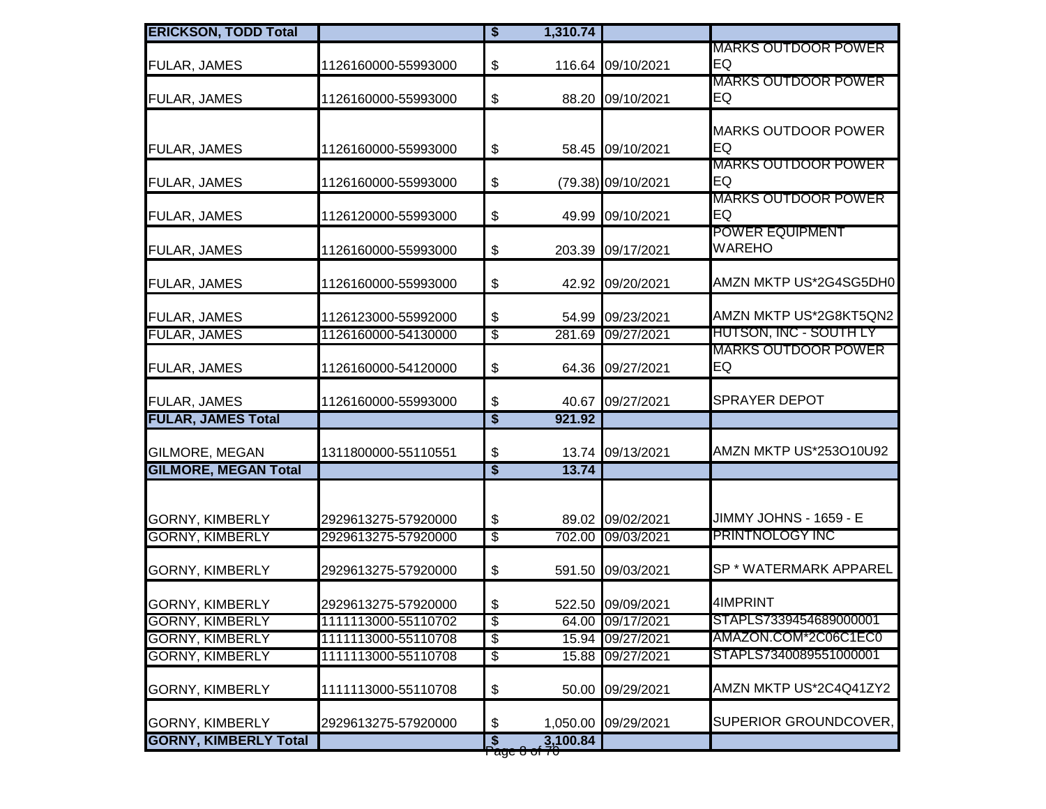| | | | | |
|---|---|---|---|---|
| **ERICKSON, TODD Total** | | **$ 1,310.74** | | |
| FULAR, JAMES | 1126160000-55993000 | $ 116.64 | 09/10/2021 | MARKS OUTDOOR POWER EQ |
| FULAR, JAMES | 1126160000-55993000 | $ 88.20 | 09/10/2021 | MARKS OUTDOOR POWER EQ |
| FULAR, JAMES | 1126160000-55993000 | $ 58.45 | 09/10/2021 | MARKS OUTDOOR POWER EQ |
| FULAR, JAMES | 1126160000-55993000 | $ (79.38) | 09/10/2021 | MARKS OUTDOOR POWER EQ |
| FULAR, JAMES | 1126120000-55993000 | $ 49.99 | 09/10/2021 | MARKS OUTDOOR POWER EQ |
| FULAR, JAMES | 1126160000-55993000 | $ 203.39 | 09/17/2021 | POWER EQUIPMENT WAREHO |
| FULAR, JAMES | 1126160000-55993000 | $ 42.92 | 09/20/2021 | AMZN MKTP US*2G4SG5DH0 |
| FULAR, JAMES | 1126123000-55992000 | $ 54.99 | 09/23/2021 | AMZN MKTP US*2G8KT5QN2 |
| FULAR, JAMES | 1126160000-54130000 | $ 281.69 | 09/27/2021 | HUTSON, INC - SOUTH LY |
| FULAR, JAMES | 1126160000-54120000 | $ 64.36 | 09/27/2021 | MARKS OUTDOOR POWER EQ |
| FULAR, JAMES | 1126160000-55993000 | $ 40.67 | 09/27/2021 | SPRAYER DEPOT |
| **FULAR, JAMES Total** | | **$ 921.92** | | |
| GILMORE, MEGAN | 1311800000-55110551 | $ 13.74 | 09/13/2021 | AMZN MKTP US*253O10U92 |
| **GILMORE, MEGAN Total** | | **$ 13.74** | | |
| GORNY, KIMBERLY | 2929613275-57920000 | $ 89.02 | 09/02/2021 | JIMMY JOHNS - 1659 - E |
| GORNY, KIMBERLY | 2929613275-57920000 | $ 702.00 | 09/03/2021 | PRINTNOLOGY INC |
| GORNY, KIMBERLY | 2929613275-57920000 | $ 591.50 | 09/03/2021 | SP * WATERMARK APPAREL |
| GORNY, KIMBERLY | 2929613275-57920000 | $ 522.50 | 09/09/2021 | 4IMPRINT |
| GORNY, KIMBERLY | 1111113000-55110702 | $ 64.00 | 09/17/2021 | STAPLS7339454689000001 |
| GORNY, KIMBERLY | 1111113000-55110708 | $ 15.94 | 09/27/2021 | AMAZON.COM*2C06C1EC0 |
| GORNY, KIMBERLY | 1111113000-55110708 | $ 15.88 | 09/27/2021 | STAPLS7340089551000001 |
| GORNY, KIMBERLY | 1111113000-55110708 | $ 50.00 | 09/29/2021 | AMZN MKTP US*2C4Q41ZY2 |
| GORNY, KIMBERLY | 2929613275-57920000 | $ 1,050.00 | 09/29/2021 | SUPERIOR GROUNDCOVER, |
| **GORNY, KIMBERLY Total** | | **$ 3,100.84** | | |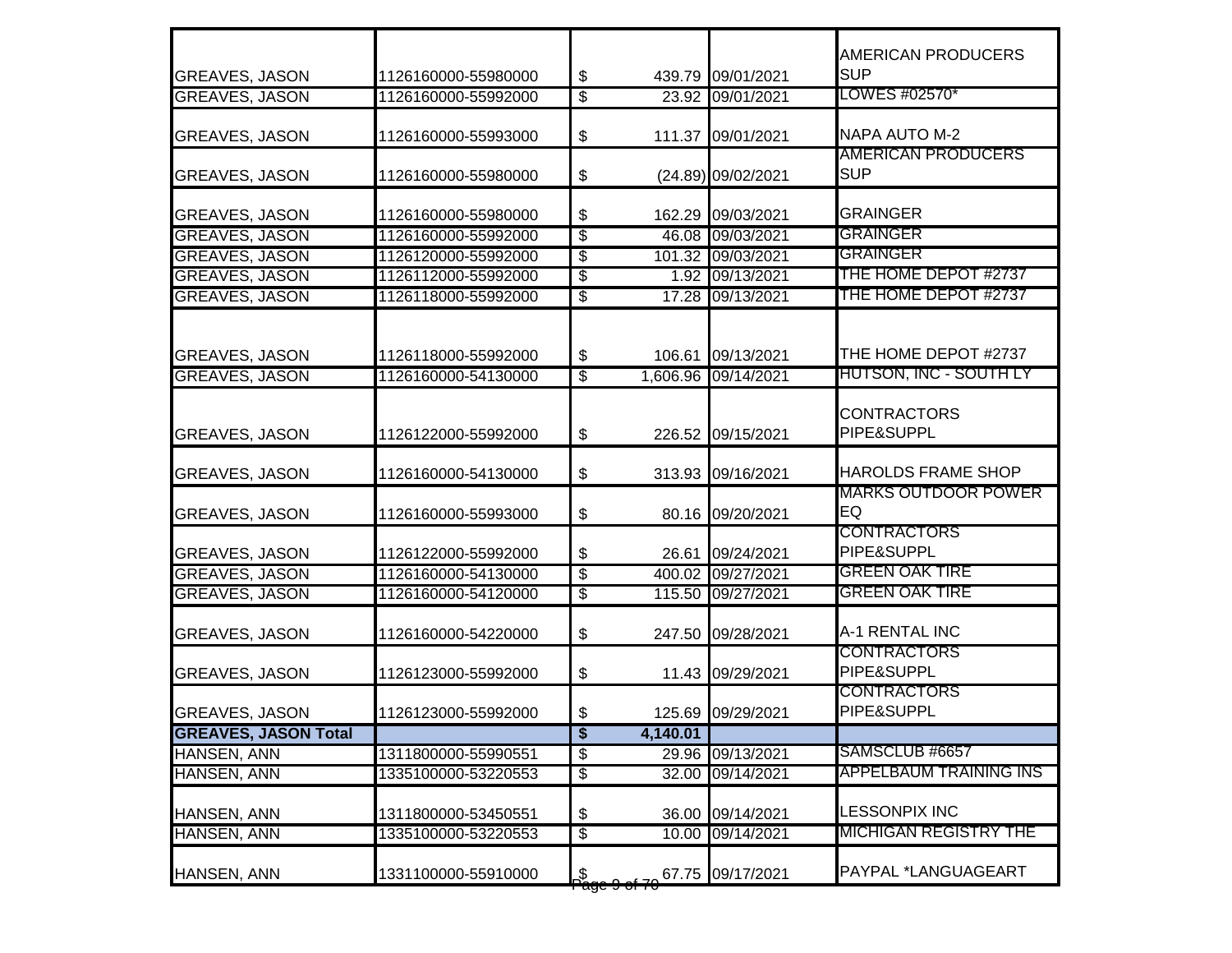| | | | | |
|---|---|---|---|---|
| GREAVES, JASON | 1126160000-55980000 | $ 439.79 | 09/01/2021 | AMERICAN PRODUCERS SUP |
| GREAVES, JASON | 1126160000-55992000 | $ 23.92 | 09/01/2021 | LOWES #02570* |
| GREAVES, JASON | 1126160000-55993000 | $ 111.37 | 09/01/2021 | NAPA AUTO M-2 |
| GREAVES, JASON | 1126160000-55980000 | $ (24.89) | 09/02/2021 | AMERICAN PRODUCERS SUP |
| GREAVES, JASON | 1126160000-55980000 | $ 162.29 | 09/03/2021 | GRAINGER |
| GREAVES, JASON | 1126160000-55992000 | $ 46.08 | 09/03/2021 | GRAINGER |
| GREAVES, JASON | 1126120000-55992000 | $ 101.32 | 09/03/2021 | GRAINGER |
| GREAVES, JASON | 1126112000-55992000 | $ 1.92 | 09/13/2021 | THE HOME DEPOT #2737 |
| GREAVES, JASON | 1126118000-55992000 | $ 17.28 | 09/13/2021 | THE HOME DEPOT #2737 |
| GREAVES, JASON | 1126118000-55992000 | $ 106.61 | 09/13/2021 | THE HOME DEPOT #2737 |
| GREAVES, JASON | 1126160000-54130000 | $ 1,606.96 | 09/14/2021 | HUTSON, INC - SOUTH LY |
| GREAVES, JASON | 1126122000-55992000 | $ 226.52 | 09/15/2021 | CONTRACTORS PIPE&SUPPL |
| GREAVES, JASON | 1126160000-54130000 | $ 313.93 | 09/16/2021 | HAROLDS FRAME SHOP |
| GREAVES, JASON | 1126160000-55993000 | $ 80.16 | 09/20/2021 | MARKS OUTDOOR POWER EQ |
| GREAVES, JASON | 1126122000-55992000 | $ 26.61 | 09/24/2021 | CONTRACTORS PIPE&SUPPL |
| GREAVES, JASON | 1126160000-54130000 | $ 400.02 | 09/27/2021 | GREEN OAK TIRE |
| GREAVES, JASON | 1126160000-54120000 | $ 115.50 | 09/27/2021 | GREEN OAK TIRE |
| GREAVES, JASON | 1126160000-54220000 | $ 247.50 | 09/28/2021 | A-1 RENTAL INC |
| GREAVES, JASON | 1126123000-55992000 | $ 11.43 | 09/29/2021 | CONTRACTORS PIPE&SUPPL |
| GREAVES, JASON | 1126123000-55992000 | $ 125.69 | 09/29/2021 | CONTRACTORS PIPE&SUPPL |
| **GREAVES, JASON Total** | | **$ 4,140.01** | | |
| HANSEN, ANN | 1311800000-55990551 | $ 29.96 | 09/13/2021 | SAMSCLUB #6657 |
| HANSEN, ANN | 1335100000-53220553 | $ 32.00 | 09/14/2021 | APPELBAUM TRAINING INS |
| HANSEN, ANN | 1311800000-53450551 | $ 36.00 | 09/14/2021 | LESSONPIX INC |
| HANSEN, ANN | 1335100000-53220553 | $ 10.00 | 09/14/2021 | MICHIGAN REGISTRY THE |
| HANSEN, ANN | 1331100000-55910000 | $ 67.75 | 09/17/2021 | PAYPAL *LANGUAGEART |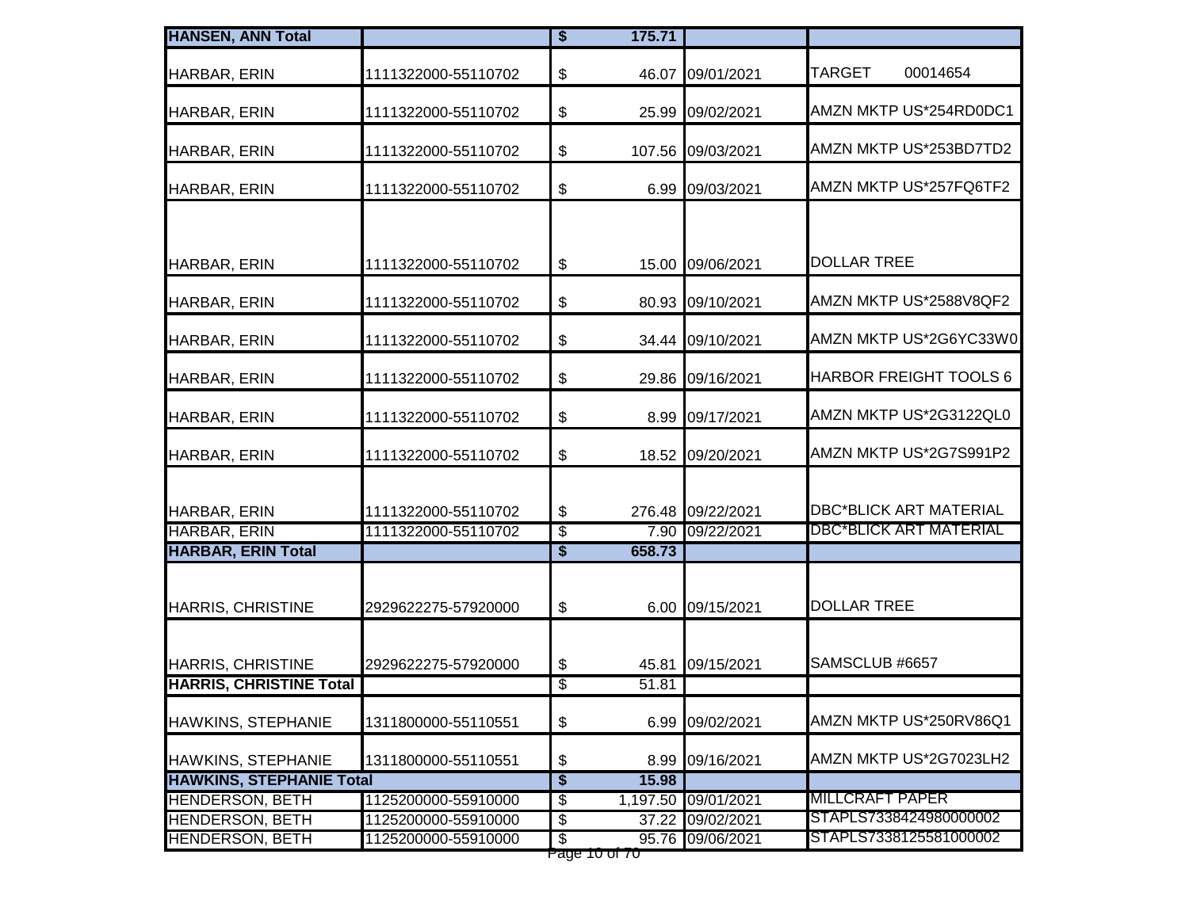| HANSEN, ANN Total | | $ | 175.71 | | |
|---|---|---|---|---|---|
| HARBAR, ERIN | 1111322000-55110702 | $ | 46.07 | 09/01/2021 | TARGET 00014654 |
| HARBAR, ERIN | 1111322000-55110702 | $ | 25.99 | 09/02/2021 | AMZN MKTP US*254RD0DC1 |
| HARBAR, ERIN | 1111322000-55110702 | $ | 107.56 | 09/03/2021 | AMZN MKTP US*253BD7TD2 |
| HARBAR, ERIN | 1111322000-55110702 | $ | 6.99 | 09/03/2021 | AMZN MKTP US*257FQ6TF2 |
| HARBAR, ERIN | 1111322000-55110702 | $ | 15.00 | 09/06/2021 | DOLLAR TREE |
| HARBAR, ERIN | 1111322000-55110702 | $ | 80.93 | 09/10/2021 | AMZN MKTP US*2588V8QF2 |
| HARBAR, ERIN | 1111322000-55110702 | $ | 34.44 | 09/10/2021 | AMZN MKTP US*2G6YC33W0 |
| HARBAR, ERIN | 1111322000-55110702 | $ | 29.86 | 09/16/2021 | HARBOR FREIGHT TOOLS 6 |
| HARBAR, ERIN | 1111322000-55110702 | $ | 8.99 | 09/17/2021 | AMZN MKTP US*2G3122QL0 |
| HARBAR, ERIN | 1111322000-55110702 | $ | 18.52 | 09/20/2021 | AMZN MKTP US*2G7S991P2 |
| HARBAR, ERIN | 1111322000-55110702 | $ | 276.48 | 09/22/2021 | DBC*BLICK ART MATERIAL |
| HARBAR, ERIN | 1111322000-55110702 | $ | 7.90 | 09/22/2021 | DBC*BLICK ART MATERIAL |
| **HARBAR, ERIN Total** | | **$** | **658.73** | | |
| HARRIS, CHRISTINE | 2929622275-57920000 | $ | 6.00 | 09/15/2021 | DOLLAR TREE |
| HARRIS, CHRISTINE | 2929622275-57920000 | $ | 45.81 | 09/15/2021 | SAMSCLUB #6657 |
| **HARRIS, CHRISTINE Total** | | $ | 51.81 | | |
| HAWKINS, STEPHANIE | 1311800000-55110551 | $ | 6.99 | 09/02/2021 | AMZN MKTP US*250RV86Q1 |
| HAWKINS, STEPHANIE | 1311800000-55110551 | $ | 8.99 | 09/16/2021 | AMZN MKTP US*2G7023LH2 |
| **HAWKINS, STEPHANIE Total** | | **$** | **15.98** | | |
| HENDERSON, BETH | 1125200000-55910000 | $ | 1,197.50 | 09/01/2021 | MILLCRAFT PAPER |
| HENDERSON, BETH | 1125200000-55910000 | $ | 37.22 | 09/02/2021 | STAPLS7338424980000002 |
| HENDERSON, BETH | 1125200000-55910000 | $ | 95.76 | 09/06/2021 | STAPLS7338125581000002 |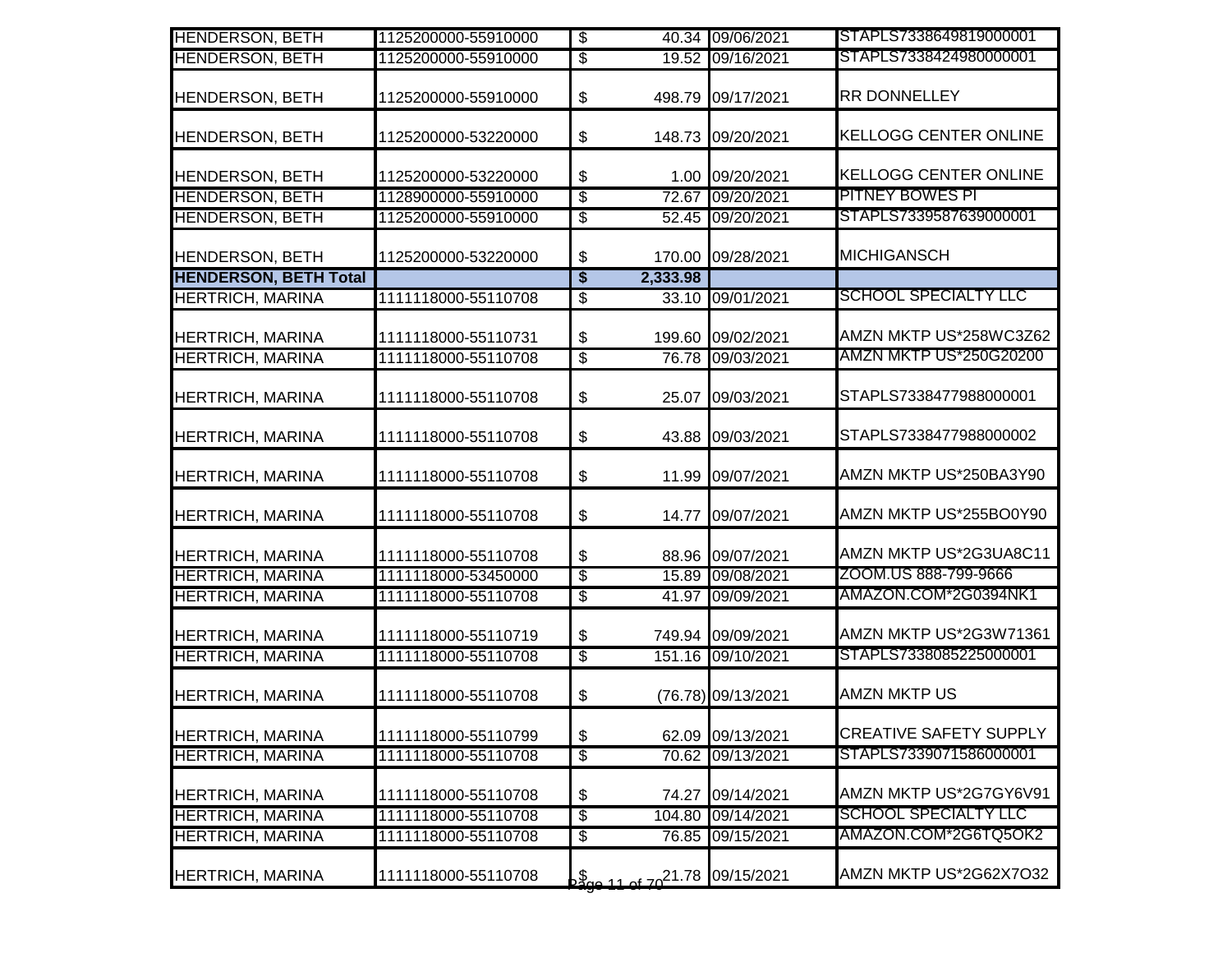| | | | | |
|---|---|---|---|---|
| HENDERSON, BETH | 1125200000-55910000 | $ 40.34 | 09/06/2021 | STAPLS7338649819000001 |
| HENDERSON, BETH | 1125200000-55910000 | $ 19.52 | 09/16/2021 | STAPLS7338424980000001 |
| HENDERSON, BETH | 1125200000-55910000 | $ 498.79 | 09/17/2021 | RR DONNELLEY |
| HENDERSON, BETH | 1125200000-53220000 | $ 148.73 | 09/20/2021 | KELLOGG CENTER ONLINE |
| HENDERSON, BETH | 1125200000-53220000 | $ 1.00 | 09/20/2021 | KELLOGG CENTER ONLINE |
| HENDERSON, BETH | 1128900000-55910000 | $ 72.67 | 09/20/2021 | PITNEY BOWES PI |
| HENDERSON, BETH | 1125200000-55910000 | $ 52.45 | 09/20/2021 | STAPLS7339587639000001 |
| HENDERSON, BETH | 1125200000-53220000 | $ 170.00 | 09/28/2021 | MICHIGANSCH |
| **HENDERSON, BETH Total** | | **$ 2,333.98** | | |
| HERTRICH, MARINA | 1111118000-55110708 | $ 33.10 | 09/01/2021 | SCHOOL SPECIALTY LLC |
| HERTRICH, MARINA | 1111118000-55110731 | $ 199.60 | 09/02/2021 | AMZN MKTP US*258WC3Z62 |
| HERTRICH, MARINA | 1111118000-55110708 | $ 76.78 | 09/03/2021 | AMZN MKTP US*250G20200 |
| HERTRICH, MARINA | 1111118000-55110708 | $ 25.07 | 09/03/2021 | STAPLS7338477988000001 |
| HERTRICH, MARINA | 1111118000-55110708 | $ 43.88 | 09/03/2021 | STAPLS7338477988000002 |
| HERTRICH, MARINA | 1111118000-55110708 | $ 11.99 | 09/07/2021 | AMZN MKTP US*250BA3Y90 |
| HERTRICH, MARINA | 1111118000-55110708 | $ 14.77 | 09/07/2021 | AMZN MKTP US*255BO0Y90 |
| HERTRICH, MARINA | 1111118000-55110708 | $ 88.96 | 09/07/2021 | AMZN MKTP US*2G3UA8C11 |
| HERTRICH, MARINA | 1111118000-53450000 | $ 15.89 | 09/08/2021 | ZOOM.US 888-799-9666 |
| HERTRICH, MARINA | 1111118000-55110708 | $ 41.97 | 09/09/2021 | AMAZON.COM*2G0394NK1 |
| HERTRICH, MARINA | 1111118000-55110719 | $ 749.94 | 09/09/2021 | AMZN MKTP US*2G3W71361 |
| HERTRICH, MARINA | 1111118000-55110708 | $ 151.16 | 09/10/2021 | STAPLS7338085225000001 |
| HERTRICH, MARINA | 1111118000-55110708 | $ (76.78) | 09/13/2021 | AMZN MKTP US |
| HERTRICH, MARINA | 1111118000-55110799 | $ 62.09 | 09/13/2021 | CREATIVE SAFETY SUPPLY |
| HERTRICH, MARINA | 1111118000-55110708 | $ 70.62 | 09/13/2021 | STAPLS7339071586000001 |
| HERTRICH, MARINA | 1111118000-55110708 | $ 74.27 | 09/14/2021 | AMZN MKTP US*2G7GY6V91 |
| HERTRICH, MARINA | 1111118000-55110708 | $ 104.80 | 09/14/2021 | SCHOOL SPECIALTY LLC |
| HERTRICH, MARINA | 1111118000-55110708 | $ 76.85 | 09/15/2021 | AMAZON.COM*2G6TQ5OK2 |
| HERTRICH, MARINA | 1111118000-55110708 | $ 21.78 | 09/15/2021 | AMZN MKTP US*2G62X7O32 |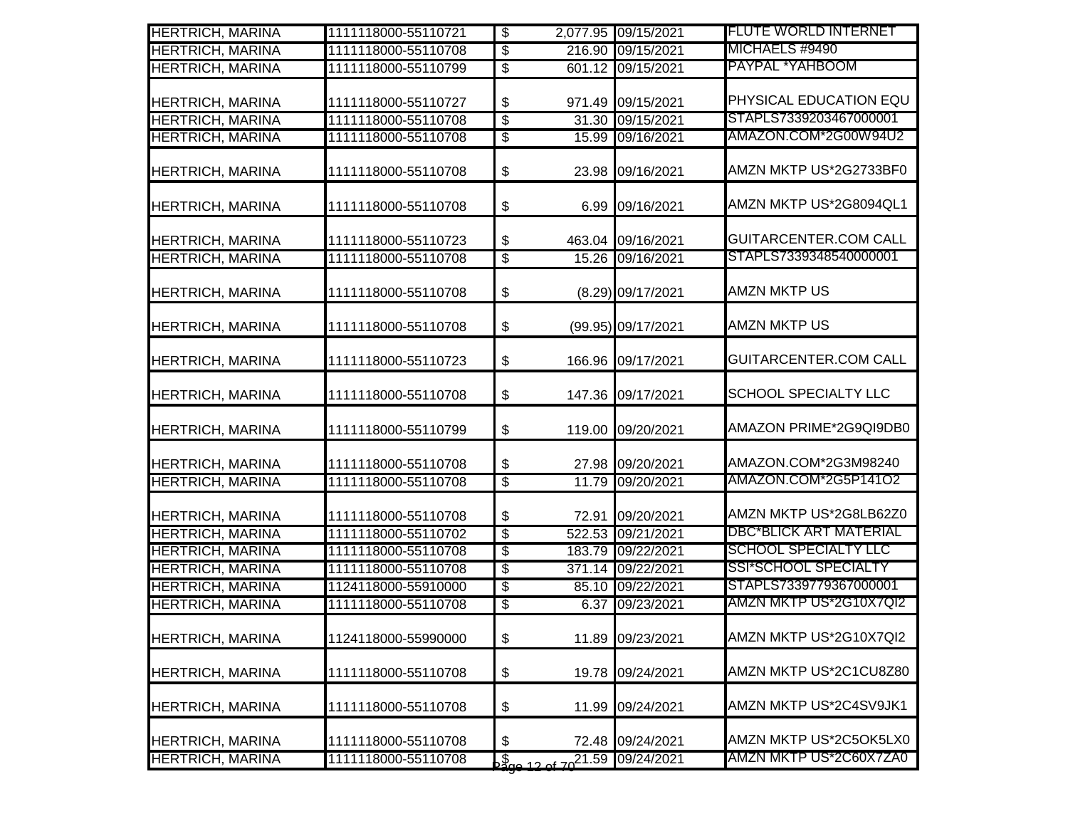| | | | | | |
|---|---|---|---|---|---|
| HERTRICH, MARINA | 1111118000-55110721 | $ | 2,077.95 | 09/15/2021 | FLUTE WORLD INTERNET |
| HERTRICH, MARINA | 1111118000-55110708 | $ | 216.90 | 09/15/2021 | MICHAELS #9490 |
| HERTRICH, MARINA | 1111118000-55110799 | $ | 601.12 | 09/15/2021 | PAYPAL *YAHBOOM |
| HERTRICH, MARINA | 1111118000-55110727 | $ | 971.49 | 09/15/2021 | PHYSICAL EDUCATION EQU |
| HERTRICH, MARINA | 1111118000-55110708 | $ | 31.30 | 09/15/2021 | STAPLS7339203467000001 |
| HERTRICH, MARINA | 1111118000-55110708 | $ | 15.99 | 09/16/2021 | AMAZON.COM*2G00W94U2 |
| HERTRICH, MARINA | 1111118000-55110708 | $ | 23.98 | 09/16/2021 | AMZN MKTP US*2G2733BF0 |
| HERTRICH, MARINA | 1111118000-55110708 | $ | 6.99 | 09/16/2021 | AMZN MKTP US*2G8094QL1 |
| HERTRICH, MARINA | 1111118000-55110723 | $ | 463.04 | 09/16/2021 | GUITARCENTER.COM CALL |
| HERTRICH, MARINA | 1111118000-55110708 | $ | 15.26 | 09/16/2021 | STAPLS7339348540000001 |
| HERTRICH, MARINA | 1111118000-55110708 | $ | (8.29) | 09/17/2021 | AMZN MKTP US |
| HERTRICH, MARINA | 1111118000-55110708 | $ | (99.95) | 09/17/2021 | AMZN MKTP US |
| HERTRICH, MARINA | 1111118000-55110723 | $ | 166.96 | 09/17/2021 | GUITARCENTER.COM CALL |
| HERTRICH, MARINA | 1111118000-55110708 | $ | 147.36 | 09/17/2021 | SCHOOL SPECIALTY LLC |
| HERTRICH, MARINA | 1111118000-55110799 | $ | 119.00 | 09/20/2021 | AMAZON PRIME*2G9QI9DB0 |
| HERTRICH, MARINA | 1111118000-55110708 | $ | 27.98 | 09/20/2021 | AMAZON.COM*2G3M98240 |
| HERTRICH, MARINA | 1111118000-55110708 | $ | 11.79 | 09/20/2021 | AMAZON.COM*2G5P141O2 |
| HERTRICH, MARINA | 1111118000-55110708 | $ | 72.91 | 09/20/2021 | AMZN MKTP US*2G8LB62Z0 |
| HERTRICH, MARINA | 1111118000-55110702 | $ | 522.53 | 09/21/2021 | DBC*BLICK ART MATERIAL |
| HERTRICH, MARINA | 1111118000-55110708 | $ | 183.79 | 09/22/2021 | SCHOOL SPECIALTY LLC |
| HERTRICH, MARINA | 1111118000-55110708 | $ | 371.14 | 09/22/2021 | SSI*SCHOOL SPECIALTY |
| HERTRICH, MARINA | 1124118000-55910000 | $ | 85.10 | 09/22/2021 | STAPLS7339779367000001 |
| HERTRICH, MARINA | 1111118000-55110708 | $ | 6.37 | 09/23/2021 | AMZN MKTP US*2G10X7QI2 |
| HERTRICH, MARINA | 1124118000-55990000 | $ | 11.89 | 09/23/2021 | AMZN MKTP US*2G10X7QI2 |
| HERTRICH, MARINA | 1111118000-55110708 | $ | 19.78 | 09/24/2021 | AMZN MKTP US*2C1CU8Z80 |
| HERTRICH, MARINA | 1111118000-55110708 | $ | 11.99 | 09/24/2021 | AMZN MKTP US*2C4SV9JK1 |
| HERTRICH, MARINA | 1111118000-55110708 | $ | 72.48 | 09/24/2021 | AMZN MKTP US*2C5OK5LX0 |
| HERTRICH, MARINA | 1111118000-55110708 | $ | 21.59 | 09/24/2021 | AMZN MKTP US*2C60X7ZA0 |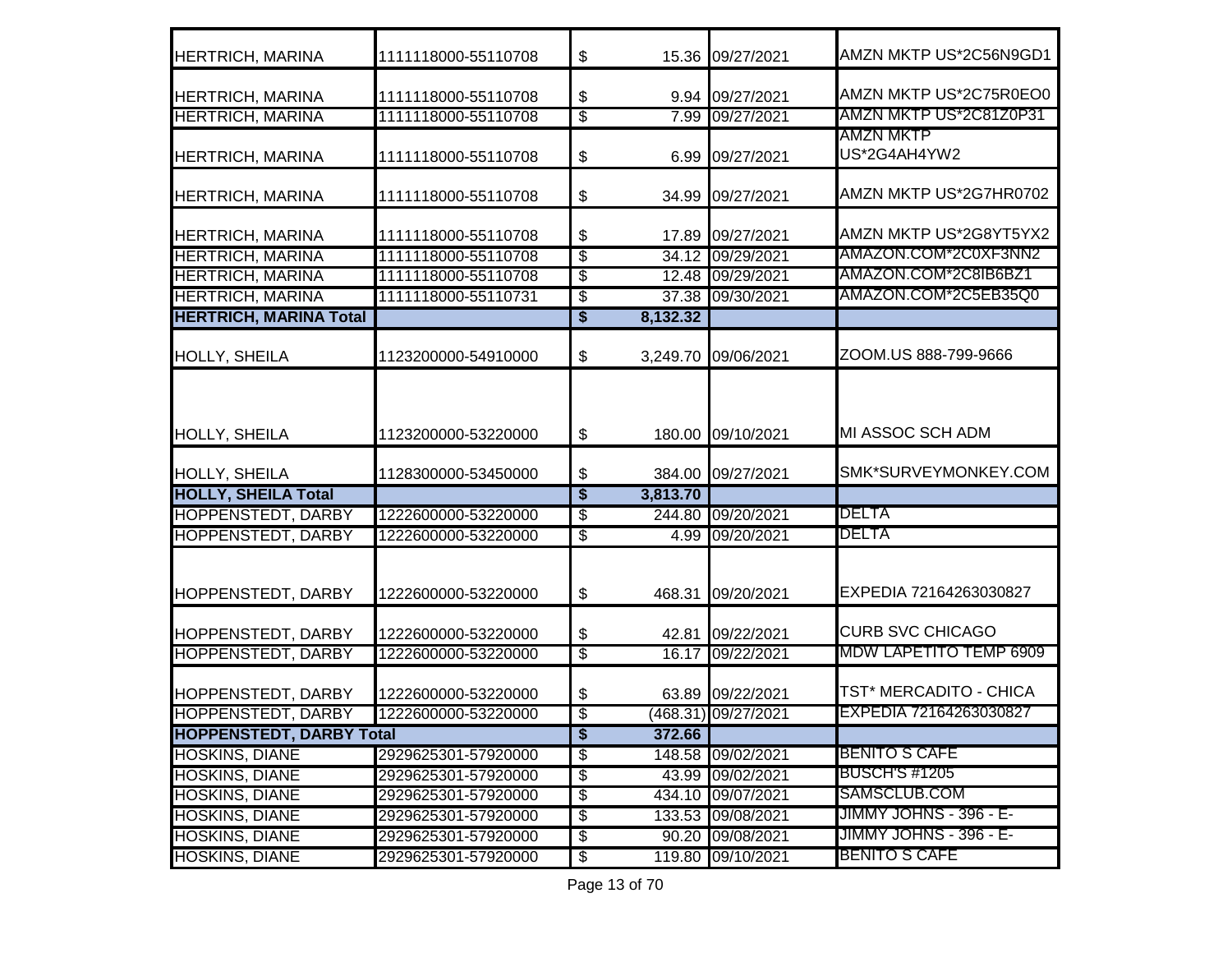| | | | | | |
|---|---|---|---|---|---|
| HERTRICH, MARINA | 1111118000-55110708 | $ | 15.36 | 09/27/2021 | AMZN MKTP US*2C56N9GD1 |
| HERTRICH, MARINA | 1111118000-55110708 | $ | 9.94 | 09/27/2021 | AMZN MKTP US*2C75R0EO0 |
| HERTRICH, MARINA | 1111118000-55110708 | $ | 7.99 | 09/27/2021 | AMZN MKTP US*2C81Z0P31 |
| HERTRICH, MARINA | 1111118000-55110708 | $ | 6.99 | 09/27/2021 | AMZN MKTP US*2G4AH4YW2 |
| HERTRICH, MARINA | 1111118000-55110708 | $ | 34.99 | 09/27/2021 | AMZN MKTP US*2G7HR0702 |
| HERTRICH, MARINA | 1111118000-55110708 | $ | 17.89 | 09/27/2021 | AMZN MKTP US*2G8YT5YX2 |
| HERTRICH, MARINA | 1111118000-55110708 | $ | 34.12 | 09/29/2021 | AMAZON.COM*2C0XF3NN2 |
| HERTRICH, MARINA | 1111118000-55110708 | $ | 12.48 | 09/29/2021 | AMAZON.COM*2C8IB6BZ1 |
| HERTRICH, MARINA | 1111118000-55110731 | $ | 37.38 | 09/30/2021 | AMAZON.COM*2C5EB35Q0 |
| **HERTRICH, MARINA Total** | | **$** | **8,132.32** | | |
| HOLLY, SHEILA | 1123200000-54910000 | $ | 3,249.70 | 09/06/2021 | ZOOM.US 888-799-9666 |
| HOLLY, SHEILA | 1123200000-53220000 | $ | 180.00 | 09/10/2021 | MI ASSOC SCH ADM |
| HOLLY, SHEILA | 1128300000-53450000 | $ | 384.00 | 09/27/2021 | SMK*SURVEYMONKEY.COM |
| **HOLLY, SHEILA Total** | | **$** | **3,813.70** | | |
| HOPPENSTEDT, DARBY | 1222600000-53220000 | $ | 244.80 | 09/20/2021 | DELTA |
| HOPPENSTEDT, DARBY | 1222600000-53220000 | $ | 4.99 | 09/20/2021 | DELTA |
| HOPPENSTEDT, DARBY | 1222600000-53220000 | $ | 468.31 | 09/20/2021 | EXPEDIA 72164263030827 |
| HOPPENSTEDT, DARBY | 1222600000-53220000 | $ | 42.81 | 09/22/2021 | CURB SVC CHICAGO |
| HOPPENSTEDT, DARBY | 1222600000-53220000 | $ | 16.17 | 09/22/2021 | MDW LAPETITO TEMP 6909 |
| HOPPENSTEDT, DARBY | 1222600000-53220000 | $ | 63.89 | 09/22/2021 | TST* MERCADITO - CHICA |
| HOPPENSTEDT, DARBY | 1222600000-53220000 | $ | (468.31) | 09/27/2021 | EXPEDIA 72164263030827 |
| **HOPPENSTEDT, DARBY Total** | | **$** | **372.66** | | |
| HOSKINS, DIANE | 2929625301-57920000 | $ | 148.58 | 09/02/2021 | BENITO S CAFE |
| HOSKINS, DIANE | 2929625301-57920000 | $ | 43.99 | 09/02/2021 | BUSCH'S #1205 |
| HOSKINS, DIANE | 2929625301-57920000 | $ | 434.10 | 09/07/2021 | SAMSCLUB.COM |
| HOSKINS, DIANE | 2929625301-57920000 | $ | 133.53 | 09/08/2021 | JIMMY JOHNS - 396 - E- |
| HOSKINS, DIANE | 2929625301-57920000 | $ | 90.20 | 09/08/2021 | JIMMY JOHNS - 396 - E- |
| HOSKINS, DIANE | 2929625301-57920000 | $ | 119.80 | 09/10/2021 | BENITO S CAFE |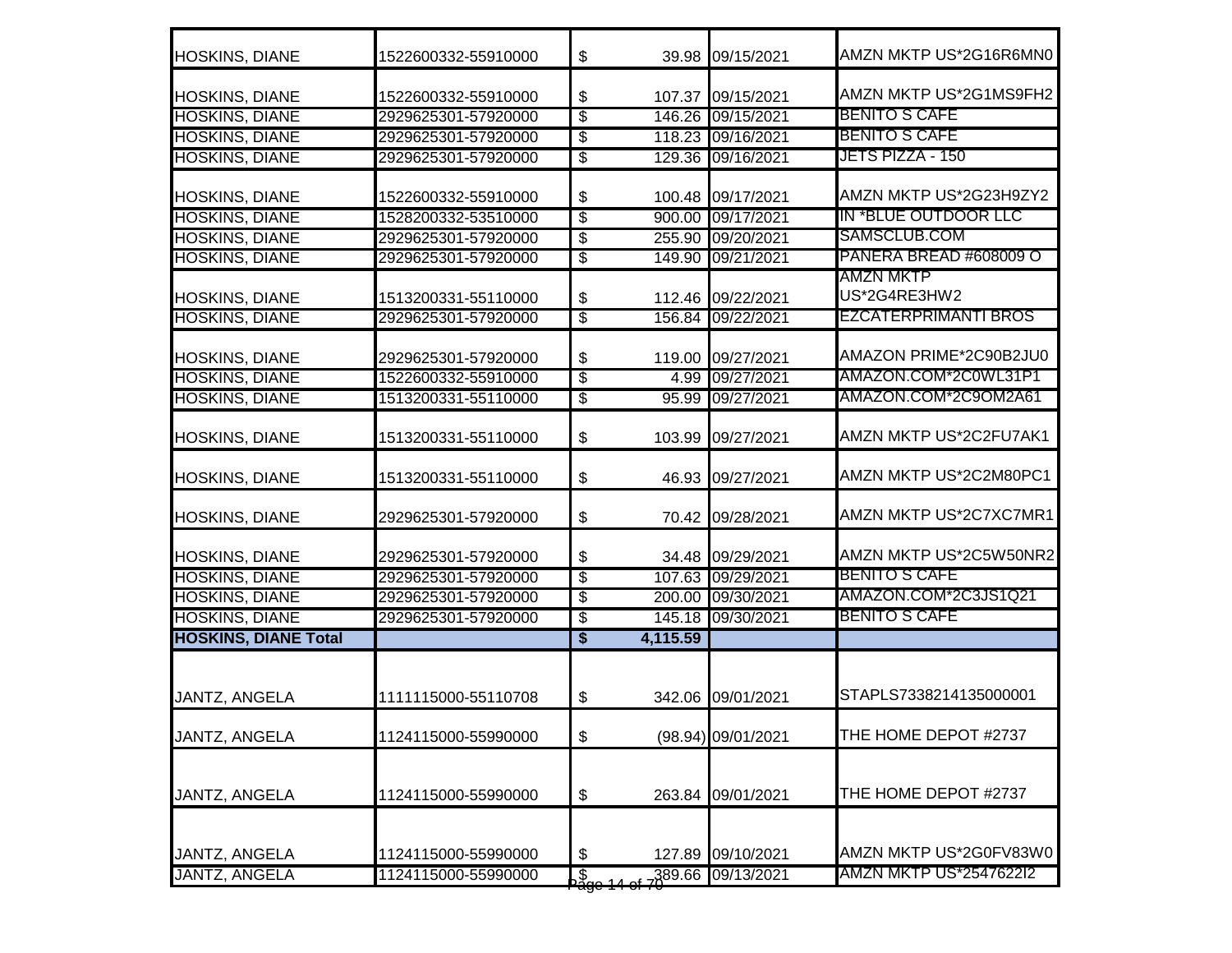| | | | | |
|---|---|---|---|---|
| HOSKINS, DIANE | 1522600332-55910000 | $ 39.98 | 09/15/2021 | AMZN MKTP US*2G16R6MN0 |
| HOSKINS, DIANE | 1522600332-55910000 | $ 107.37 | 09/15/2021 | AMZN MKTP US*2G1MS9FH2 |
| HOSKINS, DIANE | 2929625301-57920000 | $ 146.26 | 09/15/2021 | BENITO S CAFE |
| HOSKINS, DIANE | 2929625301-57920000 | $ 118.23 | 09/16/2021 | BENITO S CAFE |
| HOSKINS, DIANE | 2929625301-57920000 | $ 129.36 | 09/16/2021 | JETS PIZZA - 150 |
| HOSKINS, DIANE | 1522600332-55910000 | $ 100.48 | 09/17/2021 | AMZN MKTP US*2G23H9ZY2 |
| HOSKINS, DIANE | 1528200332-53510000 | $ 900.00 | 09/17/2021 | IN *BLUE OUTDOOR LLC |
| HOSKINS, DIANE | 2929625301-57920000 | $ 255.90 | 09/20/2021 | SAMSCLUB.COM |
| HOSKINS, DIANE | 2929625301-57920000 | $ 149.90 | 09/21/2021 | PANERA BREAD #608009 O |
| HOSKINS, DIANE | 1513200331-55110000 | $ 112.46 | 09/22/2021 | AMZN MKTP US*2G4RE3HW2 |
| HOSKINS, DIANE | 2929625301-57920000 | $ 156.84 | 09/22/2021 | EZCATERPRIMANTI BROS |
| HOSKINS, DIANE | 2929625301-57920000 | $ 119.00 | 09/27/2021 | AMAZON PRIME*2C90B2JU0 |
| HOSKINS, DIANE | 1522600332-55910000 | $ 4.99 | 09/27/2021 | AMAZON.COM*2C0WL31P1 |
| HOSKINS, DIANE | 1513200331-55110000 | $ 95.99 | 09/27/2021 | AMAZON.COM*2C9OM2A61 |
| HOSKINS, DIANE | 1513200331-55110000 | $ 103.99 | 09/27/2021 | AMZN MKTP US*2C2FU7AK1 |
| HOSKINS, DIANE | 1513200331-55110000 | $ 46.93 | 09/27/2021 | AMZN MKTP US*2C2M80PC1 |
| HOSKINS, DIANE | 2929625301-57920000 | $ 70.42 | 09/28/2021 | AMZN MKTP US*2C7XC7MR1 |
| HOSKINS, DIANE | 2929625301-57920000 | $ 34.48 | 09/29/2021 | AMZN MKTP US*2C5W50NR2 |
| HOSKINS, DIANE | 2929625301-57920000 | $ 107.63 | 09/29/2021 | BENITO S CAFE |
| HOSKINS, DIANE | 2929625301-57920000 | $ 200.00 | 09/30/2021 | AMAZON.COM*2C3JS1Q21 |
| HOSKINS, DIANE | 2929625301-57920000 | $ 145.18 | 09/30/2021 | BENITO S CAFE |
| **HOSKINS, DIANE Total** | | **$ 4,115.59** | | |
| JANTZ, ANGELA | 1111115000-55110708 | $ 342.06 | 09/01/2021 | STAPLS7338214135000001 |
| JANTZ, ANGELA | 1124115000-55990000 | $ (98.94) | 09/01/2021 | THE HOME DEPOT #2737 |
| JANTZ, ANGELA | 1124115000-55990000 | $ 263.84 | 09/01/2021 | THE HOME DEPOT #2737 |
| JANTZ, ANGELA | 1124115000-55990000 | $ 127.89 | 09/10/2021 | AMZN MKTP US*2G0FV83W0 |
| JANTZ, ANGELA | 1124115000-55990000 | $ 389.66 | 09/13/2021 | AMZN MKTP US*2547622I2 |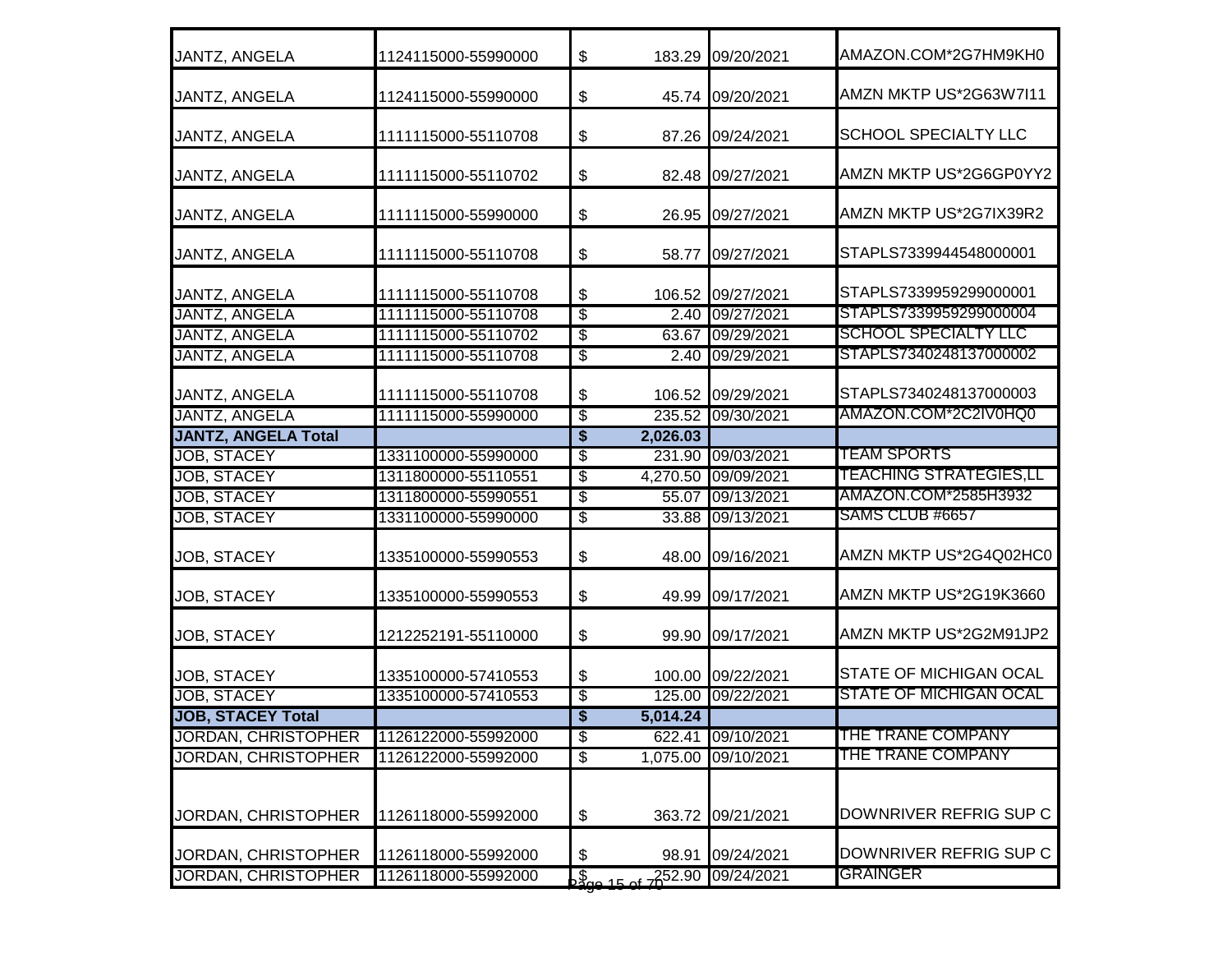| | | | | |
|---|---|---|---|---|
| JANTZ, ANGELA | 1124115000-55990000 | $ 183.29 | 09/20/2021 | AMAZON.COM*2G7HM9KH0 |
| JANTZ, ANGELA | 1124115000-55990000 | $ 45.74 | 09/20/2021 | AMZN MKTP US*2G63W7I11 |
| JANTZ, ANGELA | 1111115000-55110708 | $ 87.26 | 09/24/2021 | SCHOOL SPECIALTY LLC |
| JANTZ, ANGELA | 1111115000-55110702 | $ 82.48 | 09/27/2021 | AMZN MKTP US*2G6GP0YY2 |
| JANTZ, ANGELA | 1111115000-55990000 | $ 26.95 | 09/27/2021 | AMZN MKTP US*2G7IX39R2 |
| JANTZ, ANGELA | 1111115000-55110708 | $ 58.77 | 09/27/2021 | STAPLS7339944548000001 |
| JANTZ, ANGELA | 1111115000-55110708 | $ 106.52 | 09/27/2021 | STAPLS7339959299000001 |
| JANTZ, ANGELA | 1111115000-55110708 | $ 2.40 | 09/27/2021 | STAPLS7339959299000004 |
| JANTZ, ANGELA | 1111115000-55110702 | $ 63.67 | 09/29/2021 | SCHOOL SPECIALTY LLC |
| JANTZ, ANGELA | 1111115000-55110708 | $ 2.40 | 09/29/2021 | STAPLS7340248137000002 |
| JANTZ, ANGELA | 1111115000-55110708 | $ 106.52 | 09/29/2021 | STAPLS7340248137000003 |
| JANTZ, ANGELA | 1111115000-55990000 | $ 235.52 | 09/30/2021 | AMAZON.COM*2C2IV0HQ0 |
| **JANTZ, ANGELA Total** | | **$ 2,026.03** | | |
| JOB, STACEY | 1331100000-55990000 | $ 231.90 | 09/03/2021 | TEAM SPORTS |
| JOB, STACEY | 1311800000-55110551 | $ 4,270.50 | 09/09/2021 | TEACHING STRATEGIES,LL |
| JOB, STACEY | 1311800000-55990551 | $ 55.07 | 09/13/2021 | AMAZON.COM*2585H3932 |
| JOB, STACEY | 1331100000-55990000 | $ 33.88 | 09/13/2021 | SAMS CLUB #6657 |
| JOB, STACEY | 1335100000-55990553 | $ 48.00 | 09/16/2021 | AMZN MKTP US*2G4Q02HC0 |
| JOB, STACEY | 1335100000-55990553 | $ 49.99 | 09/17/2021 | AMZN MKTP US*2G19K3660 |
| JOB, STACEY | 1212252191-55110000 | $ 99.90 | 09/17/2021 | AMZN MKTP US*2G2M91JP2 |
| JOB, STACEY | 1335100000-57410553 | $ 100.00 | 09/22/2021 | STATE OF MICHIGAN OCAL |
| JOB, STACEY | 1335100000-57410553 | $ 125.00 | 09/22/2021 | STATE OF MICHIGAN OCAL |
| **JOB, STACEY Total** | | **$ 5,014.24** | | |
| JORDAN, CHRISTOPHER | 1126122000-55992000 | $ 622.41 | 09/10/2021 | THE TRANE COMPANY |
| JORDAN, CHRISTOPHER | 1126122000-55992000 | $ 1,075.00 | 09/10/2021 | THE TRANE COMPANY |
| JORDAN, CHRISTOPHER | 1126118000-55992000 | $ 363.72 | 09/21/2021 | DOWNRIVER REFRIG SUP C |
| JORDAN, CHRISTOPHER | 1126118000-55992000 | $ 98.91 | 09/24/2021 | DOWNRIVER REFRIG SUP C |
| JORDAN, CHRISTOPHER | 1126118000-55992000 | $ 252.90 | 09/24/2021 | GRAINGER |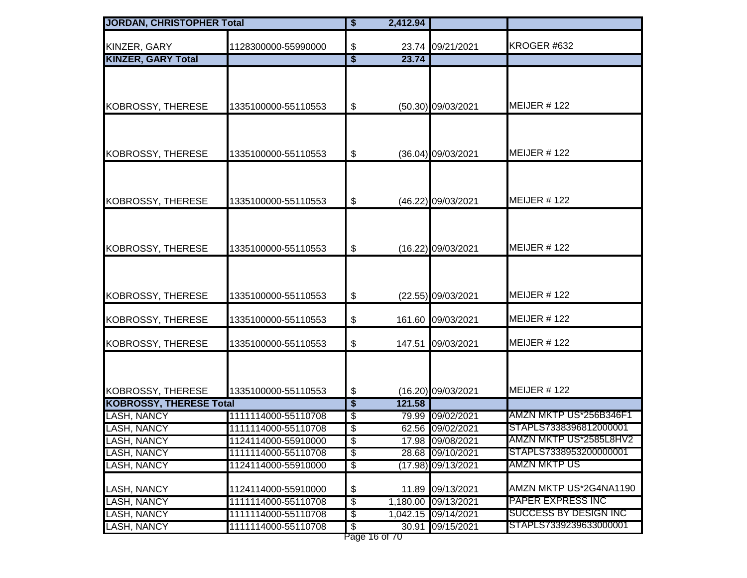| | | | | | |
|---|---|---|---|---|---|
| **JORDAN, CHRISTOPHER Total** | | **$** | **2,412.94** | | |
| KINZER, GARY | 1128300000-55990000 | $ | 23.74 | 09/21/2021 | KROGER #632 |
| **KINZER, GARY Total** | | **$** | **23.74** | | |
| KOBROSSY, THERESE | 1335100000-55110553 | $ | (50.30) | 09/03/2021 | MEIJER # 122 |
| KOBROSSY, THERESE | 1335100000-55110553 | $ | (36.04) | 09/03/2021 | MEIJER # 122 |
| KOBROSSY, THERESE | 1335100000-55110553 | $ | (46.22) | 09/03/2021 | MEIJER # 122 |
| KOBROSSY, THERESE | 1335100000-55110553 | $ | (16.22) | 09/03/2021 | MEIJER # 122 |
| KOBROSSY, THERESE | 1335100000-55110553 | $ | (22.55) | 09/03/2021 | MEIJER # 122 |
| KOBROSSY, THERESE | 1335100000-55110553 | $ | 161.60 | 09/03/2021 | MEIJER # 122 |
| KOBROSSY, THERESE | 1335100000-55110553 | $ | 147.51 | 09/03/2021 | MEIJER # 122 |
| KOBROSSY, THERESE | 1335100000-55110553 | $ | (16.20) | 09/03/2021 | MEIJER # 122 |
| **KOBROSSY, THERESE Total** | | **$** | **121.58** | | |
| LASH, NANCY | 1111114000-55110708 | $ | 79.99 | 09/02/2021 | AMZN MKTP US*256B346F1 |
| LASH, NANCY | 1111114000-55110708 | $ | 62.56 | 09/02/2021 | STAPLS7338396812000001 |
| LASH, NANCY | 1124114000-55910000 | $ | 17.98 | 09/08/2021 | AMZN MKTP US*2585L8HV2 |
| LASH, NANCY | 1111114000-55110708 | $ | 28.68 | 09/10/2021 | STAPLS7338953200000001 |
| LASH, NANCY | 1124114000-55910000 | $ | (17.98) | 09/13/2021 | AMZN MKTP US |
| LASH, NANCY | 1124114000-55910000 | $ | 11.89 | 09/13/2021 | AMZN MKTP US*2G4NA1190 |
| LASH, NANCY | 1111114000-55110708 | $ | 1,180.00 | 09/13/2021 | PAPER EXPRESS INC |
| LASH, NANCY | 1111114000-55110708 | $ | 1,042.15 | 09/14/2021 | SUCCESS BY DESIGN INC |
| LASH, NANCY | 1111114000-55110708 | $ | 30.91 | 09/15/2021 | STAPLS7339239633000001 |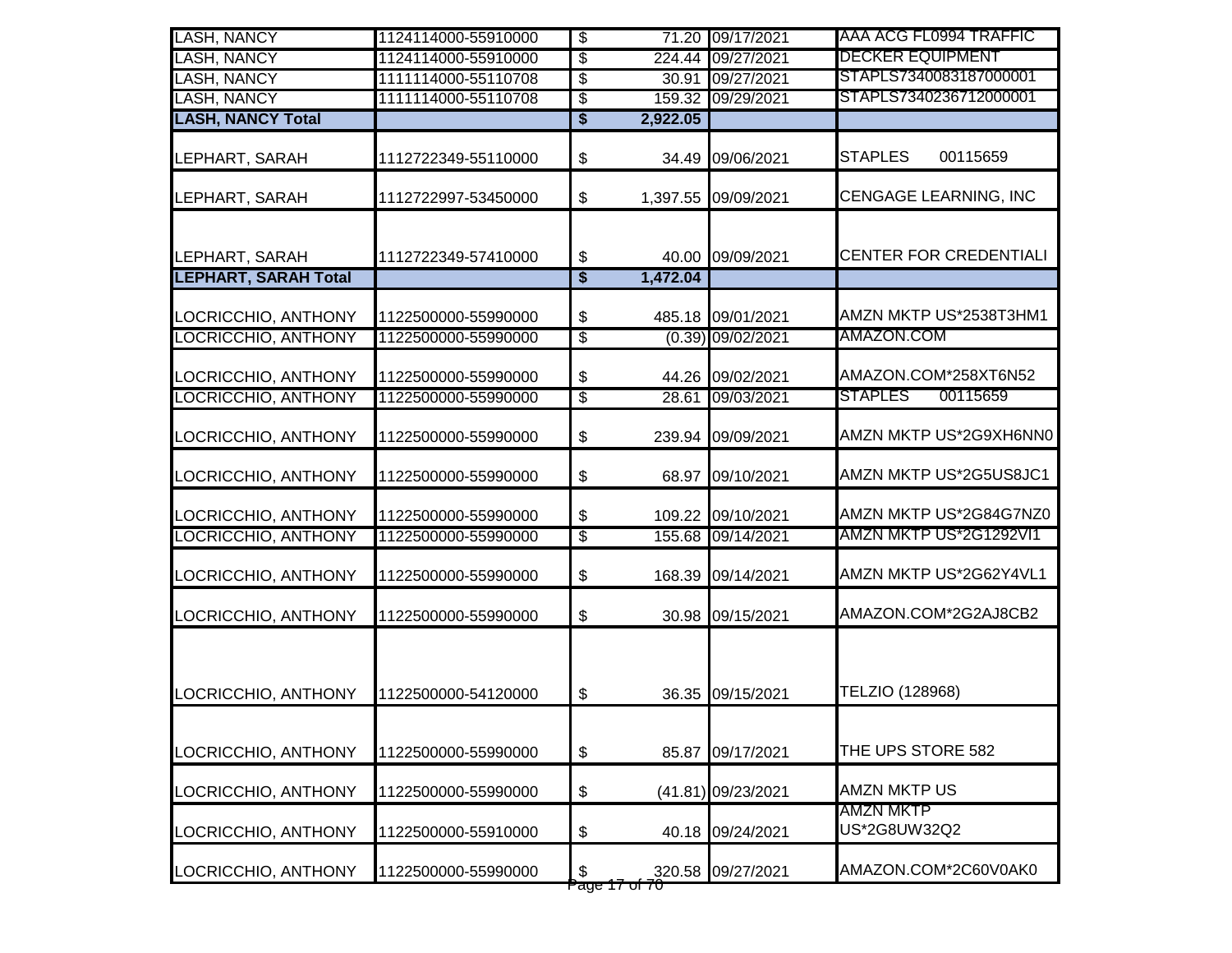| | | | | |
|---|---|---|---|---|
| LASH, NANCY | 1124114000-55910000 | $ 71.20 | 09/17/2021 | AAA ACG FL0994 TRAFFIC |
| LASH, NANCY | 1124114000-55910000 | $ 224.44 | 09/27/2021 | DECKER EQUIPMENT |
| LASH, NANCY | 1111114000-55110708 | $ 30.91 | 09/27/2021 | STAPLS7340083187000001 |
| LASH, NANCY | 1111114000-55110708 | $ 159.32 | 09/29/2021 | STAPLS7340236712000001 |
| **LASH, NANCY Total** | | **$ 2,922.05** | | |
| LEPHART, SARAH | 1112722349-55110000 | $ 34.49 | 09/06/2021 | STAPLES 00115659 |
| LEPHART, SARAH | 1112722997-53450000 | $ 1,397.55 | 09/09/2021 | CENGAGE LEARNING, INC |
| LEPHART, SARAH | 1112722349-57410000 | $ 40.00 | 09/09/2021 | CENTER FOR CREDENTIALI |
| **LEPHART, SARAH Total** | | **$ 1,472.04** | | |
| LOCRICCHIO, ANTHONY | 1122500000-55990000 | $ 485.18 | 09/01/2021 | AMZN MKTP US*2538T3HM1 |
| LOCRICCHIO, ANTHONY | 1122500000-55990000 | $ (0.39) | 09/02/2021 | AMAZON.COM |
| LOCRICCHIO, ANTHONY | 1122500000-55990000 | $ 44.26 | 09/02/2021 | AMAZON.COM*258XT6N52 |
| LOCRICCHIO, ANTHONY | 1122500000-55990000 | $ 28.61 | 09/03/2021 | STAPLES 00115659 |
| LOCRICCHIO, ANTHONY | 1122500000-55990000 | $ 239.94 | 09/09/2021 | AMZN MKTP US*2G9XH6NN0 |
| LOCRICCHIO, ANTHONY | 1122500000-55990000 | $ 68.97 | 09/10/2021 | AMZN MKTP US*2G5US8JC1 |
| LOCRICCHIO, ANTHONY | 1122500000-55990000 | $ 109.22 | 09/10/2021 | AMZN MKTP US*2G84G7NZ0 |
| LOCRICCHIO, ANTHONY | 1122500000-55990000 | $ 155.68 | 09/14/2021 | AMZN MKTP US*2G1292VI1 |
| LOCRICCHIO, ANTHONY | 1122500000-55990000 | $ 168.39 | 09/14/2021 | AMZN MKTP US*2G62Y4VL1 |
| LOCRICCHIO, ANTHONY | 1122500000-55990000 | $ 30.98 | 09/15/2021 | AMAZON.COM*2G2AJ8CB2 |
| LOCRICCHIO, ANTHONY | 1122500000-54120000 | $ 36.35 | 09/15/2021 | TELZIO (128968) |
| LOCRICCHIO, ANTHONY | 1122500000-55990000 | $ 85.87 | 09/17/2021 | THE UPS STORE 582 |
| LOCRICCHIO, ANTHONY | 1122500000-55990000 | $ (41.81) | 09/23/2021 | AMZN MKTP US |
| LOCRICCHIO, ANTHONY | 1122500000-55910000 | $ 40.18 | 09/24/2021 | AMZN MKTP US*2G8UW32Q2 |
| LOCRICCHIO, ANTHONY | 1122500000-55990000 | $ 320.58 | 09/27/2021 | AMAZON.COM*2C60V0AK0 |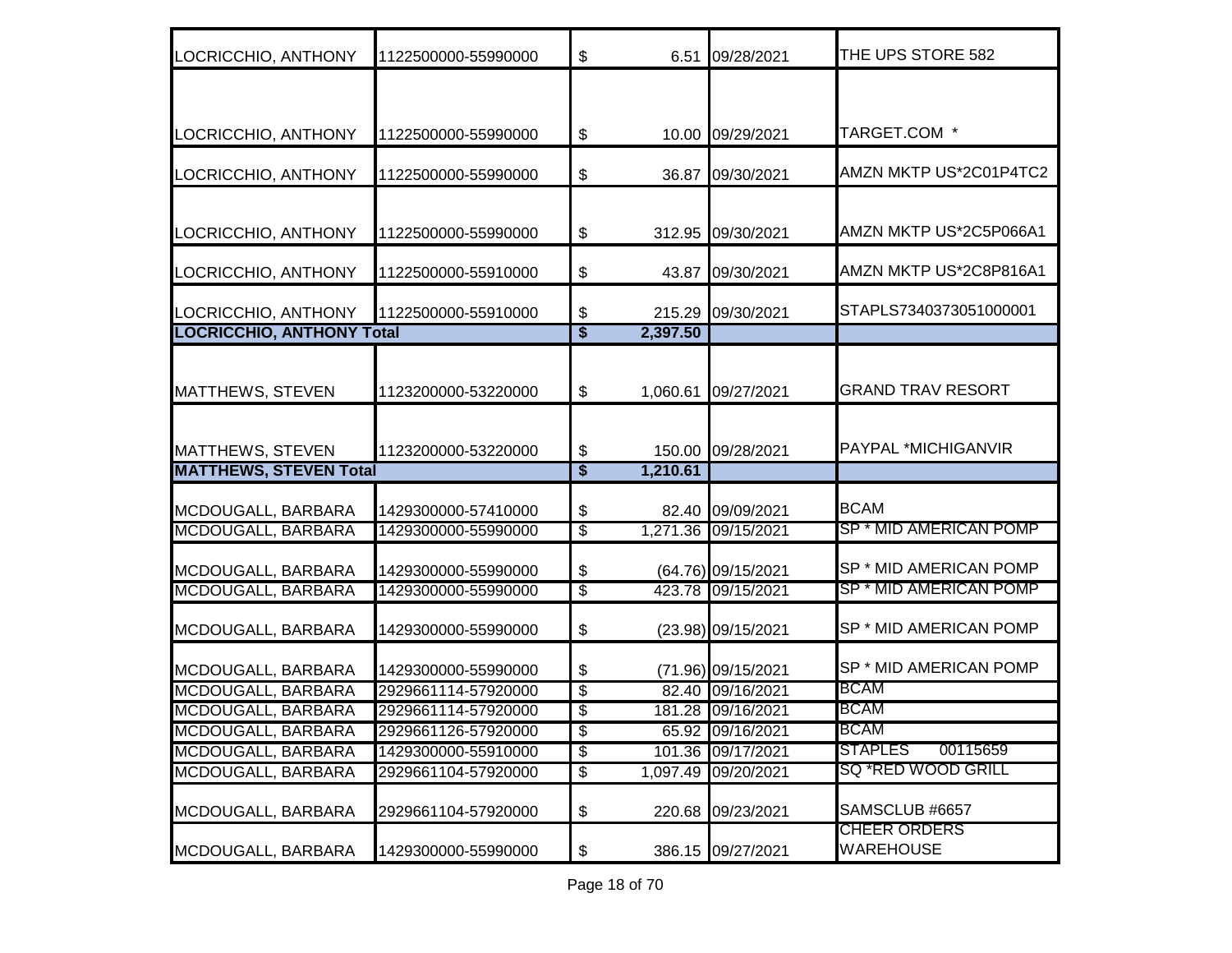| | | | | |
|---|---|---|---|---|
| LOCRICCHIO, ANTHONY | 1122500000-55990000 | $ 6.51 | 09/28/2021 | THE UPS STORE 582 |
| LOCRICCHIO, ANTHONY | 1122500000-55990000 | $ 10.00 | 09/29/2021 | TARGET.COM * |
| LOCRICCHIO, ANTHONY | 1122500000-55990000 | $ 36.87 | 09/30/2021 | AMZN MKTP US*2C01P4TC2 |
| LOCRICCHIO, ANTHONY | 1122500000-55990000 | $ 312.95 | 09/30/2021 | AMZN MKTP US*2C5P066A1 |
| LOCRICCHIO, ANTHONY | 1122500000-55910000 | $ 43.87 | 09/30/2021 | AMZN MKTP US*2C8P816A1 |
| LOCRICCHIO, ANTHONY | 1122500000-55910000 | $ 215.29 | 09/30/2021 | STAPLS7340373051000001 |
| **LOCRICCHIO, ANTHONY Total** | | **$ 2,397.50** | | |
| MATTHEWS, STEVEN | 1123200000-53220000 | $ 1,060.61 | 09/27/2021 | GRAND TRAV RESORT |
| MATTHEWS, STEVEN | 1123200000-53220000 | $ 150.00 | 09/28/2021 | PAYPAL *MICHIGANVIR |
| **MATTHEWS, STEVEN Total** | | **$ 1,210.61** | | |
| MCDOUGALL, BARBARA | 1429300000-57410000 | $ 82.40 | 09/09/2021 | BCAM |
| MCDOUGALL, BARBARA | 1429300000-55990000 | $ 1,271.36 | 09/15/2021 | SP * MID AMERICAN POMP |
| MCDOUGALL, BARBARA | 1429300000-55990000 | $ (64.76) | 09/15/2021 | SP * MID AMERICAN POMP |
| MCDOUGALL, BARBARA | 1429300000-55990000 | $ 423.78 | 09/15/2021 | SP * MID AMERICAN POMP |
| MCDOUGALL, BARBARA | 1429300000-55990000 | $ (23.98) | 09/15/2021 | SP * MID AMERICAN POMP |
| MCDOUGALL, BARBARA | 1429300000-55990000 | $ (71.96) | 09/15/2021 | SP * MID AMERICAN POMP |
| MCDOUGALL, BARBARA | 2929661114-57920000 | $ 82.40 | 09/16/2021 | BCAM |
| MCDOUGALL, BARBARA | 2929661114-57920000 | $ 181.28 | 09/16/2021 | BCAM |
| MCDOUGALL, BARBARA | 2929661126-57920000 | $ 65.92 | 09/16/2021 | BCAM |
| MCDOUGALL, BARBARA | 1429300000-55910000 | $ 101.36 | 09/17/2021 | STAPLES 00115659 |
| MCDOUGALL, BARBARA | 2929661104-57920000 | $ 1,097.49 | 09/20/2021 | SQ *RED WOOD GRILL |
| MCDOUGALL, BARBARA | 2929661104-57920000 | $ 220.68 | 09/23/2021 | SAMSCLUB #6657 |
| MCDOUGALL, BARBARA | 1429300000-55990000 | $ 386.15 | 09/27/2021 | CHEER ORDERS WAREHOUSE |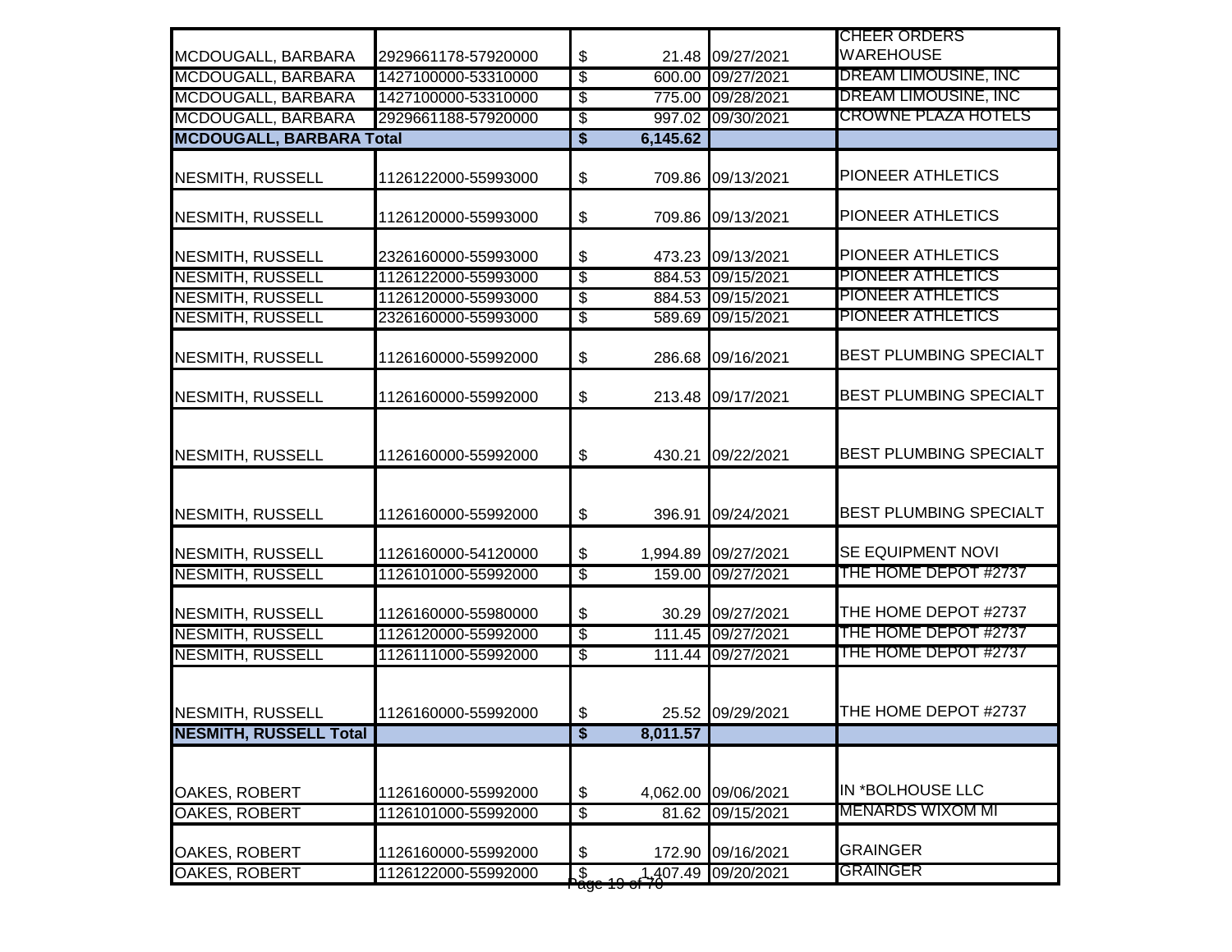| | | | | |
|---|---|---|---|---|
| MCDOUGALL, BARBARA | 2929661178-57920000 | $ 21.48 | 09/27/2021 | CHEER ORDERS WAREHOUSE |
| MCDOUGALL, BARBARA | 1427100000-53310000 | $ 600.00 | 09/27/2021 | DREAM LIMOUSINE, INC |
| MCDOUGALL, BARBARA | 1427100000-53310000 | $ 775.00 | 09/28/2021 | DREAM LIMOUSINE, INC |
| MCDOUGALL, BARBARA | 2929661188-57920000 | $ 997.02 | 09/30/2021 | CROWNE PLAZA HOTELS |
| **MCDOUGALL, BARBARA Total** | | **$ 6,145.62** | | |
| NESMITH, RUSSELL | 1126122000-55993000 | $ 709.86 | 09/13/2021 | PIONEER ATHLETICS |
| NESMITH, RUSSELL | 1126120000-55993000 | $ 709.86 | 09/13/2021 | PIONEER ATHLETICS |
| NESMITH, RUSSELL | 2326160000-55993000 | $ 473.23 | 09/13/2021 | PIONEER ATHLETICS |
| NESMITH, RUSSELL | 1126122000-55993000 | $ 884.53 | 09/15/2021 | PIONEER ATHLETICS |
| NESMITH, RUSSELL | 1126120000-55993000 | $ 884.53 | 09/15/2021 | PIONEER ATHLETICS |
| NESMITH, RUSSELL | 2326160000-55993000 | $ 589.69 | 09/15/2021 | PIONEER ATHLETICS |
| NESMITH, RUSSELL | 1126160000-55992000 | $ 286.68 | 09/16/2021 | BEST PLUMBING SPECIALT |
| NESMITH, RUSSELL | 1126160000-55992000 | $ 213.48 | 09/17/2021 | BEST PLUMBING SPECIALT |
| NESMITH, RUSSELL | 1126160000-55992000 | $ 430.21 | 09/22/2021 | BEST PLUMBING SPECIALT |
| NESMITH, RUSSELL | 1126160000-55992000 | $ 396.91 | 09/24/2021 | BEST PLUMBING SPECIALT |
| NESMITH, RUSSELL | 1126160000-54120000 | $ 1,994.89 | 09/27/2021 | SE EQUIPMENT NOVI |
| NESMITH, RUSSELL | 1126101000-55992000 | $ 159.00 | 09/27/2021 | THE HOME DEPOT #2737 |
| NESMITH, RUSSELL | 1126160000-55980000 | $ 30.29 | 09/27/2021 | THE HOME DEPOT #2737 |
| NESMITH, RUSSELL | 1126120000-55992000 | $ 111.45 | 09/27/2021 | THE HOME DEPOT #2737 |
| NESMITH, RUSSELL | 1126111000-55992000 | $ 111.44 | 09/27/2021 | THE HOME DEPOT #2737 |
| NESMITH, RUSSELL | 1126160000-55992000 | $ 25.52 | 09/29/2021 | THE HOME DEPOT #2737 |
| **NESMITH, RUSSELL Total** | | **$ 8,011.57** | | |
| OAKES, ROBERT | 1126160000-55992000 | $ 4,062.00 | 09/06/2021 | IN *BOLHOUSE LLC |
| OAKES, ROBERT | 1126101000-55992000 | $ 81.62 | 09/15/2021 | MENARDS WIXOM MI |
| OAKES, ROBERT | 1126160000-55992000 | $ 172.90 | 09/16/2021 | GRAINGER |
| OAKES, ROBERT | 1126122000-55992000 | $ 1,407.49 | 09/20/2021 | GRAINGER |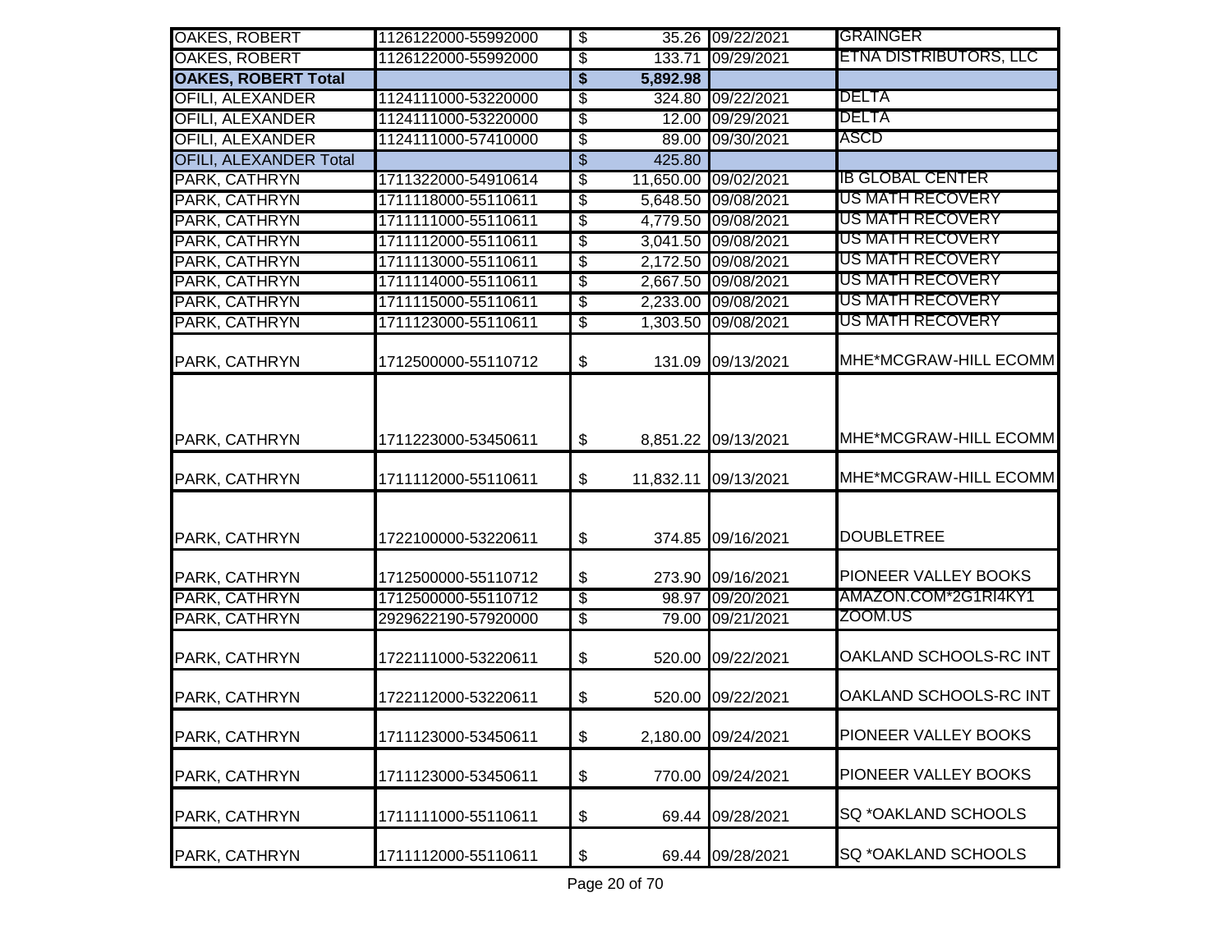| | | | | | |
|---|---|---|---|---|---|
| OAKES, ROBERT | 1126122000-55992000 | $ | 35.26 | 09/22/2021 | GRAINGER |
| OAKES, ROBERT | 1126122000-55992000 | $ | 133.71 | 09/29/2021 | ETNA DISTRIBUTORS, LLC |
| **OAKES, ROBERT Total** | | **$** | **5,892.98** | | |
| OFILI, ALEXANDER | 1124111000-53220000 | $ | 324.80 | 09/22/2021 | DELTA |
| OFILI, ALEXANDER | 1124111000-53220000 | $ | 12.00 | 09/29/2021 | DELTA |
| OFILI, ALEXANDER | 1124111000-57410000 | $ | 89.00 | 09/30/2021 | ASCD |
| OFILI, ALEXANDER Total | | $ | 425.80 | | |
| PARK, CATHRYN | 1711322000-54910614 | $ | 11,650.00 | 09/02/2021 | IB GLOBAL CENTER |
| PARK, CATHRYN | 1711118000-55110611 | $ | 5,648.50 | 09/08/2021 | US MATH RECOVERY |
| PARK, CATHRYN | 1711111000-55110611 | $ | 4,779.50 | 09/08/2021 | US MATH RECOVERY |
| PARK, CATHRYN | 1711112000-55110611 | $ | 3,041.50 | 09/08/2021 | US MATH RECOVERY |
| PARK, CATHRYN | 1711113000-55110611 | $ | 2,172.50 | 09/08/2021 | US MATH RECOVERY |
| PARK, CATHRYN | 1711114000-55110611 | $ | 2,667.50 | 09/08/2021 | US MATH RECOVERY |
| PARK, CATHRYN | 1711115000-55110611 | $ | 2,233.00 | 09/08/2021 | US MATH RECOVERY |
| PARK, CATHRYN | 1711123000-55110611 | $ | 1,303.50 | 09/08/2021 | US MATH RECOVERY |
| PARK, CATHRYN | 1712500000-55110712 | $ | 131.09 | 09/13/2021 | MHE*MCGRAW-HILL ECOMM |
| PARK, CATHRYN | 1711223000-53450611 | $ | 8,851.22 | 09/13/2021 | MHE*MCGRAW-HILL ECOMM |
| PARK, CATHRYN | 1711112000-55110611 | $ | 11,832.11 | 09/13/2021 | MHE*MCGRAW-HILL ECOMM |
| PARK, CATHRYN | 1722100000-53220611 | $ | 374.85 | 09/16/2021 | DOUBLETREE |
| PARK, CATHRYN | 1712500000-55110712 | $ | 273.90 | 09/16/2021 | PIONEER VALLEY BOOKS |
| PARK, CATHRYN | 1712500000-55110712 | $ | 98.97 | 09/20/2021 | AMAZON.COM*2G1RI4KY1 |
| PARK, CATHRYN | 2929622190-57920000 | $ | 79.00 | 09/21/2021 | ZOOM.US |
| PARK, CATHRYN | 1722111000-53220611 | $ | 520.00 | 09/22/2021 | OAKLAND SCHOOLS-RC INT |
| PARK, CATHRYN | 1722112000-53220611 | $ | 520.00 | 09/22/2021 | OAKLAND SCHOOLS-RC INT |
| PARK, CATHRYN | 1711123000-53450611 | $ | 2,180.00 | 09/24/2021 | PIONEER VALLEY BOOKS |
| PARK, CATHRYN | 1711123000-53450611 | $ | 770.00 | 09/24/2021 | PIONEER VALLEY BOOKS |
| PARK, CATHRYN | 1711111000-55110611 | $ | 69.44 | 09/28/2021 | SQ *OAKLAND SCHOOLS |
| PARK, CATHRYN | 1711112000-55110611 | $ | 69.44 | 09/28/2021 | SQ *OAKLAND SCHOOLS |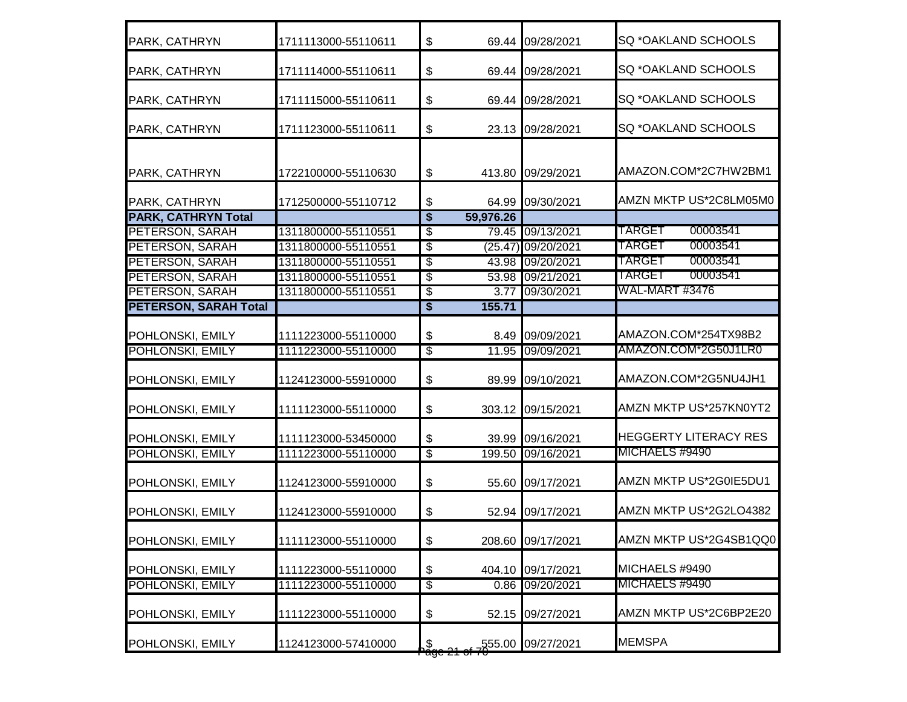| | | | | |
|---|---|---|---|---|
| PARK, CATHRYN | 1711113000-55110611 | $ 69.44 | 09/28/2021 | SQ *OAKLAND SCHOOLS |
| PARK, CATHRYN | 1711114000-55110611 | $ 69.44 | 09/28/2021 | SQ *OAKLAND SCHOOLS |
| PARK, CATHRYN | 1711115000-55110611 | $ 69.44 | 09/28/2021 | SQ *OAKLAND SCHOOLS |
| PARK, CATHRYN | 1711123000-55110611 | $ 23.13 | 09/28/2021 | SQ *OAKLAND SCHOOLS |
| PARK, CATHRYN | 1722100000-55110630 | $ 413.80 | 09/29/2021 | AMAZON.COM*2C7HW2BM1 |
| PARK, CATHRYN | 1712500000-55110712 | $ 64.99 | 09/30/2021 | AMZN MKTP US*2C8LM05M0 |
| **PARK, CATHRYN Total** | | **$ 59,976.26** | | |
| PETERSON, SARAH | 1311800000-55110551 | $ 79.45 | 09/13/2021 | TARGET 00003541 |
| PETERSON, SARAH | 1311800000-55110551 | $ (25.47) | 09/20/2021 | TARGET 00003541 |
| PETERSON, SARAH | 1311800000-55110551 | $ 43.98 | 09/20/2021 | TARGET 00003541 |
| PETERSON, SARAH | 1311800000-55110551 | $ 53.98 | 09/21/2021 | TARGET 00003541 |
| PETERSON, SARAH | 1311800000-55110551 | $ 3.77 | 09/30/2021 | WAL-MART #3476 |
| **PETERSON, SARAH Total** | | **$ 155.71** | | |
| POHLONSKI, EMILY | 1111223000-55110000 | $ 8.49 | 09/09/2021 | AMAZON.COM*254TX98B2 |
| POHLONSKI, EMILY | 1111223000-55110000 | $ 11.95 | 09/09/2021 | AMAZON.COM*2G50J1LR0 |
| POHLONSKI, EMILY | 1124123000-55910000 | $ 89.99 | 09/10/2021 | AMAZON.COM*2G5NU4JH1 |
| POHLONSKI, EMILY | 1111123000-55110000 | $ 303.12 | 09/15/2021 | AMZN MKTP US*257KN0YT2 |
| POHLONSKI, EMILY | 1111123000-53450000 | $ 39.99 | 09/16/2021 | HEGGERTY LITERACY RES |
| POHLONSKI, EMILY | 1111223000-55110000 | $ 199.50 | 09/16/2021 | MICHAELS #9490 |
| POHLONSKI, EMILY | 1124123000-55910000 | $ 55.60 | 09/17/2021 | AMZN MKTP US*2G0IE5DU1 |
| POHLONSKI, EMILY | 1124123000-55910000 | $ 52.94 | 09/17/2021 | AMZN MKTP US*2G2LO4382 |
| POHLONSKI, EMILY | 1111123000-55110000 | $ 208.60 | 09/17/2021 | AMZN MKTP US*2G4SB1QQ0 |
| POHLONSKI, EMILY | 1111223000-55110000 | $ 404.10 | 09/17/2021 | MICHAELS #9490 |
| POHLONSKI, EMILY | 1111223000-55110000 | $ 0.86 | 09/20/2021 | MICHAELS #9490 |
| POHLONSKI, EMILY | 1111223000-55110000 | $ 52.15 | 09/27/2021 | AMZN MKTP US*2C6BP2E20 |
| POHLONSKI, EMILY | 1124123000-57410000 | $ 555.00 | 09/27/2021 | MEMSPA |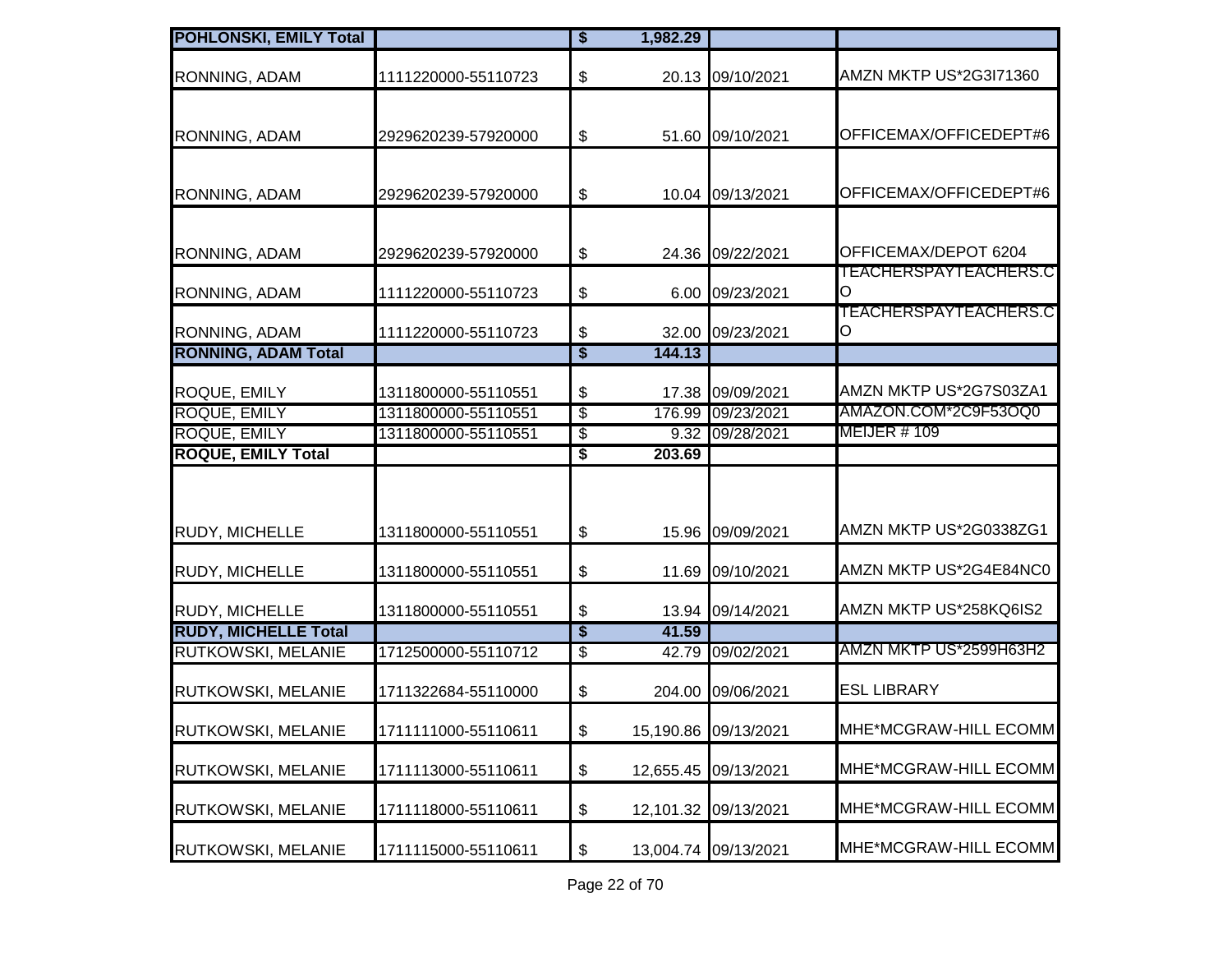| **POHLONSKI, EMILY Total** | | **$** | **1,982.29** | | |
|---|---|---|---|---|---|
| RONNING, ADAM | 1111220000-55110723 | $ | 20.13 | 09/10/2021 | AMZN MKTP US*2G3I71360 |
| RONNING, ADAM | 2929620239-57920000 | $ | 51.60 | 09/10/2021 | OFFICEMAX/OFFICEDEPT#6 |
| RONNING, ADAM | 2929620239-57920000 | $ | 10.04 | 09/13/2021 | OFFICEMAX/OFFICEDEPT#6 |
| RONNING, ADAM | 2929620239-57920000 | $ | 24.36 | 09/22/2021 | OFFICEMAX/DEPOT 6204 |
| RONNING, ADAM | 1111220000-55110723 | $ | 6.00 | 09/23/2021 | TEACHERSPAYTEACHERS.CO |
| RONNING, ADAM | 1111220000-55110723 | $ | 32.00 | 09/23/2021 | TEACHERSPAYTEACHERS.CO |
| **RONNING, ADAM Total** | | **$** | **144.13** | | |
| ROQUE, EMILY | 1311800000-55110551 | $ | 17.38 | 09/09/2021 | AMZN MKTP US*2G7S03ZA1 |
| ROQUE, EMILY | 1311800000-55110551 | $ | 176.99 | 09/23/2021 | AMAZON.COM*2C9F53OQ0 |
| ROQUE, EMILY | 1311800000-55110551 | $ | 9.32 | 09/28/2021 | MEIJER # 109 |
| **ROQUE, EMILY Total** | | **$** | **203.69** | | |
| RUDY, MICHELLE | 1311800000-55110551 | $ | 15.96 | 09/09/2021 | AMZN MKTP US*2G0338ZG1 |
| RUDY, MICHELLE | 1311800000-55110551 | $ | 11.69 | 09/10/2021 | AMZN MKTP US*2G4E84NC0 |
| RUDY, MICHELLE | 1311800000-55110551 | $ | 13.94 | 09/14/2021 | AMZN MKTP US*258KQ6IS2 |
| **RUDY, MICHELLE Total** | | **$** | **41.59** | | |
| RUTKOWSKI, MELANIE | 1712500000-55110712 | $ | 42.79 | 09/02/2021 | AMZN MKTP US*2599H63H2 |
| RUTKOWSKI, MELANIE | 1711322684-55110000 | $ | 204.00 | 09/06/2021 | ESL LIBRARY |
| RUTKOWSKI, MELANIE | 1711111000-55110611 | $ | 15,190.86 | 09/13/2021 | MHE*MCGRAW-HILL ECOMM |
| RUTKOWSKI, MELANIE | 1711113000-55110611 | $ | 12,655.45 | 09/13/2021 | MHE*MCGRAW-HILL ECOMM |
| RUTKOWSKI, MELANIE | 1711118000-55110611 | $ | 12,101.32 | 09/13/2021 | MHE*MCGRAW-HILL ECOMM |
| RUTKOWSKI, MELANIE | 1711115000-55110611 | $ | 13,004.74 | 09/13/2021 | MHE*MCGRAW-HILL ECOMM |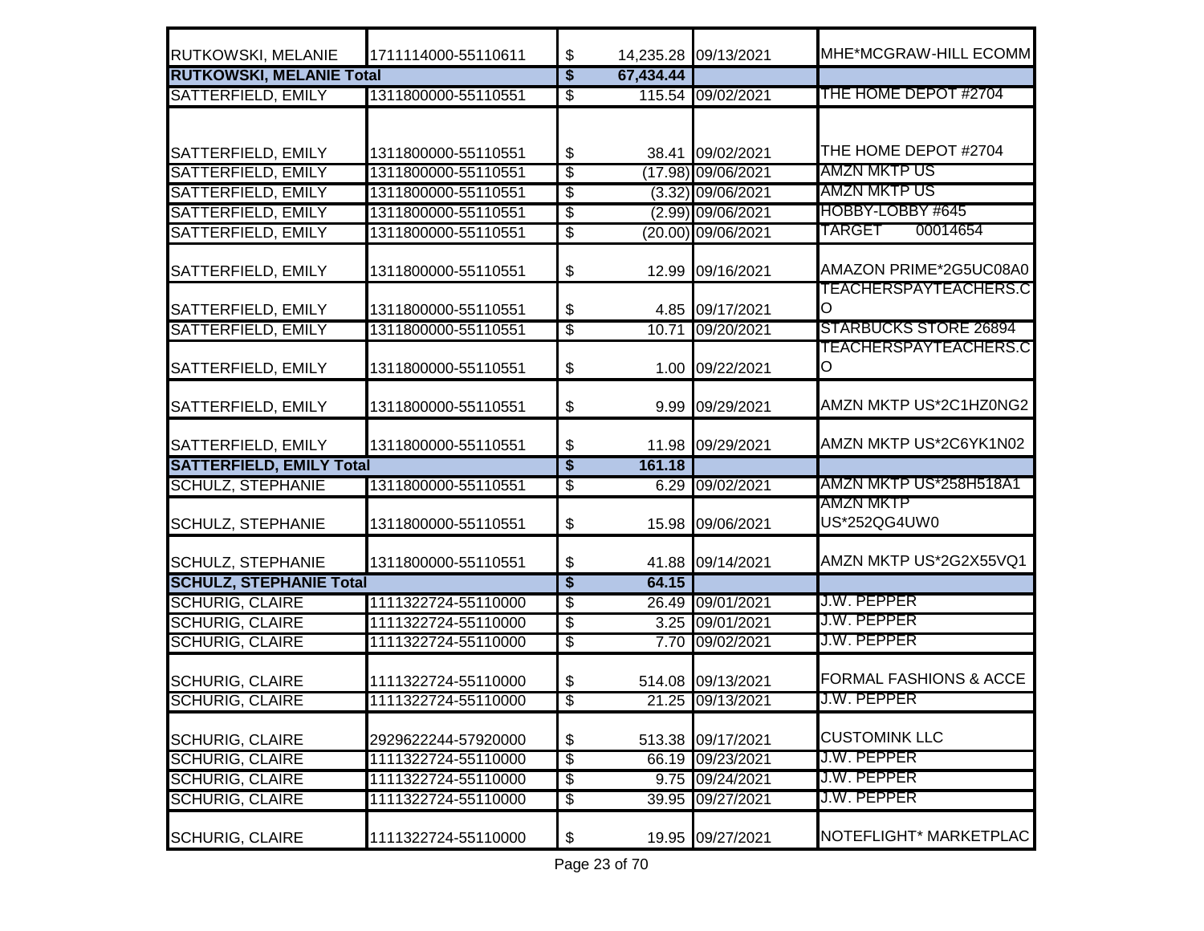| | | | | | |
|---|---|---|---|---|---|
| RUTKOWSKI, MELANIE | 1711114000-55110611 | $ | 14,235.28 | 09/13/2021 | MHE*MCGRAW-HILL ECOMM |
| **RUTKOWSKI, MELANIE Total** | | **$** | **67,434.44** | | |
| SATTERFIELD, EMILY | 1311800000-55110551 | $ | 115.54 | 09/02/2021 | THE HOME DEPOT #2704 |
| SATTERFIELD, EMILY | 1311800000-55110551 | $ | 38.41 | 09/02/2021 | THE HOME DEPOT #2704 |
| SATTERFIELD, EMILY | 1311800000-55110551 | $ | (17.98) | 09/06/2021 | AMZN MKTP US |
| SATTERFIELD, EMILY | 1311800000-55110551 | $ | (3.32) | 09/06/2021 | AMZN MKTP US |
| SATTERFIELD, EMILY | 1311800000-55110551 | $ | (2.99) | 09/06/2021 | HOBBY-LOBBY #645 |
| SATTERFIELD, EMILY | 1311800000-55110551 | $ | (20.00) | 09/06/2021 | TARGET 00014654 |
| SATTERFIELD, EMILY | 1311800000-55110551 | $ | 12.99 | 09/16/2021 | AMAZON PRIME*2G5UC08A0 |
| SATTERFIELD, EMILY | 1311800000-55110551 | $ | 4.85 | 09/17/2021 | TEACHERSPAYTEACHERS.CO |
| SATTERFIELD, EMILY | 1311800000-55110551 | $ | 10.71 | 09/20/2021 | STARBUCKS STORE 26894 |
| SATTERFIELD, EMILY | 1311800000-55110551 | $ | 1.00 | 09/22/2021 | TEACHERSPAYTEACHERS.CO |
| SATTERFIELD, EMILY | 1311800000-55110551 | $ | 9.99 | 09/29/2021 | AMZN MKTP US*2C1HZ0NG2 |
| SATTERFIELD, EMILY | 1311800000-55110551 | $ | 11.98 | 09/29/2021 | AMZN MKTP US*2C6YK1N02 |
| **SATTERFIELD, EMILY Total** | | **$** | **161.18** | | |
| SCHULZ, STEPHANIE | 1311800000-55110551 | $ | 6.29 | 09/02/2021 | AMZN MKTP US*258H518A1 |
| SCHULZ, STEPHANIE | 1311800000-55110551 | $ | 15.98 | 09/06/2021 | AMZN MKTP US*252QG4UW0 |
| SCHULZ, STEPHANIE | 1311800000-55110551 | $ | 41.88 | 09/14/2021 | AMZN MKTP US*2G2X55VQ1 |
| **SCHULZ, STEPHANIE Total** | | **$** | **64.15** | | |
| SCHURIG, CLAIRE | 1111322724-55110000 | $ | 26.49 | 09/01/2021 | J.W. PEPPER |
| SCHURIG, CLAIRE | 1111322724-55110000 | $ | 3.25 | 09/01/2021 | J.W. PEPPER |
| SCHURIG, CLAIRE | 1111322724-55110000 | $ | 7.70 | 09/02/2021 | J.W. PEPPER |
| SCHURIG, CLAIRE | 1111322724-55110000 | $ | 514.08 | 09/13/2021 | FORMAL FASHIONS & ACCE |
| SCHURIG, CLAIRE | 1111322724-55110000 | $ | 21.25 | 09/13/2021 | J.W. PEPPER |
| SCHURIG, CLAIRE | 2929622244-57920000 | $ | 513.38 | 09/17/2021 | CUSTOMINK LLC |
| SCHURIG, CLAIRE | 1111322724-55110000 | $ | 66.19 | 09/23/2021 | J.W. PEPPER |
| SCHURIG, CLAIRE | 1111322724-55110000 | $ | 9.75 | 09/24/2021 | J.W. PEPPER |
| SCHURIG, CLAIRE | 1111322724-55110000 | $ | 39.95 | 09/27/2021 | J.W. PEPPER |
| SCHURIG, CLAIRE | 1111322724-55110000 | $ | 19.95 | 09/27/2021 | NOTEFLIGHT* MARKETPLAC |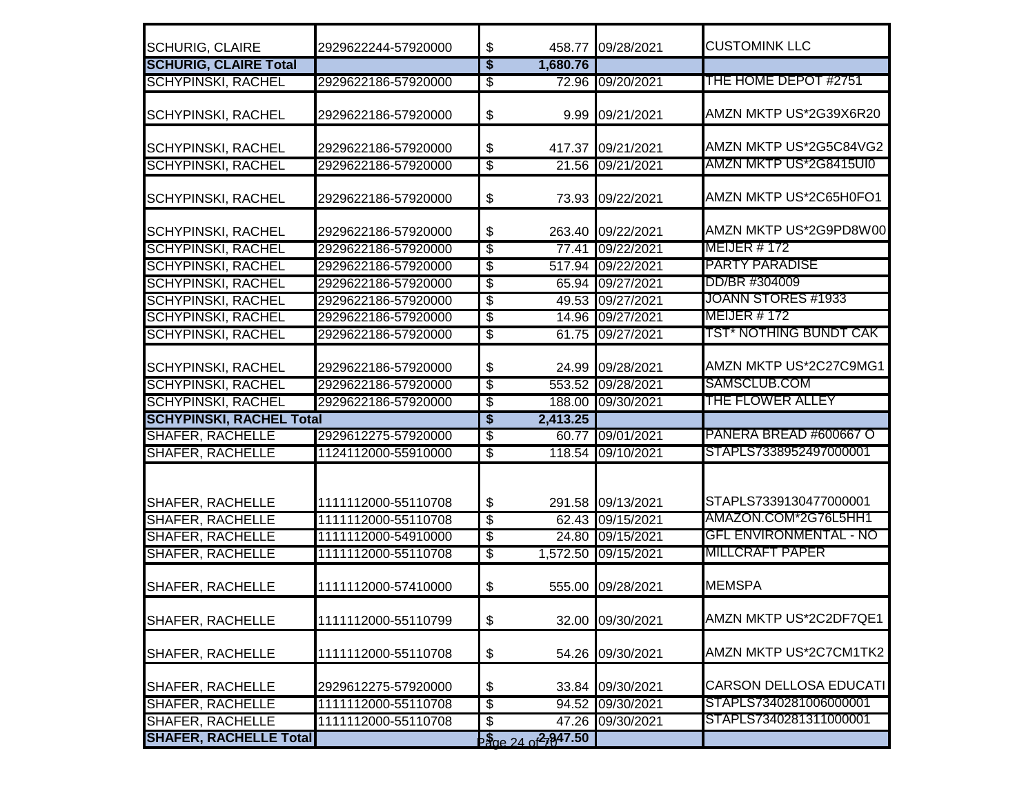| | | | | |
|---|---|---|---|---|
| SCHURIG, CLAIRE | 2929622244-57920000 | $ 458.77 | 09/28/2021 | CUSTOMINK LLC |
| **SCHURIG, CLAIRE Total** | | **$ 1,680.76** | | |
| SCHYPINSKI, RACHEL | 2929622186-57920000 | $ 72.96 | 09/20/2021 | THE HOME DEPOT #2751 |
| SCHYPINSKI, RACHEL | 2929622186-57920000 | $ 9.99 | 09/21/2021 | AMZN MKTP US*2G39X6R20 |
| SCHYPINSKI, RACHEL | 2929622186-57920000 | $ 417.37 | 09/21/2021 | AMZN MKTP US*2G5C84VG2 |
| SCHYPINSKI, RACHEL | 2929622186-57920000 | $ 21.56 | 09/21/2021 | AMZN MKTP US*2G8415UI0 |
| SCHYPINSKI, RACHEL | 2929622186-57920000 | $ 73.93 | 09/22/2021 | AMZN MKTP US*2C65H0FO1 |
| SCHYPINSKI, RACHEL | 2929622186-57920000 | $ 263.40 | 09/22/2021 | AMZN MKTP US*2G9PD8W00 |
| SCHYPINSKI, RACHEL | 2929622186-57920000 | $ 77.41 | 09/22/2021 | MEIJER # 172 |
| SCHYPINSKI, RACHEL | 2929622186-57920000 | $ 517.94 | 09/22/2021 | PARTY PARADISE |
| SCHYPINSKI, RACHEL | 2929622186-57920000 | $ 65.94 | 09/27/2021 | DD/BR #304009 |
| SCHYPINSKI, RACHEL | 2929622186-57920000 | $ 49.53 | 09/27/2021 | JOANN STORES #1933 |
| SCHYPINSKI, RACHEL | 2929622186-57920000 | $ 14.96 | 09/27/2021 | MEIJER # 172 |
| SCHYPINSKI, RACHEL | 2929622186-57920000 | $ 61.75 | 09/27/2021 | TST* NOTHING BUNDT CAK |
| SCHYPINSKI, RACHEL | 2929622186-57920000 | $ 24.99 | 09/28/2021 | AMZN MKTP US*2C27C9MG1 |
| SCHYPINSKI, RACHEL | 2929622186-57920000 | $ 553.52 | 09/28/2021 | SAMSCLUB.COM |
| SCHYPINSKI, RACHEL | 2929622186-57920000 | $ 188.00 | 09/30/2021 | THE FLOWER ALLEY |
| **SCHYPINSKI, RACHEL Total** | | **$ 2,413.25** | | |
| SHAFER, RACHELLE | 2929612275-57920000 | $ 60.77 | 09/01/2021 | PANERA BREAD #600667 O |
| SHAFER, RACHELLE | 1124112000-55910000 | $ 118.54 | 09/10/2021 | STAPLS7338952497000001 |
| SHAFER, RACHELLE | 1111112000-55110708 | $ 291.58 | 09/13/2021 | STAPLS7339130477000001 |
| SHAFER, RACHELLE | 1111112000-55110708 | $ 62.43 | 09/15/2021 | AMAZON.COM*2G76L5HH1 |
| SHAFER, RACHELLE | 1111112000-54910000 | $ 24.80 | 09/15/2021 | GFL ENVIRONMENTAL - NO |
| SHAFER, RACHELLE | 1111112000-55110708 | $ 1,572.50 | 09/15/2021 | MILLCRAFT PAPER |
| SHAFER, RACHELLE | 1111112000-57410000 | $ 555.00 | 09/28/2021 | MEMSPA |
| SHAFER, RACHELLE | 1111112000-55110799 | $ 32.00 | 09/30/2021 | AMZN MKTP US*2C2DF7QE1 |
| SHAFER, RACHELLE | 1111112000-55110708 | $ 54.26 | 09/30/2021 | AMZN MKTP US*2C7CM1TK2 |
| SHAFER, RACHELLE | 2929612275-57920000 | $ 33.84 | 09/30/2021 | CARSON DELLOSA EDUCATI |
| SHAFER, RACHELLE | 1111112000-55110708 | $ 94.52 | 09/30/2021 | STAPLS7340281006000001 |
| SHAFER, RACHELLE | 1111112000-55110708 | $ 47.26 | 09/30/2021 | STAPLS7340281311000001 |
| **SHAFER, RACHELLE Total** | | **$ 2,947.50** | | |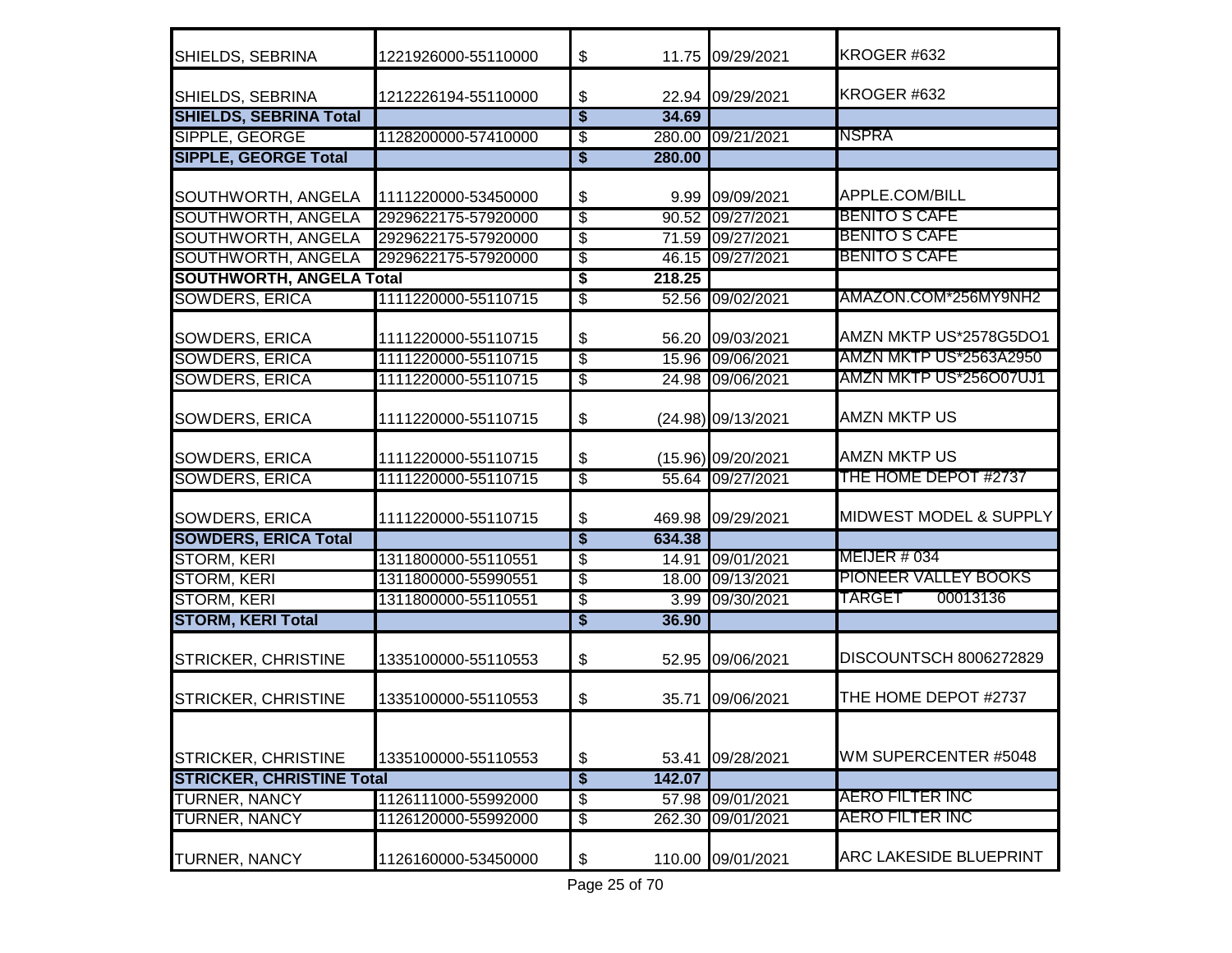| | | | | | |
|---|---|---|---|---|---|
| SHIELDS, SEBRINA | 1221926000-55110000 | $ | 11.75 | 09/29/2021 | KROGER #632 |
| SHIELDS, SEBRINA | 1212226194-55110000 | $ | 22.94 | 09/29/2021 | KROGER #632 |
| **SHIELDS, SEBRINA Total** | | **$** | **34.69** | | |
| SIPPLE, GEORGE | 1128200000-57410000 | $ | 280.00 | 09/21/2021 | NSPRA |
| **SIPPLE, GEORGE Total** | | **$** | **280.00** | | |
| SOUTHWORTH, ANGELA | 1111220000-53450000 | $ | 9.99 | 09/09/2021 | APPLE.COM/BILL |
| SOUTHWORTH, ANGELA | 2929622175-57920000 | $ | 90.52 | 09/27/2021 | BENITO S CAFE |
| SOUTHWORTH, ANGELA | 2929622175-57920000 | $ | 71.59 | 09/27/2021 | BENITO S CAFE |
| SOUTHWORTH, ANGELA | 2929622175-57920000 | $ | 46.15 | 09/27/2021 | BENITO S CAFE |
| **SOUTHWORTH, ANGELA Total** | | **$** | **218.25** | | |
| SOWDERS, ERICA | 1111220000-55110715 | $ | 52.56 | 09/02/2021 | AMAZON.COM*256MY9NH2 |
| SOWDERS, ERICA | 1111220000-55110715 | $ | 56.20 | 09/03/2021 | AMZN MKTP US*2578G5DO1 |
| SOWDERS, ERICA | 1111220000-55110715 | $ | 15.96 | 09/06/2021 | AMZN MKTP US*2563A2950 |
| SOWDERS, ERICA | 1111220000-55110715 | $ | 24.98 | 09/06/2021 | AMZN MKTP US*256O07UJ1 |
| SOWDERS, ERICA | 1111220000-55110715 | $ | (24.98) | 09/13/2021 | AMZN MKTP US |
| SOWDERS, ERICA | 1111220000-55110715 | $ | (15.96) | 09/20/2021 | AMZN MKTP US |
| SOWDERS, ERICA | 1111220000-55110715 | $ | 55.64 | 09/27/2021 | THE HOME DEPOT #2737 |
| SOWDERS, ERICA | 1111220000-55110715 | $ | 469.98 | 09/29/2021 | MIDWEST MODEL & SUPPLY |
| **SOWDERS, ERICA Total** | | **$** | **634.38** | | |
| STORM, KERI | 1311800000-55110551 | $ | 14.91 | 09/01/2021 | MEIJER # 034 |
| STORM, KERI | 1311800000-55990551 | $ | 18.00 | 09/13/2021 | PIONEER VALLEY BOOKS |
| STORM, KERI | 1311800000-55110551 | $ | 3.99 | 09/30/2021 | TARGET 00013136 |
| **STORM, KERI Total** | | **$** | **36.90** | | |
| STRICKER, CHRISTINE | 1335100000-55110553 | $ | 52.95 | 09/06/2021 | DISCOUNTSCH 8006272829 |
| STRICKER, CHRISTINE | 1335100000-55110553 | $ | 35.71 | 09/06/2021 | THE HOME DEPOT #2737 |
| STRICKER, CHRISTINE | 1335100000-55110553 | $ | 53.41 | 09/28/2021 | WM SUPERCENTER #5048 |
| **STRICKER, CHRISTINE Total** | | **$** | **142.07** | | |
| TURNER, NANCY | 1126111000-55992000 | $ | 57.98 | 09/01/2021 | AERO FILTER INC |
| TURNER, NANCY | 1126120000-55992000 | $ | 262.30 | 09/01/2021 | AERO FILTER INC |
| TURNER, NANCY | 1126160000-53450000 | $ | 110.00 | 09/01/2021 | ARC LAKESIDE BLUEPRINT |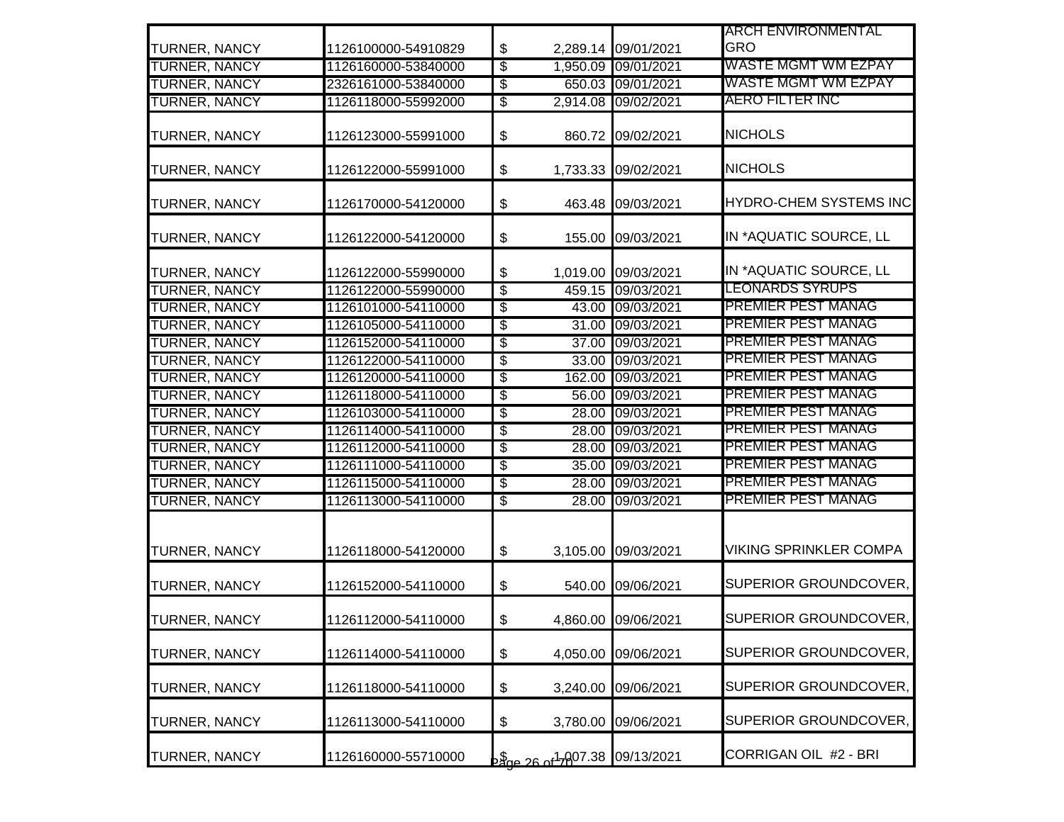| | | | | |
|---|---|---|---|---|
| TURNER, NANCY | 1126100000-54910829 | $ 2,289.14 | 09/01/2021 | ARCH ENVIRONMENTAL GRO |
| TURNER, NANCY | 1126160000-53840000 | $ 1,950.09 | 09/01/2021 | WASTE MGMT WM EZPAY |
| TURNER, NANCY | 2326161000-53840000 | $ 650.03 | 09/01/2021 | WASTE MGMT WM EZPAY |
| TURNER, NANCY | 1126118000-55992000 | $ 2,914.08 | 09/02/2021 | AERO FILTER INC |
| TURNER, NANCY | 1126123000-55991000 | $ 860.72 | 09/02/2021 | NICHOLS |
| TURNER, NANCY | 1126122000-55991000 | $ 1,733.33 | 09/02/2021 | NICHOLS |
| TURNER, NANCY | 1126170000-54120000 | $ 463.48 | 09/03/2021 | HYDRO-CHEM SYSTEMS INC |
| TURNER, NANCY | 1126122000-54120000 | $ 155.00 | 09/03/2021 | IN *AQUATIC SOURCE, LL |
| TURNER, NANCY | 1126122000-55990000 | $ 1,019.00 | 09/03/2021 | IN *AQUATIC SOURCE, LL |
| TURNER, NANCY | 1126122000-55990000 | $ 459.15 | 09/03/2021 | LEONARDS SYRUPS |
| TURNER, NANCY | 1126101000-54110000 | $ 43.00 | 09/03/2021 | PREMIER PEST MANAG |
| TURNER, NANCY | 1126105000-54110000 | $ 31.00 | 09/03/2021 | PREMIER PEST MANAG |
| TURNER, NANCY | 1126152000-54110000 | $ 37.00 | 09/03/2021 | PREMIER PEST MANAG |
| TURNER, NANCY | 1126122000-54110000 | $ 33.00 | 09/03/2021 | PREMIER PEST MANAG |
| TURNER, NANCY | 1126120000-54110000 | $ 162.00 | 09/03/2021 | PREMIER PEST MANAG |
| TURNER, NANCY | 1126118000-54110000 | $ 56.00 | 09/03/2021 | PREMIER PEST MANAG |
| TURNER, NANCY | 1126103000-54110000 | $ 28.00 | 09/03/2021 | PREMIER PEST MANAG |
| TURNER, NANCY | 1126114000-54110000 | $ 28.00 | 09/03/2021 | PREMIER PEST MANAG |
| TURNER, NANCY | 1126112000-54110000 | $ 28.00 | 09/03/2021 | PREMIER PEST MANAG |
| TURNER, NANCY | 1126111000-54110000 | $ 35.00 | 09/03/2021 | PREMIER PEST MANAG |
| TURNER, NANCY | 1126115000-54110000 | $ 28.00 | 09/03/2021 | PREMIER PEST MANAG |
| TURNER, NANCY | 1126113000-54110000 | $ 28.00 | 09/03/2021 | PREMIER PEST MANAG |
| TURNER, NANCY | 1126118000-54120000 | $ 3,105.00 | 09/03/2021 | VIKING SPRINKLER COMPA |
| TURNER, NANCY | 1126152000-54110000 | $ 540.00 | 09/06/2021 | SUPERIOR GROUNDCOVER, |
| TURNER, NANCY | 1126112000-54110000 | $ 4,860.00 | 09/06/2021 | SUPERIOR GROUNDCOVER, |
| TURNER, NANCY | 1126114000-54110000 | $ 4,050.00 | 09/06/2021 | SUPERIOR GROUNDCOVER, |
| TURNER, NANCY | 1126118000-54110000 | $ 3,240.00 | 09/06/2021 | SUPERIOR GROUNDCOVER, |
| TURNER, NANCY | 1126113000-54110000 | $ 3,780.00 | 09/06/2021 | SUPERIOR GROUNDCOVER, |
| TURNER, NANCY | 1126160000-55710000 | $ 1,007.38 | 09/13/2021 | CORRIGAN OIL #2 - BRI |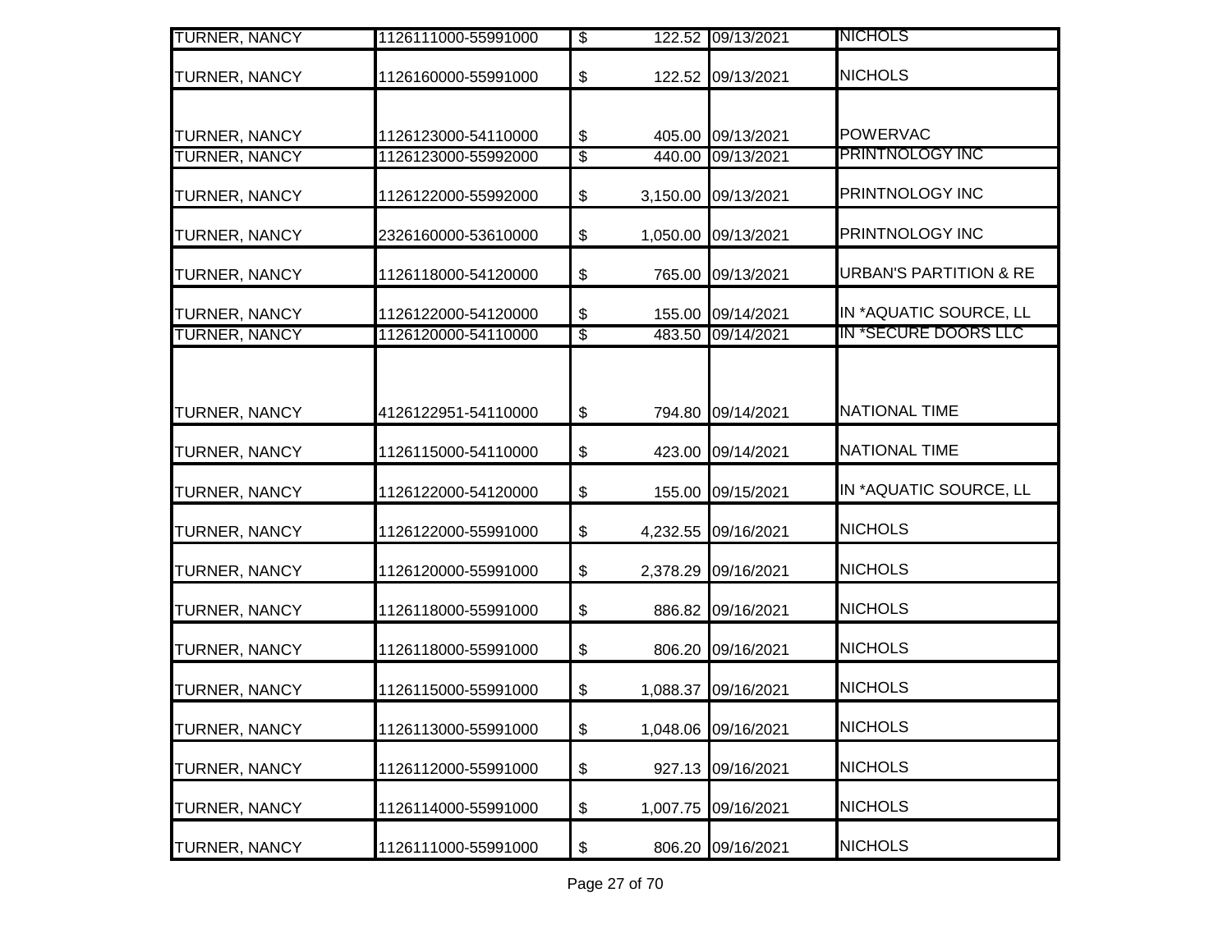| | | | | | |
|---|---|---|---|---|---|
| TURNER, NANCY | 1126111000-55991000 | $ | 122.52 | 09/13/2021 | NICHOLS |
| TURNER, NANCY | 1126160000-55991000 | $ | 122.52 | 09/13/2021 | NICHOLS |
| TURNER, NANCY | 1126123000-54110000 | $ | 405.00 | 09/13/2021 | POWERVAC |
| TURNER, NANCY | 1126123000-55992000 | $ | 440.00 | 09/13/2021 | PRINTNOLOGY INC |
| TURNER, NANCY | 1126122000-55992000 | $ | 3,150.00 | 09/13/2021 | PRINTNOLOGY INC |
| TURNER, NANCY | 2326160000-53610000 | $ | 1,050.00 | 09/13/2021 | PRINTNOLOGY INC |
| TURNER, NANCY | 1126118000-54120000 | $ | 765.00 | 09/13/2021 | URBAN'S PARTITION & RE |
| TURNER, NANCY | 1126122000-54120000 | $ | 155.00 | 09/14/2021 | IN *AQUATIC SOURCE, LL |
| TURNER, NANCY | 1126120000-54110000 | $ | 483.50 | 09/14/2021 | IN *SECURE DOORS LLC |
| TURNER, NANCY | 4126122951-54110000 | $ | 794.80 | 09/14/2021 | NATIONAL TIME |
| TURNER, NANCY | 1126115000-54110000 | $ | 423.00 | 09/14/2021 | NATIONAL TIME |
| TURNER, NANCY | 1126122000-54120000 | $ | 155.00 | 09/15/2021 | IN *AQUATIC SOURCE, LL |
| TURNER, NANCY | 1126122000-55991000 | $ | 4,232.55 | 09/16/2021 | NICHOLS |
| TURNER, NANCY | 1126120000-55991000 | $ | 2,378.29 | 09/16/2021 | NICHOLS |
| TURNER, NANCY | 1126118000-55991000 | $ | 886.82 | 09/16/2021 | NICHOLS |
| TURNER, NANCY | 1126118000-55991000 | $ | 806.20 | 09/16/2021 | NICHOLS |
| TURNER, NANCY | 1126115000-55991000 | $ | 1,088.37 | 09/16/2021 | NICHOLS |
| TURNER, NANCY | 1126113000-55991000 | $ | 1,048.06 | 09/16/2021 | NICHOLS |
| TURNER, NANCY | 1126112000-55991000 | $ | 927.13 | 09/16/2021 | NICHOLS |
| TURNER, NANCY | 1126114000-55991000 | $ | 1,007.75 | 09/16/2021 | NICHOLS |
| TURNER, NANCY | 1126111000-55991000 | $ | 806.20 | 09/16/2021 | NICHOLS |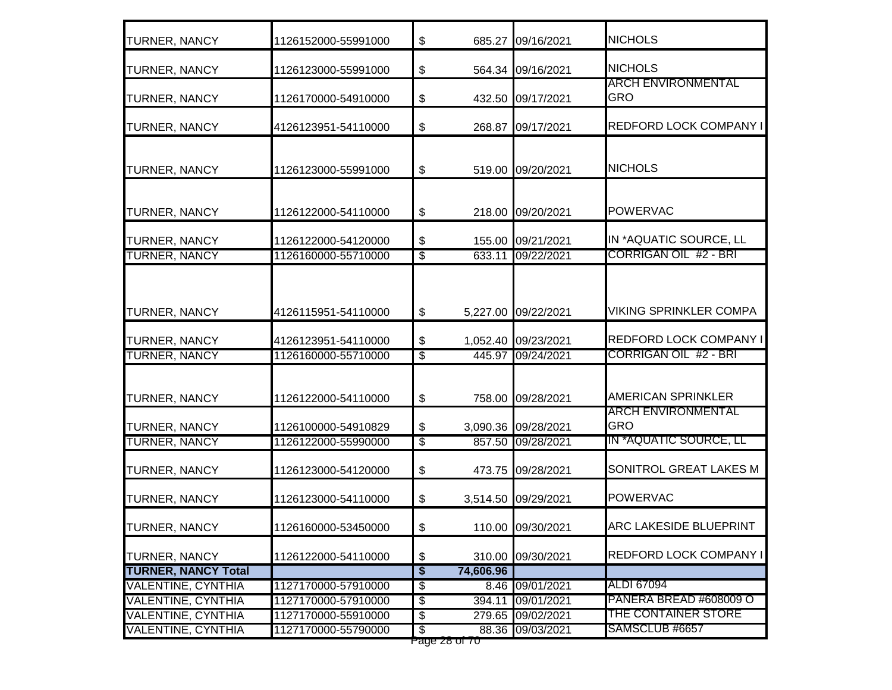| | | | | | |
|---|---|---|---|---|---|
| TURNER, NANCY | 1126152000-55991000 | $ | 685.27 | 09/16/2021 | NICHOLS |
| TURNER, NANCY | 1126123000-55991000 | $ | 564.34 | 09/16/2021 | NICHOLS |
| TURNER, NANCY | 1126170000-54910000 | $ | 432.50 | 09/17/2021 | ARCH ENVIRONMENTAL GRO |
| TURNER, NANCY | 4126123951-54110000 | $ | 268.87 | 09/17/2021 | REDFORD LOCK COMPANY I |
| TURNER, NANCY | 1126123000-55991000 | $ | 519.00 | 09/20/2021 | NICHOLS |
| TURNER, NANCY | 1126122000-54110000 | $ | 218.00 | 09/20/2021 | POWERVAC |
| TURNER, NANCY | 1126122000-54120000 | $ | 155.00 | 09/21/2021 | IN *AQUATIC SOURCE, LL |
| TURNER, NANCY | 1126160000-55710000 | $ | 633.11 | 09/22/2021 | CORRIGAN OIL #2 - BRI |
| TURNER, NANCY | 4126115951-54110000 | $ | 5,227.00 | 09/22/2021 | VIKING SPRINKLER COMPA |
| TURNER, NANCY | 4126123951-54110000 | $ | 1,052.40 | 09/23/2021 | REDFORD LOCK COMPANY I |
| TURNER, NANCY | 1126160000-55710000 | $ | 445.97 | 09/24/2021 | CORRIGAN OIL #2 - BRI |
| TURNER, NANCY | 1126122000-54110000 | $ | 758.00 | 09/28/2021 | AMERICAN SPRINKLER |
| TURNER, NANCY | 1126100000-54910829 | $ | 3,090.36 | 09/28/2021 | ARCH ENVIRONMENTAL GRO |
| TURNER, NANCY | 1126122000-55990000 | $ | 857.50 | 09/28/2021 | IN *AQUATIC SOURCE, LL |
| TURNER, NANCY | 1126123000-54120000 | $ | 473.75 | 09/28/2021 | SONITROL GREAT LAKES M |
| TURNER, NANCY | 1126123000-54110000 | $ | 3,514.50 | 09/29/2021 | POWERVAC |
| TURNER, NANCY | 1126160000-53450000 | $ | 110.00 | 09/30/2021 | ARC LAKESIDE BLUEPRINT |
| TURNER, NANCY | 1126122000-54110000 | $ | 310.00 | 09/30/2021 | REDFORD LOCK COMPANY I |
| **TURNER, NANCY Total** | | **$** | **74,606.96** | | |
| VALENTINE, CYNTHIA | 1127170000-57910000 | $ | 8.46 | 09/01/2021 | ALDI 67094 |
| VALENTINE, CYNTHIA | 1127170000-57910000 | $ | 394.11 | 09/01/2021 | PANERA BREAD #608009 O |
| VALENTINE, CYNTHIA | 1127170000-55910000 | $ | 279.65 | 09/02/2021 | THE CONTAINER STORE |
| VALENTINE, CYNTHIA | 1127170000-55790000 | $ | 88.36 | 09/03/2021 | SAMSCLUB #6657 |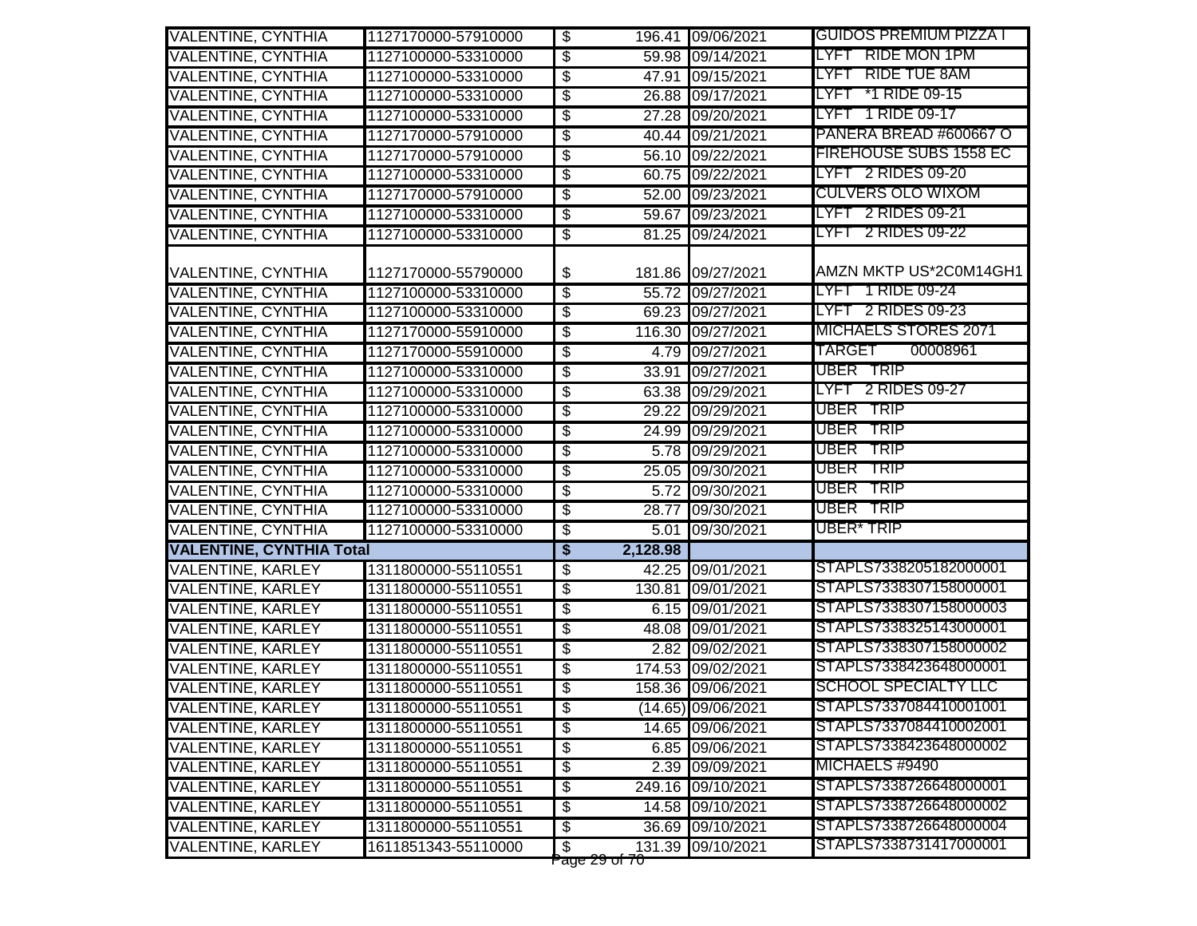| | | | | | |
|---|---|---|---|---|---|
| VALENTINE, CYNTHIA | 1127170000-57910000 | $ | 196.41 | 09/06/2021 | GUIDOS PREMIUM PIZZA I |
| VALENTINE, CYNTHIA | 1127100000-53310000 | $ | 59.98 | 09/14/2021 | LYFT RIDE MON 1PM |
| VALENTINE, CYNTHIA | 1127100000-53310000 | $ | 47.91 | 09/15/2021 | LYFT RIDE TUE 8AM |
| VALENTINE, CYNTHIA | 1127100000-53310000 | $ | 26.88 | 09/17/2021 | LYFT *1 RIDE 09-15 |
| VALENTINE, CYNTHIA | 1127100000-53310000 | $ | 27.28 | 09/20/2021 | LYFT 1 RIDE 09-17 |
| VALENTINE, CYNTHIA | 1127170000-57910000 | $ | 40.44 | 09/21/2021 | PANERA BREAD #600667 O |
| VALENTINE, CYNTHIA | 1127170000-57910000 | $ | 56.10 | 09/22/2021 | FIREHOUSE SUBS 1558 EC |
| VALENTINE, CYNTHIA | 1127100000-53310000 | $ | 60.75 | 09/22/2021 | LYFT 2 RIDES 09-20 |
| VALENTINE, CYNTHIA | 1127170000-57910000 | $ | 52.00 | 09/23/2021 | CULVERS OLO WIXOM |
| VALENTINE, CYNTHIA | 1127100000-53310000 | $ | 59.67 | 09/23/2021 | LYFT 2 RIDES 09-21 |
| VALENTINE, CYNTHIA | 1127100000-53310000 | $ | 81.25 | 09/24/2021 | LYFT 2 RIDES 09-22 |
| VALENTINE, CYNTHIA | 1127170000-55790000 | $ | 181.86 | 09/27/2021 | AMZN MKTP US*2C0M14GH1 |
| VALENTINE, CYNTHIA | 1127100000-53310000 | $ | 55.72 | 09/27/2021 | LYFT 1 RIDE 09-24 |
| VALENTINE, CYNTHIA | 1127100000-53310000 | $ | 69.23 | 09/27/2021 | LYFT 2 RIDES 09-23 |
| VALENTINE, CYNTHIA | 1127170000-55910000 | $ | 116.30 | 09/27/2021 | MICHAELS STORES 2071 |
| VALENTINE, CYNTHIA | 1127170000-55910000 | $ | 4.79 | 09/27/2021 | TARGET 00008961 |
| VALENTINE, CYNTHIA | 1127100000-53310000 | $ | 33.91 | 09/27/2021 | UBER TRIP |
| VALENTINE, CYNTHIA | 1127100000-53310000 | $ | 63.38 | 09/29/2021 | LYFT 2 RIDES 09-27 |
| VALENTINE, CYNTHIA | 1127100000-53310000 | $ | 29.22 | 09/29/2021 | UBER TRIP |
| VALENTINE, CYNTHIA | 1127100000-53310000 | $ | 24.99 | 09/29/2021 | UBER TRIP |
| VALENTINE, CYNTHIA | 1127100000-53310000 | $ | 5.78 | 09/29/2021 | UBER TRIP |
| VALENTINE, CYNTHIA | 1127100000-53310000 | $ | 25.05 | 09/30/2021 | UBER TRIP |
| VALENTINE, CYNTHIA | 1127100000-53310000 | $ | 5.72 | 09/30/2021 | UBER TRIP |
| VALENTINE, CYNTHIA | 1127100000-53310000 | $ | 28.77 | 09/30/2021 | UBER TRIP |
| VALENTINE, CYNTHIA | 1127100000-53310000 | $ | 5.01 | 09/30/2021 | UBER* TRIP |
| **VALENTINE, CYNTHIA Total** | | **$** | **2,128.98** | | |
| VALENTINE, KARLEY | 1311800000-55110551 | $ | 42.25 | 09/01/2021 | STAPLS7338205182000001 |
| VALENTINE, KARLEY | 1311800000-55110551 | $ | 130.81 | 09/01/2021 | STAPLS7338307158000001 |
| VALENTINE, KARLEY | 1311800000-55110551 | $ | 6.15 | 09/01/2021 | STAPLS7338307158000003 |
| VALENTINE, KARLEY | 1311800000-55110551 | $ | 48.08 | 09/01/2021 | STAPLS7338325143000001 |
| VALENTINE, KARLEY | 1311800000-55110551 | $ | 2.82 | 09/02/2021 | STAPLS7338307158000002 |
| VALENTINE, KARLEY | 1311800000-55110551 | $ | 174.53 | 09/02/2021 | STAPLS7338423648000001 |
| VALENTINE, KARLEY | 1311800000-55110551 | $ | 158.36 | 09/06/2021 | SCHOOL SPECIALTY LLC |
| VALENTINE, KARLEY | 1311800000-55110551 | $ | (14.65) | 09/06/2021 | STAPLS7337084410001001 |
| VALENTINE, KARLEY | 1311800000-55110551 | $ | 14.65 | 09/06/2021 | STAPLS7337084410002001 |
| VALENTINE, KARLEY | 1311800000-55110551 | $ | 6.85 | 09/06/2021 | STAPLS7338423648000002 |
| VALENTINE, KARLEY | 1311800000-55110551 | $ | 2.39 | 09/09/2021 | MICHAELS #9490 |
| VALENTINE, KARLEY | 1311800000-55110551 | $ | 249.16 | 09/10/2021 | STAPLS7338726648000001 |
| VALENTINE, KARLEY | 1311800000-55110551 | $ | 14.58 | 09/10/2021 | STAPLS7338726648000002 |
| VALENTINE, KARLEY | 1311800000-55110551 | $ | 36.69 | 09/10/2021 | STAPLS7338726648000004 |
| VALENTINE, KARLEY | 1611851343-55110000 | $ | 131.39 | 09/10/2021 | STAPLS7338731417000001 |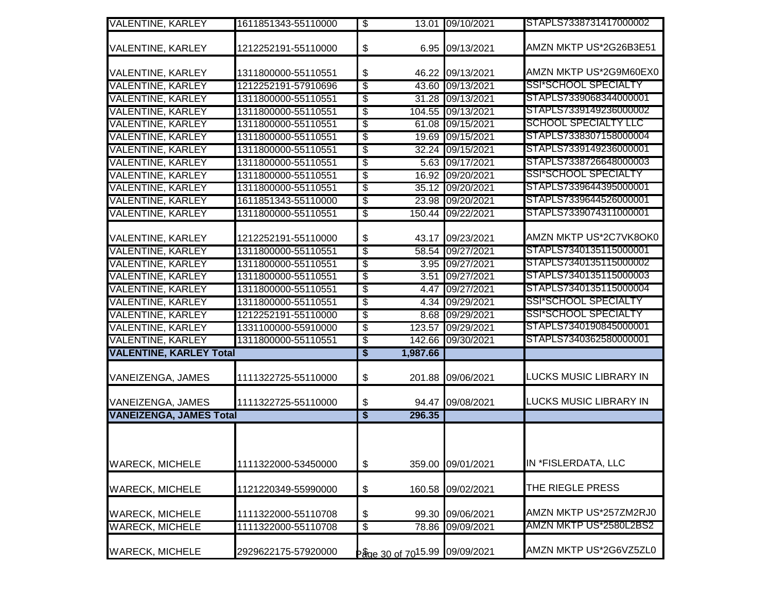| | | | | |
|---|---|---|---|---|
| VALENTINE, KARLEY | 1611851343-55110000 | $ 13.01 | 09/10/2021 | STAPLS7338731417000002 |
| VALENTINE, KARLEY | 1212252191-55110000 | $ 6.95 | 09/13/2021 | AMZN MKTP US*2G26B3E51 |
| VALENTINE, KARLEY | 1311800000-55110551 | $ 46.22 | 09/13/2021 | AMZN MKTP US*2G9M60EX0 |
| VALENTINE, KARLEY | 1212252191-57910696 | $ 43.60 | 09/13/2021 | SSI*SCHOOL SPECIALTY |
| VALENTINE, KARLEY | 1311800000-55110551 | $ 31.28 | 09/13/2021 | STAPLS7339068344000001 |
| VALENTINE, KARLEY | 1311800000-55110551 | $ 104.55 | 09/13/2021 | STAPLS7339149236000002 |
| VALENTINE, KARLEY | 1311800000-55110551 | $ 61.08 | 09/15/2021 | SCHOOL SPECIALTY LLC |
| VALENTINE, KARLEY | 1311800000-55110551 | $ 19.69 | 09/15/2021 | STAPLS7338307158000004 |
| VALENTINE, KARLEY | 1311800000-55110551 | $ 32.24 | 09/15/2021 | STAPLS7339149236000001 |
| VALENTINE, KARLEY | 1311800000-55110551 | $ 5.63 | 09/17/2021 | STAPLS7338726648000003 |
| VALENTINE, KARLEY | 1311800000-55110551 | $ 16.92 | 09/20/2021 | SSI*SCHOOL SPECIALTY |
| VALENTINE, KARLEY | 1311800000-55110551 | $ 35.12 | 09/20/2021 | STAPLS7339644395000001 |
| VALENTINE, KARLEY | 1611851343-55110000 | $ 23.98 | 09/20/2021 | STAPLS7339644526000001 |
| VALENTINE, KARLEY | 1311800000-55110551 | $ 150.44 | 09/22/2021 | STAPLS7339074311000001 |
| VALENTINE, KARLEY | 1212252191-55110000 | $ 43.17 | 09/23/2021 | AMZN MKTP US*2C7VK8OK0 |
| VALENTINE, KARLEY | 1311800000-55110551 | $ 58.54 | 09/27/2021 | STAPLS7340135115000001 |
| VALENTINE, KARLEY | 1311800000-55110551 | $ 3.95 | 09/27/2021 | STAPLS7340135115000002 |
| VALENTINE, KARLEY | 1311800000-55110551 | $ 3.51 | 09/27/2021 | STAPLS7340135115000003 |
| VALENTINE, KARLEY | 1311800000-55110551 | $ 4.47 | 09/27/2021 | STAPLS7340135115000004 |
| VALENTINE, KARLEY | 1311800000-55110551 | $ 4.34 | 09/29/2021 | SSI*SCHOOL SPECIALTY |
| VALENTINE, KARLEY | 1212252191-55110000 | $ 8.68 | 09/29/2021 | SSI*SCHOOL SPECIALTY |
| VALENTINE, KARLEY | 1331100000-55910000 | $ 123.57 | 09/29/2021 | STAPLS7340190845000001 |
| VALENTINE, KARLEY | 1311800000-55110551 | $ 142.66 | 09/30/2021 | STAPLS7340362580000001 |
| **VALENTINE, KARLEY Total** | | **$ 1,987.66** | | |
| VANEIZENGA, JAMES | 1111322725-55110000 | $ 201.88 | 09/06/2021 | LUCKS MUSIC LIBRARY IN |
| VANEIZENGA, JAMES | 1111322725-55110000 | $ 94.47 | 09/08/2021 | LUCKS MUSIC LIBRARY IN |
| **VANEIZENGA, JAMES Total** | | **$ 296.35** | | |
| WARECK, MICHELE | 1111322000-53450000 | $ 359.00 | 09/01/2021 | IN *FISLERDATA, LLC |
| WARECK, MICHELE | 1121220349-55990000 | $ 160.58 | 09/02/2021 | THE RIEGLE PRESS |
| WARECK, MICHELE | 1111322000-55110708 | $ 99.30 | 09/06/2021 | AMZN MKTP US*257ZM2RJ0 |
| WARECK, MICHELE | 1111322000-55110708 | $ 78.86 | 09/09/2021 | AMZN MKTP US*2580L2BS2 |
| WARECK, MICHELE | 2929622175-57920000 | $ 15.99 | 09/09/2021 | AMZN MKTP US*2G6VZ5ZL0 |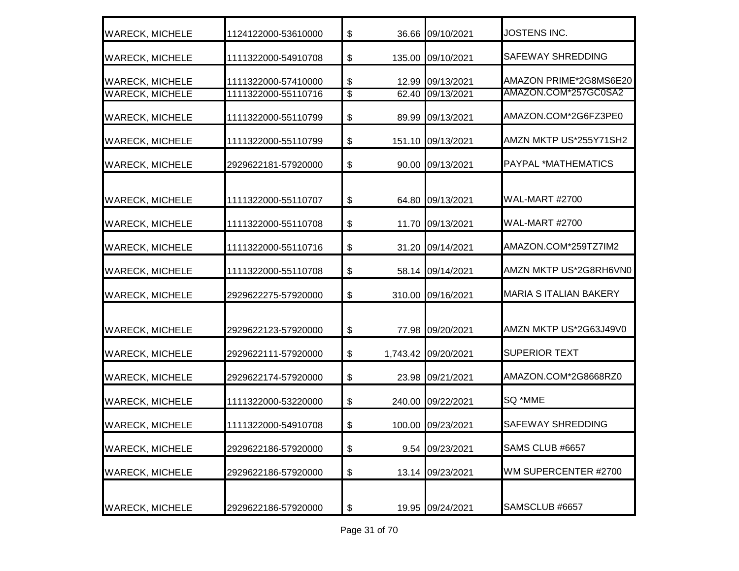| | | | | | |
|---|---|---|---|---|---|
| WARECK, MICHELE | 1124122000-53610000 | $ | 36.66 | 09/10/2021 | JOSTENS INC. |
| WARECK, MICHELE | 1111322000-54910708 | $ | 135.00 | 09/10/2021 | SAFEWAY SHREDDING |
| WARECK, MICHELE | 1111322000-57410000 | $ | 12.99 | 09/13/2021 | AMAZON PRIME*2G8MS6E20 |
| WARECK, MICHELE | 1111322000-55110716 | $ | 62.40 | 09/13/2021 | AMAZON.COM*257GC0SA2 |
| WARECK, MICHELE | 1111322000-55110799 | $ | 89.99 | 09/13/2021 | AMAZON.COM*2G6FZ3PE0 |
| WARECK, MICHELE | 1111322000-55110799 | $ | 151.10 | 09/13/2021 | AMZN MKTP US*255Y71SH2 |
| WARECK, MICHELE | 2929622181-57920000 | $ | 90.00 | 09/13/2021 | PAYPAL *MATHEMATICS |
| WARECK, MICHELE | 1111322000-55110707 | $ | 64.80 | 09/13/2021 | WAL-MART #2700 |
| WARECK, MICHELE | 1111322000-55110708 | $ | 11.70 | 09/13/2021 | WAL-MART #2700 |
| WARECK, MICHELE | 1111322000-55110716 | $ | 31.20 | 09/14/2021 | AMAZON.COM*259TZ7IM2 |
| WARECK, MICHELE | 1111322000-55110708 | $ | 58.14 | 09/14/2021 | AMZN MKTP US*2G8RH6VN0 |
| WARECK, MICHELE | 2929622275-57920000 | $ | 310.00 | 09/16/2021 | MARIA S ITALIAN BAKERY |
| WARECK, MICHELE | 2929622123-57920000 | $ | 77.98 | 09/20/2021 | AMZN MKTP US*2G63J49V0 |
| WARECK, MICHELE | 2929622111-57920000 | $ | 1,743.42 | 09/20/2021 | SUPERIOR TEXT |
| WARECK, MICHELE | 2929622174-57920000 | $ | 23.98 | 09/21/2021 | AMAZON.COM*2G8668RZ0 |
| WARECK, MICHELE | 1111322000-53220000 | $ | 240.00 | 09/22/2021 | SQ *MME |
| WARECK, MICHELE | 1111322000-54910708 | $ | 100.00 | 09/23/2021 | SAFEWAY SHREDDING |
| WARECK, MICHELE | 2929622186-57920000 | $ | 9.54 | 09/23/2021 | SAMS CLUB #6657 |
| WARECK, MICHELE | 2929622186-57920000 | $ | 13.14 | 09/23/2021 | WM SUPERCENTER #2700 |
| WARECK, MICHELE | 2929622186-57920000 | $ | 19.95 | 09/24/2021 | SAMSCLUB #6657 |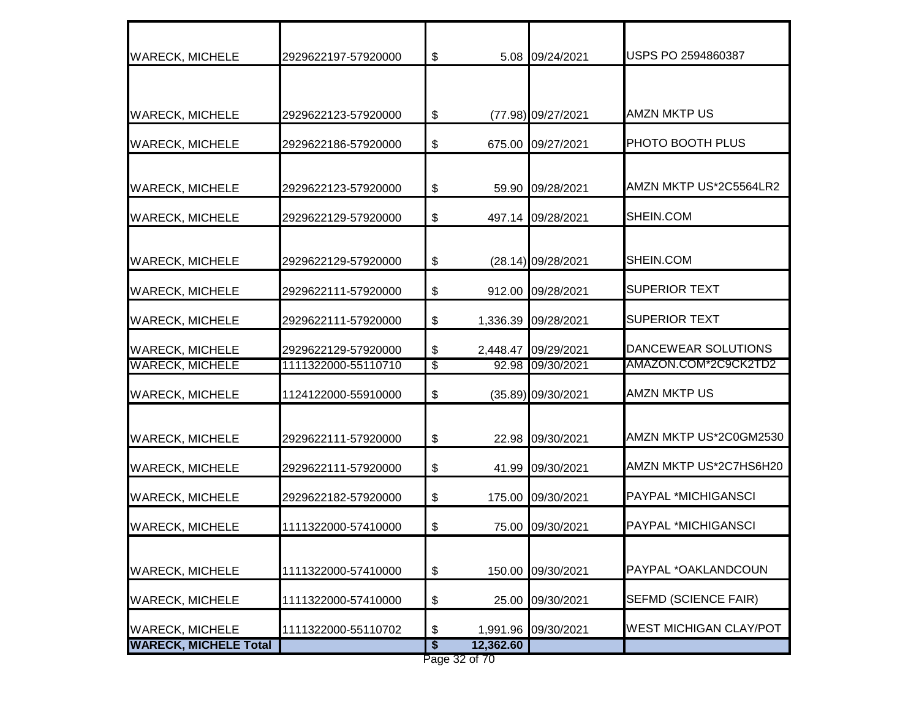| | | | | |
|---|---|---|---|---|
| WARECK, MICHELE | 2929622197-57920000 | $ 5.08 | 09/24/2021 | USPS PO 2594860387 |
| WARECK, MICHELE | 2929622123-57920000 | $ (77.98) | 09/27/2021 | AMZN MKTP US |
| WARECK, MICHELE | 2929622186-57920000 | $ 675.00 | 09/27/2021 | PHOTO BOOTH PLUS |
| WARECK, MICHELE | 2929622123-57920000 | $ 59.90 | 09/28/2021 | AMZN MKTP US*2C5564LR2 |
| WARECK, MICHELE | 2929622129-57920000 | $ 497.14 | 09/28/2021 | SHEIN.COM |
| WARECK, MICHELE | 2929622129-57920000 | $ (28.14) | 09/28/2021 | SHEIN.COM |
| WARECK, MICHELE | 2929622111-57920000 | $ 912.00 | 09/28/2021 | SUPERIOR TEXT |
| WARECK, MICHELE | 2929622111-57920000 | $ 1,336.39 | 09/28/2021 | SUPERIOR TEXT |
| WARECK, MICHELE | 2929622129-57920000 | $ 2,448.47 | 09/29/2021 | DANCEWEAR SOLUTIONS |
| WARECK, MICHELE | 1111322000-55110710 | $ 92.98 | 09/30/2021 | AMAZON.COM*2C9CK2TD2 |
| WARECK, MICHELE | 1124122000-55910000 | $ (35.89) | 09/30/2021 | AMZN MKTP US |
| WARECK, MICHELE | 2929622111-57920000 | $ 22.98 | 09/30/2021 | AMZN MKTP US*2C0GM2530 |
| WARECK, MICHELE | 2929622111-57920000 | $ 41.99 | 09/30/2021 | AMZN MKTP US*2C7HS6H20 |
| WARECK, MICHELE | 2929622182-57920000 | $ 175.00 | 09/30/2021 | PAYPAL *MICHIGANSCI |
| WARECK, MICHELE | 1111322000-57410000 | $ 75.00 | 09/30/2021 | PAYPAL *MICHIGANSCI |
| WARECK, MICHELE | 1111322000-57410000 | $ 150.00 | 09/30/2021 | PAYPAL *OAKLANDCOUN |
| WARECK, MICHELE | 1111322000-57410000 | $ 25.00 | 09/30/2021 | SEFMD (SCIENCE FAIR) |
| WARECK, MICHELE | 1111322000-55110702 | $ 1,991.96 | 09/30/2021 | WEST MICHIGAN CLAY/POT |
| **WARECK, MICHELE Total** | | **$ 12,362.60** | | |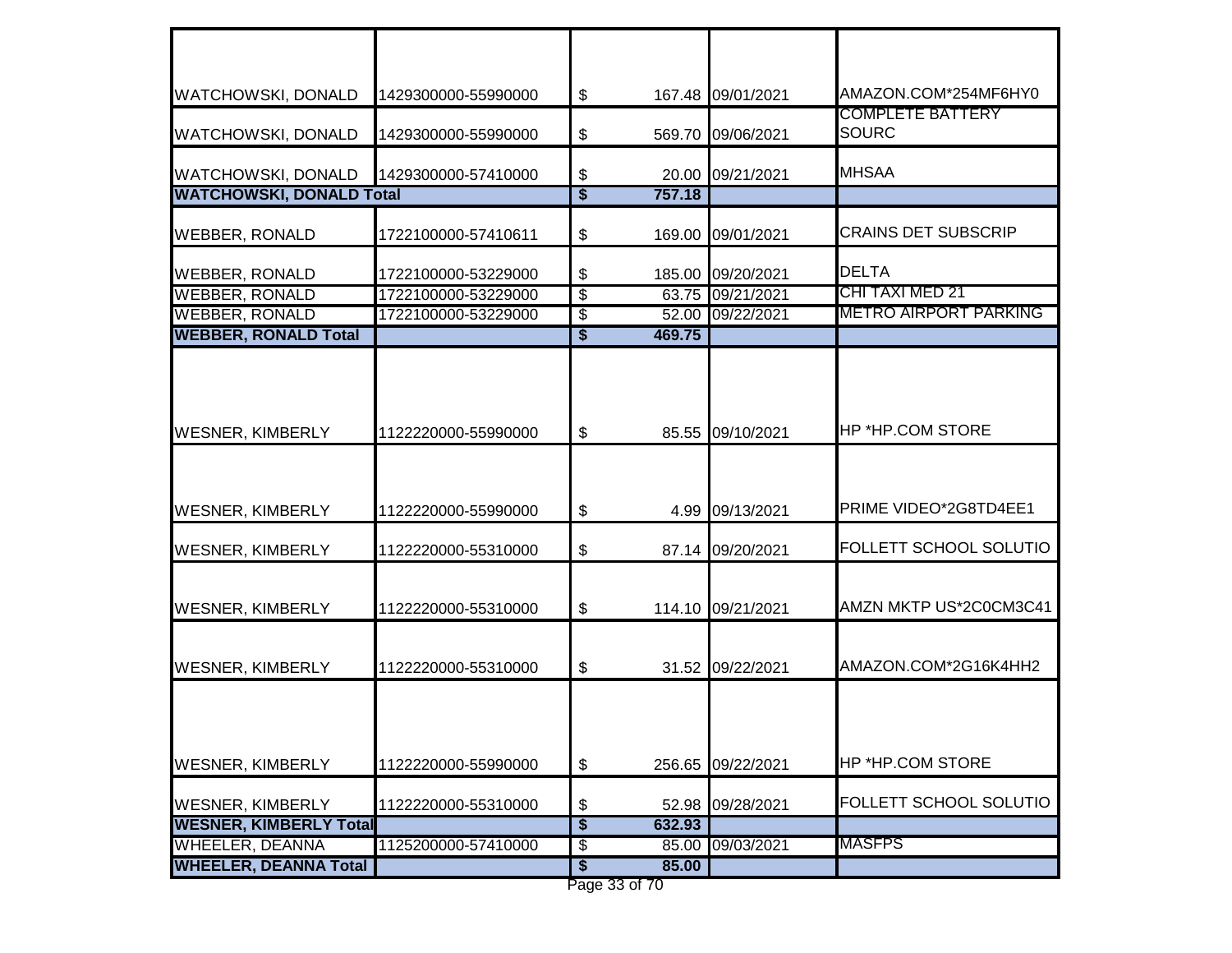| | | | | | |
|---|---|---|---|---|---|
| WATCHOWSKI, DONALD | 1429300000-55990000 | $ | 167.48 | 09/01/2021 | AMAZON.COM*254MF6HY0 |
| WATCHOWSKI, DONALD | 1429300000-55990000 | $ | 569.70 | 09/06/2021 | COMPLETE BATTERY SOURC |
| WATCHOWSKI, DONALD | 1429300000-57410000 | $ | 20.00 | 09/21/2021 | MHSAA |
| **WATCHOWSKI, DONALD Total** | | **$** | **757.18** | | |
| WEBBER, RONALD | 1722100000-57410611 | $ | 169.00 | 09/01/2021 | CRAINS DET SUBSCRIP |
| WEBBER, RONALD | 1722100000-53229000 | $ | 185.00 | 09/20/2021 | DELTA |
| WEBBER, RONALD | 1722100000-53229000 | $ | 63.75 | 09/21/2021 | CHI TAXI MED 21 |
| WEBBER, RONALD | 1722100000-53229000 | $ | 52.00 | 09/22/2021 | METRO AIRPORT PARKING |
| **WEBBER, RONALD Total** | | **$** | **469.75** | | |
| WESNER, KIMBERLY | 1122220000-55990000 | $ | 85.55 | 09/10/2021 | HP *HP.COM STORE |
| WESNER, KIMBERLY | 1122220000-55990000 | $ | 4.99 | 09/13/2021 | PRIME VIDEO*2G8TD4EE1 |
| WESNER, KIMBERLY | 1122220000-55310000 | $ | 87.14 | 09/20/2021 | FOLLETT SCHOOL SOLUTIO |
| WESNER, KIMBERLY | 1122220000-55310000 | $ | 114.10 | 09/21/2021 | AMZN MKTP US*2C0CM3C41 |
| WESNER, KIMBERLY | 1122220000-55310000 | $ | 31.52 | 09/22/2021 | AMAZON.COM*2G16K4HH2 |
| WESNER, KIMBERLY | 1122220000-55990000 | $ | 256.65 | 09/22/2021 | HP *HP.COM STORE |
| WESNER, KIMBERLY | 1122220000-55310000 | $ | 52.98 | 09/28/2021 | FOLLETT SCHOOL SOLUTIO |
| **WESNER, KIMBERLY Total** | | **$** | **632.93** | | |
| WHEELER, DEANNA | 1125200000-57410000 | $ | 85.00 | 09/03/2021 | MASFPS |
| **WHEELER, DEANNA Total** | | **$** | **85.00** | | |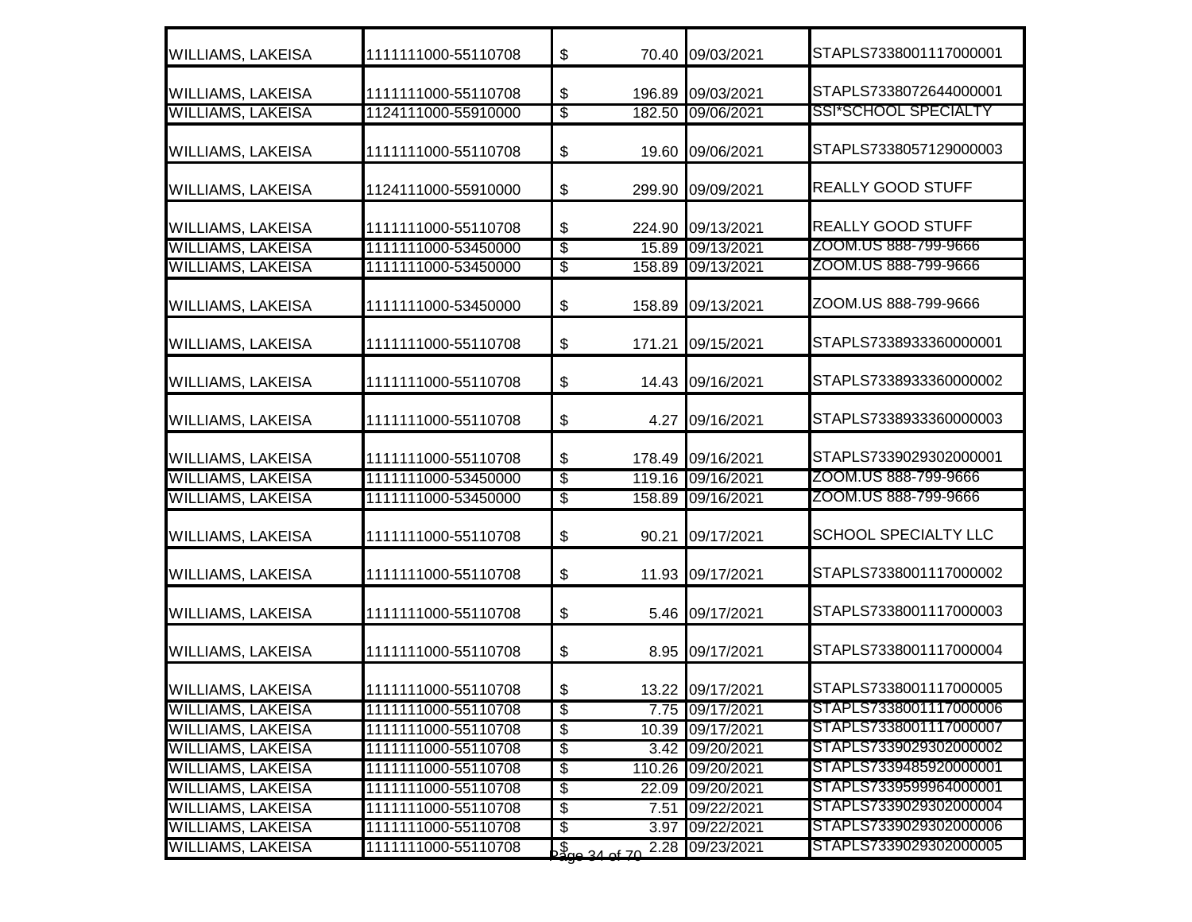| | | | | | |
|---|---|---|---|---|---|
| WILLIAMS, LAKEISA | 1111111000-55110708 | $ | 70.40 | 09/03/2021 | STAPLS7338001117000001 |
| WILLIAMS, LAKEISA | 1111111000-55110708 | $ | 196.89 | 09/03/2021 | STAPLS7338072644000001 |
| WILLIAMS, LAKEISA | 1124111000-55910000 | $ | 182.50 | 09/06/2021 | SSI*SCHOOL SPECIALTY |
| WILLIAMS, LAKEISA | 1111111000-55110708 | $ | 19.60 | 09/06/2021 | STAPLS7338057129000003 |
| WILLIAMS, LAKEISA | 1124111000-55910000 | $ | 299.90 | 09/09/2021 | REALLY GOOD STUFF |
| WILLIAMS, LAKEISA | 1111111000-55110708 | $ | 224.90 | 09/13/2021 | REALLY GOOD STUFF |
| WILLIAMS, LAKEISA | 1111111000-53450000 | $ | 15.89 | 09/13/2021 | ZOOM.US 888-799-9666 |
| WILLIAMS, LAKEISA | 1111111000-53450000 | $ | 158.89 | 09/13/2021 | ZOOM.US 888-799-9666 |
| WILLIAMS, LAKEISA | 1111111000-53450000 | $ | 158.89 | 09/13/2021 | ZOOM.US 888-799-9666 |
| WILLIAMS, LAKEISA | 1111111000-55110708 | $ | 171.21 | 09/15/2021 | STAPLS7338933360000001 |
| WILLIAMS, LAKEISA | 1111111000-55110708 | $ | 14.43 | 09/16/2021 | STAPLS7338933360000002 |
| WILLIAMS, LAKEISA | 1111111000-55110708 | $ | 4.27 | 09/16/2021 | STAPLS7338933360000003 |
| WILLIAMS, LAKEISA | 1111111000-55110708 | $ | 178.49 | 09/16/2021 | STAPLS7339029302000001 |
| WILLIAMS, LAKEISA | 1111111000-53450000 | $ | 119.16 | 09/16/2021 | ZOOM.US 888-799-9666 |
| WILLIAMS, LAKEISA | 1111111000-53450000 | $ | 158.89 | 09/16/2021 | ZOOM.US 888-799-9666 |
| WILLIAMS, LAKEISA | 1111111000-55110708 | $ | 90.21 | 09/17/2021 | SCHOOL SPECIALTY LLC |
| WILLIAMS, LAKEISA | 1111111000-55110708 | $ | 11.93 | 09/17/2021 | STAPLS7338001117000002 |
| WILLIAMS, LAKEISA | 1111111000-55110708 | $ | 5.46 | 09/17/2021 | STAPLS7338001117000003 |
| WILLIAMS, LAKEISA | 1111111000-55110708 | $ | 8.95 | 09/17/2021 | STAPLS7338001117000004 |
| WILLIAMS, LAKEISA | 1111111000-55110708 | $ | 13.22 | 09/17/2021 | STAPLS7338001117000005 |
| WILLIAMS, LAKEISA | 1111111000-55110708 | $ | 7.75 | 09/17/2021 | STAPLS7338001117000006 |
| WILLIAMS, LAKEISA | 1111111000-55110708 | $ | 10.39 | 09/17/2021 | STAPLS7338001117000007 |
| WILLIAMS, LAKEISA | 1111111000-55110708 | $ | 3.42 | 09/20/2021 | STAPLS7339029302000002 |
| WILLIAMS, LAKEISA | 1111111000-55110708 | $ | 110.26 | 09/20/2021 | STAPLS7339485920000001 |
| WILLIAMS, LAKEISA | 1111111000-55110708 | $ | 22.09 | 09/20/2021 | STAPLS7339599964000001 |
| WILLIAMS, LAKEISA | 1111111000-55110708 | $ | 7.51 | 09/22/2021 | STAPLS7339029302000004 |
| WILLIAMS, LAKEISA | 1111111000-55110708 | $ | 3.97 | 09/22/2021 | STAPLS7339029302000006 |
| WILLIAMS, LAKEISA | 1111111000-55110708 | $ | 2.28 | 09/23/2021 | STAPLS7339029302000005 |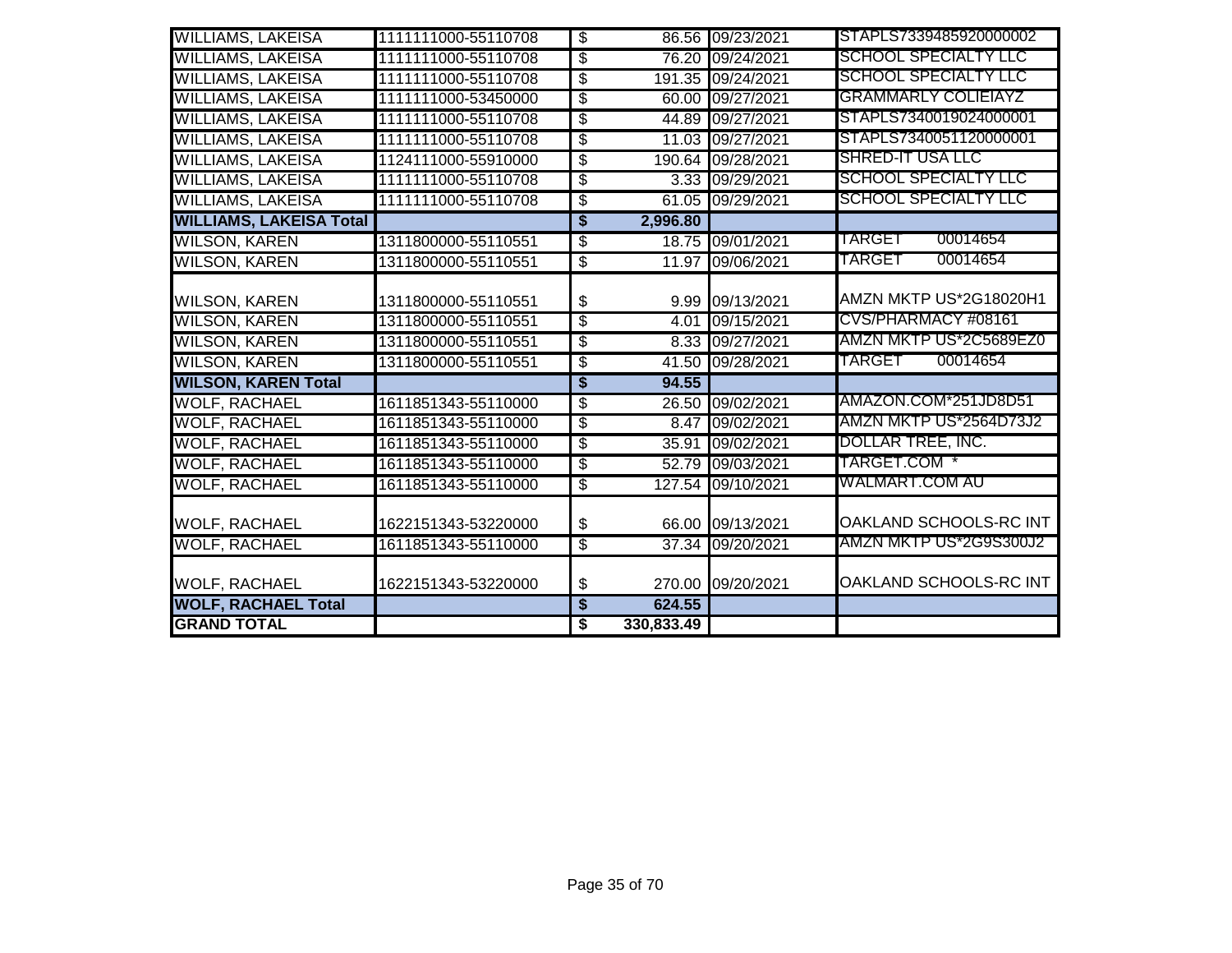| | | | | |
|---|---|---|---|---|
| WILLIAMS, LAKEISA | 1111111000-55110708 | $ 86.56 | 09/23/2021 | STAPLS7339485920000002 |
| WILLIAMS, LAKEISA | 1111111000-55110708 | $ 76.20 | 09/24/2021 | SCHOOL SPECIALTY LLC |
| WILLIAMS, LAKEISA | 1111111000-55110708 | $ 191.35 | 09/24/2021 | SCHOOL SPECIALTY LLC |
| WILLIAMS, LAKEISA | 1111111000-53450000 | $ 60.00 | 09/27/2021 | GRAMMARLY COLIEIAYZ |
| WILLIAMS, LAKEISA | 1111111000-55110708 | $ 44.89 | 09/27/2021 | STAPLS7340019024000001 |
| WILLIAMS, LAKEISA | 1111111000-55110708 | $ 11.03 | 09/27/2021 | STAPLS7340051120000001 |
| WILLIAMS, LAKEISA | 1124111000-55910000 | $ 190.64 | 09/28/2021 | SHRED-IT USA LLC |
| WILLIAMS, LAKEISA | 1111111000-55110708 | $ 3.33 | 09/29/2021 | SCHOOL SPECIALTY LLC |
| WILLIAMS, LAKEISA | 1111111000-55110708 | $ 61.05 | 09/29/2021 | SCHOOL SPECIALTY LLC |
| **WILLIAMS, LAKEISA Total** | | **$ 2,996.80** | | |
| WILSON, KAREN | 1311800000-55110551 | $ 18.75 | 09/01/2021 | TARGET 00014654 |
| WILSON, KAREN | 1311800000-55110551 | $ 11.97 | 09/06/2021 | TARGET 00014654 |
| WILSON, KAREN | 1311800000-55110551 | $ 9.99 | 09/13/2021 | AMZN MKTP US*2G18020H1 |
| WILSON, KAREN | 1311800000-55110551 | $ 4.01 | 09/15/2021 | CVS/PHARMACY #08161 |
| WILSON, KAREN | 1311800000-55110551 | $ 8.33 | 09/27/2021 | AMZN MKTP US*2C5689EZ0 |
| WILSON, KAREN | 1311800000-55110551 | $ 41.50 | 09/28/2021 | TARGET 00014654 |
| **WILSON, KAREN Total** | | **$ 94.55** | | |
| WOLF, RACHAEL | 1611851343-55110000 | $ 26.50 | 09/02/2021 | AMAZON.COM*251JD8D51 |
| WOLF, RACHAEL | 1611851343-55110000 | $ 8.47 | 09/02/2021 | AMZN MKTP US*2564D73J2 |
| WOLF, RACHAEL | 1611851343-55110000 | $ 35.91 | 09/02/2021 | DOLLAR TREE, INC. |
| WOLF, RACHAEL | 1611851343-55110000 | $ 52.79 | 09/03/2021 | TARGET.COM * |
| WOLF, RACHAEL | 1611851343-55110000 | $ 127.54 | 09/10/2021 | WALMART.COM AU |
| WOLF, RACHAEL | 1622151343-53220000 | $ 66.00 | 09/13/2021 | OAKLAND SCHOOLS-RC INT |
| WOLF, RACHAEL | 1611851343-55110000 | $ 37.34 | 09/20/2021 | AMZN MKTP US*2G9S300J2 |
| WOLF, RACHAEL | 1622151343-53220000 | $ 270.00 | 09/20/2021 | OAKLAND SCHOOLS-RC INT |
| **WOLF, RACHAEL Total** | | **$ 624.55** | | |
| **GRAND TOTAL** | | **$ 330,833.49** | | |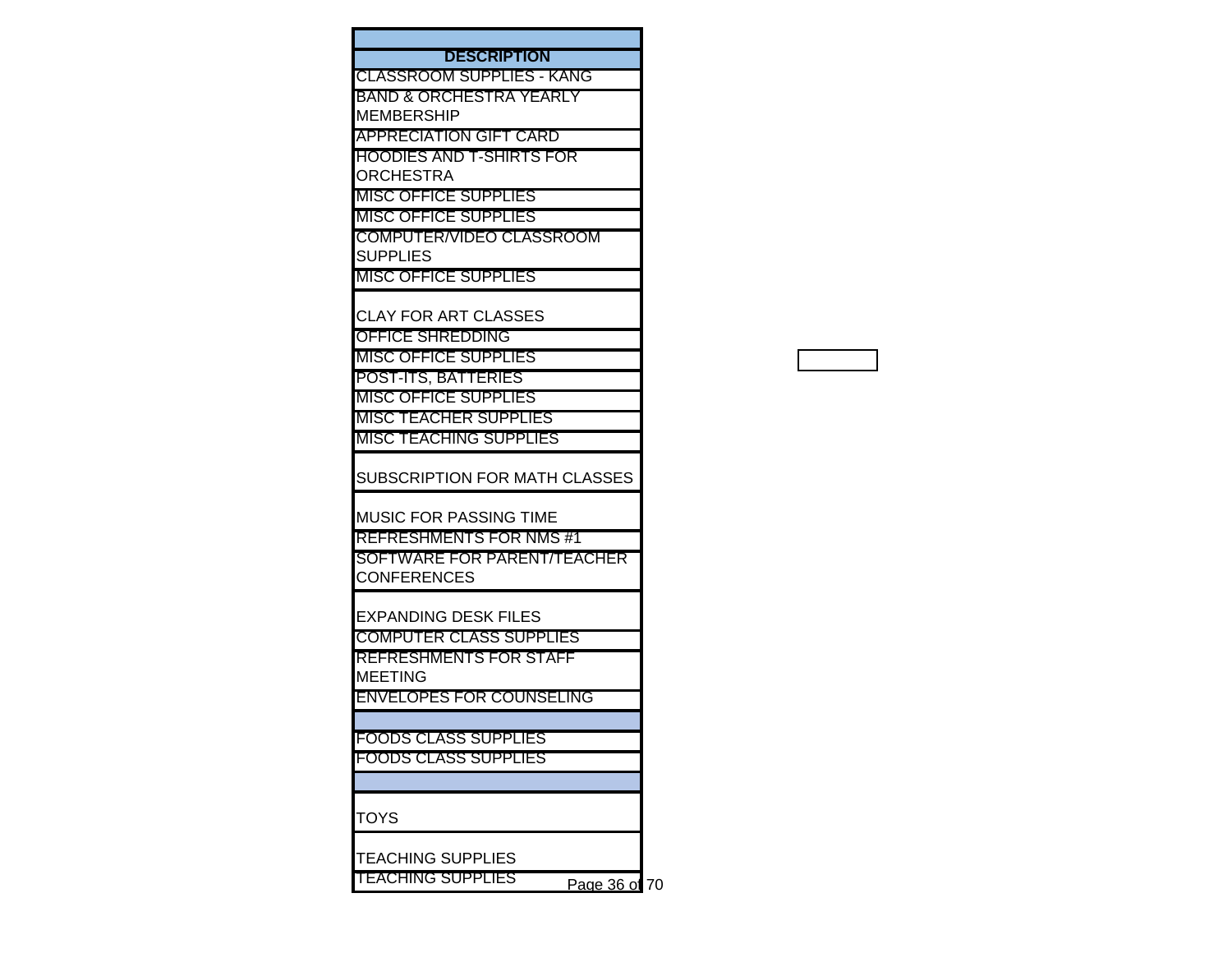| DESCRIPTION |
|---|
| CLASSROOM SUPPLIES - KANG |
| BAND & ORCHESTRA YEARLY MEMBERSHIP |
| APPRECIATION GIFT CARD |
| HOODIES AND T-SHIRTS FOR ORCHESTRA |
| MISC OFFICE SUPPLIES |
| MISC OFFICE SUPPLIES |
| COMPUTER/VIDEO CLASSROOM SUPPLIES |
| MISC OFFICE SUPPLIES |
| CLAY FOR ART CLASSES |
| OFFICE SHREDDING |
| MISC OFFICE SUPPLIES |
| POST-ITS, BATTERIES |
| MISC OFFICE SUPPLIES |
| MISC TEACHER SUPPLIES |
| MISC TEACHING SUPPLIES |
| SUBSCRIPTION FOR MATH CLASSES |
| MUSIC FOR PASSING TIME |
| REFRESHMENTS FOR NMS #1 |
| SOFTWARE FOR PARENT/TEACHER CONFERENCES |
| EXPANDING DESK FILES |
| COMPUTER CLASS SUPPLIES |
| REFRESHMENTS FOR STAFF MEETING |
| ENVELOPES FOR COUNSELING |
| |
| FOODS CLASS SUPPLIES |
| FOODS CLASS SUPPLIES |
| |
| TOYS |
| TEACHING SUPPLIES |
| TEACHING SUPPLIES |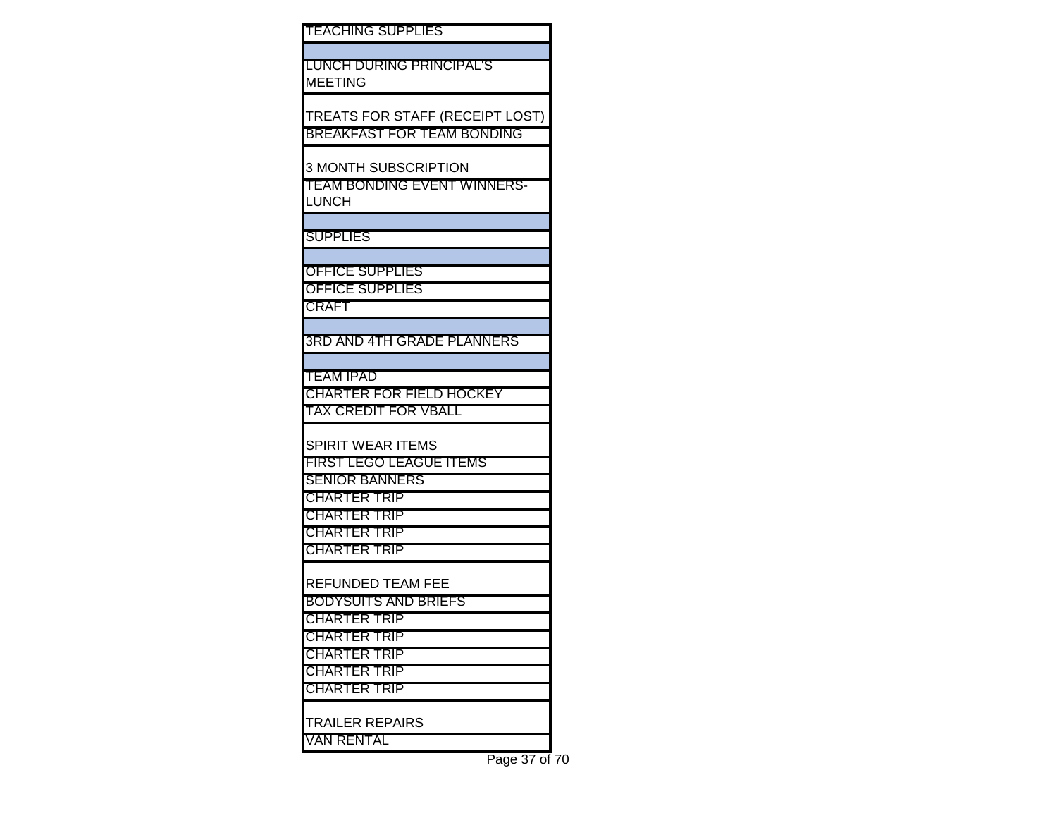| |
|---|
| TEACHING SUPPLIES |
| |
| LUNCH DURING PRINCIPAL'S MEETING |
| TREATS FOR STAFF (RECEIPT LOST) |
| BREAKFAST FOR TEAM BONDING |
| 3 MONTH SUBSCRIPTION |
| TEAM BONDING EVENT WINNERS-LUNCH |
| |
| SUPPLIES |
| |
| OFFICE SUPPLIES |
| OFFICE SUPPLIES |
| CRAFT |
| |
| 3RD AND 4TH GRADE PLANNERS |
| |
| TEAM IPAD |
| CHARTER FOR FIELD HOCKEY |
| TAX CREDIT FOR VBALL |
| SPIRIT WEAR ITEMS |
| FIRST LEGO LEAGUE ITEMS |
| SENIOR BANNERS |
| CHARTER TRIP |
| CHARTER TRIP |
| CHARTER TRIP |
| CHARTER TRIP |
| REFUNDED TEAM FEE |
| BODYSUITS AND BRIEFS |
| CHARTER TRIP |
| CHARTER TRIP |
| CHARTER TRIP |
| CHARTER TRIP |
| CHARTER TRIP |
| TRAILER REPAIRS |
| VAN RENTAL |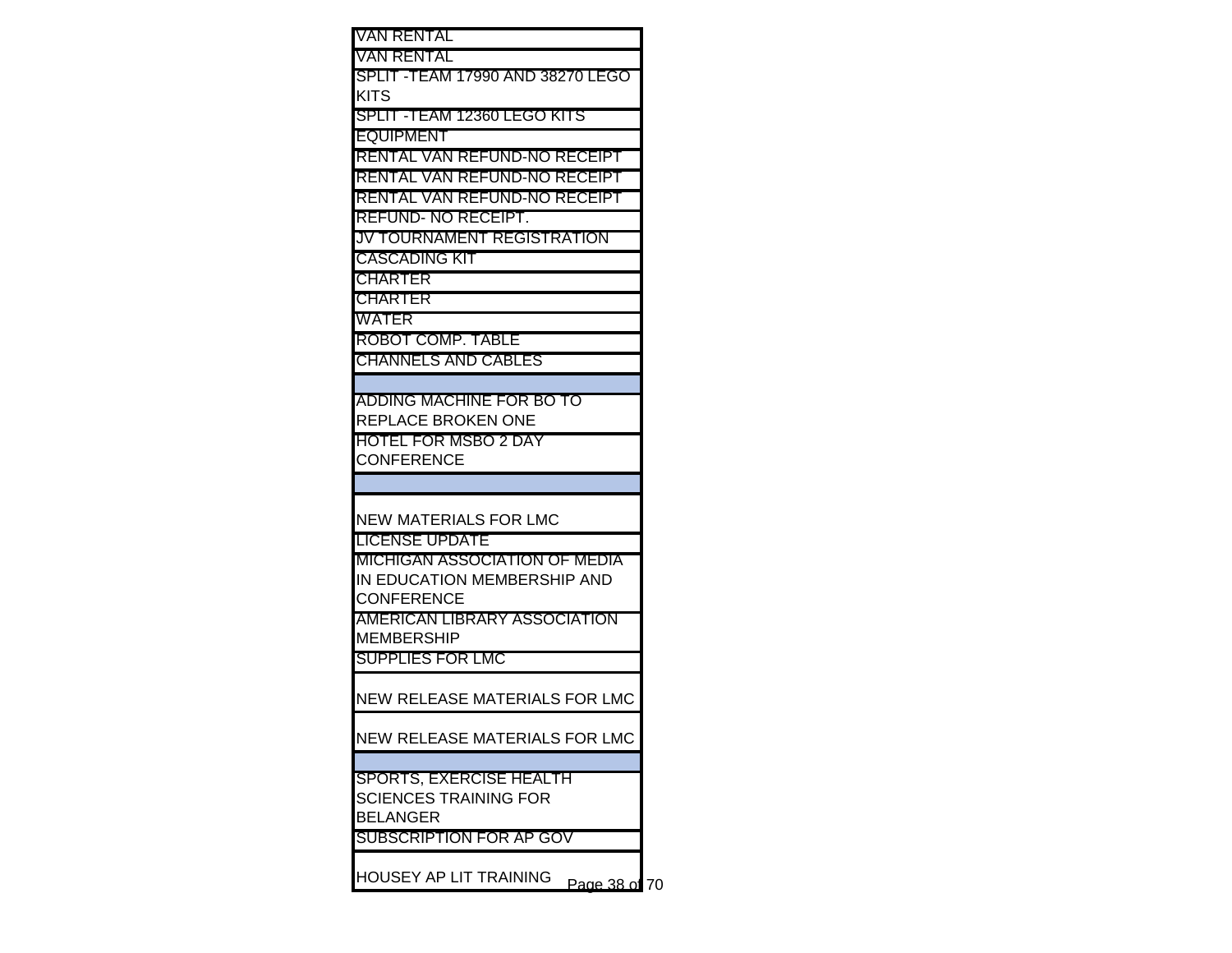| |
|---|
| VAN RENTAL |
| VAN RENTAL |
| SPLIT -TEAM 17990 AND 38270 LEGO KITS |
| SPLIT -TEAM 12360 LEGO KITS |
| EQUIPMENT |
| RENTAL VAN REFUND-NO RECEIPT |
| RENTAL VAN REFUND-NO RECEIPT |
| RENTAL VAN REFUND-NO RECEIPT |
| REFUND- NO RECEIPT. |
| JV TOURNAMENT REGISTRATION |
| CASCADING KIT |
| CHARTER |
| CHARTER |
| WATER |
| ROBOT COMP. TABLE |
| CHANNELS AND CABLES |
| |
| ADDING MACHINE FOR BO TO REPLACE BROKEN ONE |
| HOTEL FOR MSBO 2 DAY CONFERENCE |
| |
| NEW MATERIALS FOR LMC |
| LICENSE UPDATE |
| MICHIGAN ASSOCIATION OF MEDIA IN EDUCATION MEMBERSHIP AND CONFERENCE |
| AMERICAN LIBRARY ASSOCIATION MEMBERSHIP |
| SUPPLIES FOR LMC |
| NEW RELEASE MATERIALS FOR LMC |
| NEW RELEASE MATERIALS FOR LMC |
| |
| SPORTS, EXERCISE HEALTH SCIENCES TRAINING FOR BELANGER |
| SUBSCRIPTION FOR AP GOV |
| HOUSEY AP LIT TRAINING |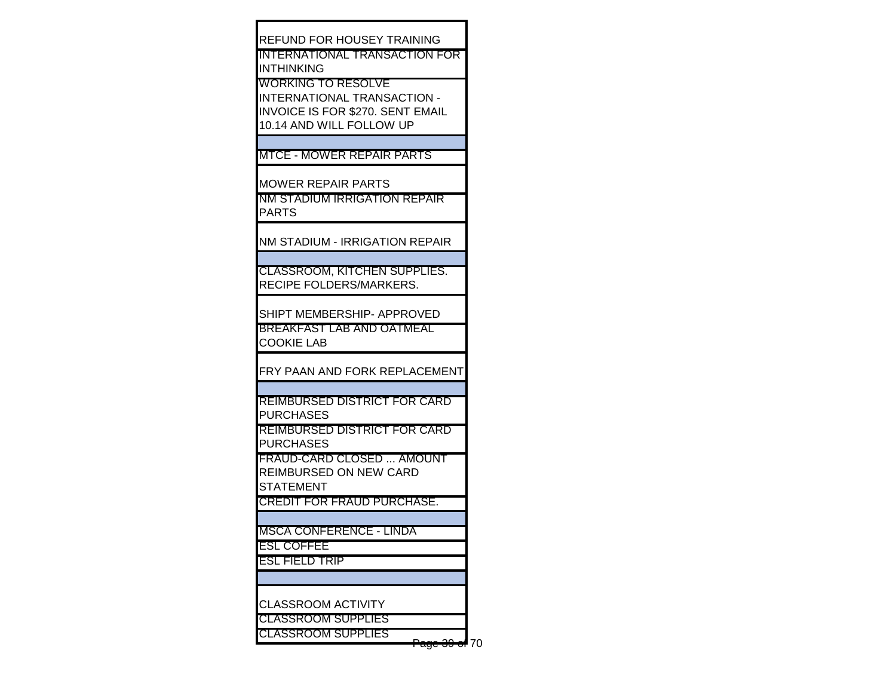| |
|---|
| REFUND FOR HOUSEY TRAINING |
| INTERNATIONAL TRANSACTION FOR INTHINKING |
| WORKING TO RESOLVE INTERNATIONAL TRANSACTION - INVOICE IS FOR $270. SENT EMAIL 10.14 AND WILL FOLLOW UP |
| |
| MTCE - MOWER REPAIR PARTS |
| MOWER REPAIR PARTS |
| NM STADIUM IRRIGATION REPAIR PARTS |
| NM STADIUM - IRRIGATION REPAIR |
| |
| CLASSROOM, KITCHEN SUPPLIES. RECIPE FOLDERS/MARKERS. |
| SHIPT MEMBERSHIP- APPROVED |
| BREAKFAST LAB AND OATMEAL COOKIE LAB |
| FRY PAAN AND FORK REPLACEMENT |
| |
| REIMBURSED DISTRICT FOR CARD PURCHASES |
| REIMBURSED DISTRICT FOR CARD PURCHASES |
| FRAUD-CARD CLOSED ... AMOUNT REIMBURSED ON NEW CARD STATEMENT |
| CREDIT FOR FRAUD PURCHASE. |
| |
| MSCA CONFERENCE - LINDA |
| ESL COFFEE |
| ESL FIELD TRIP |
| |
| CLASSROOM ACTIVITY |
| CLASSROOM SUPPLIES |
| CLASSROOM SUPPLIES |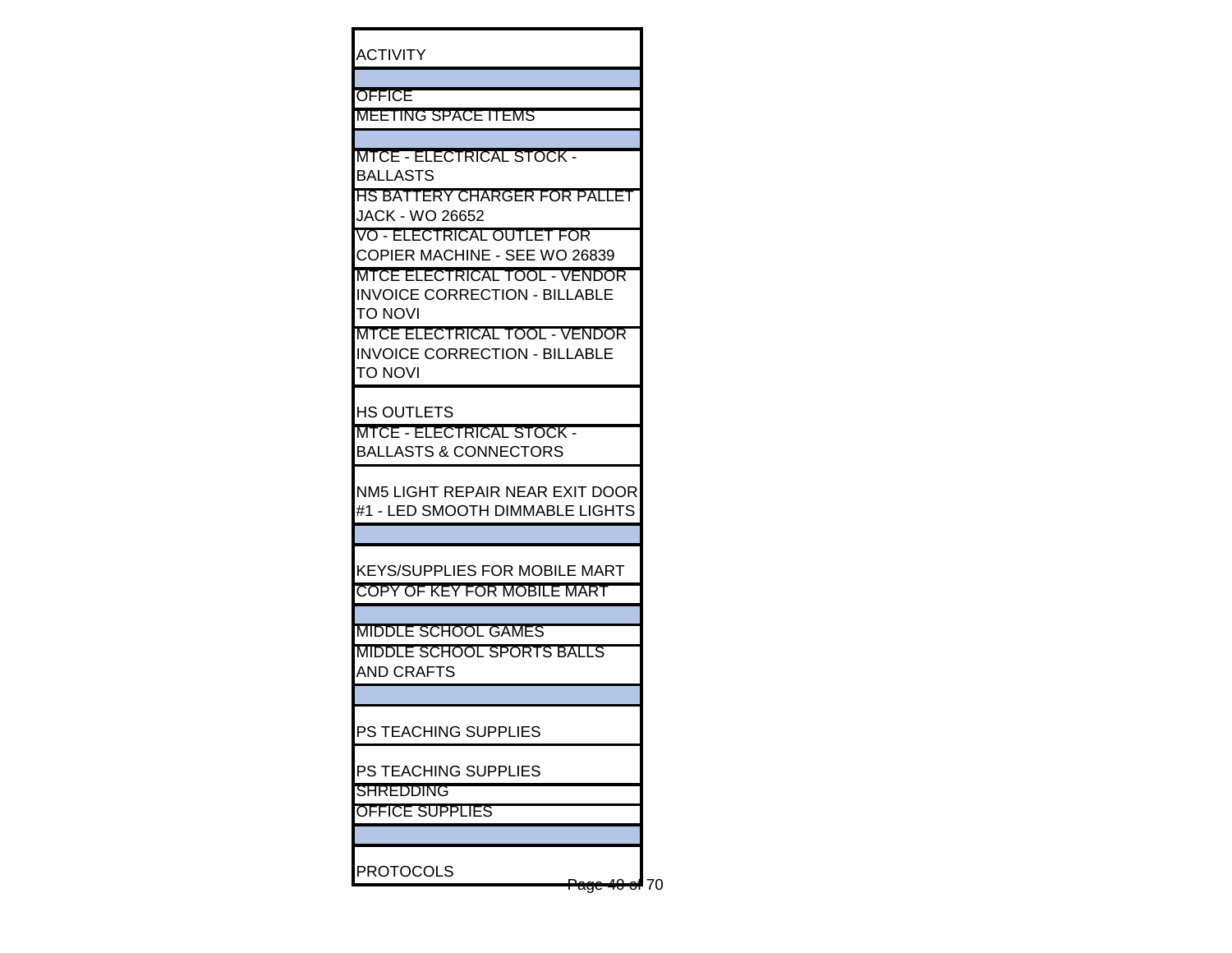| ACTIVITY |
| --- |
| |
| OFFICE |
| MEETING SPACE ITEMS |
| |
| MTCE - ELECTRICAL STOCK - BALLASTS |
| HS BATTERY CHARGER FOR PALLET JACK - WO 26652 |
| VO - ELECTRICAL OUTLET FOR COPIER MACHINE - SEE WO 26839 |
| MTCE ELECTRICAL TOOL - VENDOR INVOICE CORRECTION - BILLABLE TO NOVI |
| MTCE ELECTRICAL TOOL - VENDOR INVOICE CORRECTION - BILLABLE TO NOVI |
| HS OUTLETS |
| MTCE - ELECTRICAL STOCK - BALLASTS & CONNECTORS |
| NM5 LIGHT REPAIR NEAR EXIT DOOR #1 - LED SMOOTH DIMMABLE LIGHTS |
| |
| KEYS/SUPPLIES FOR MOBILE MART |
| COPY OF KEY FOR MOBILE MART |
| |
| MIDDLE SCHOOL GAMES |
| MIDDLE SCHOOL SPORTS BALLS AND CRAFTS |
| |
| PS TEACHING SUPPLIES |
| PS TEACHING SUPPLIES |
| SHREDDING |
| OFFICE SUPPLIES |
| |
| PROTOCOLS |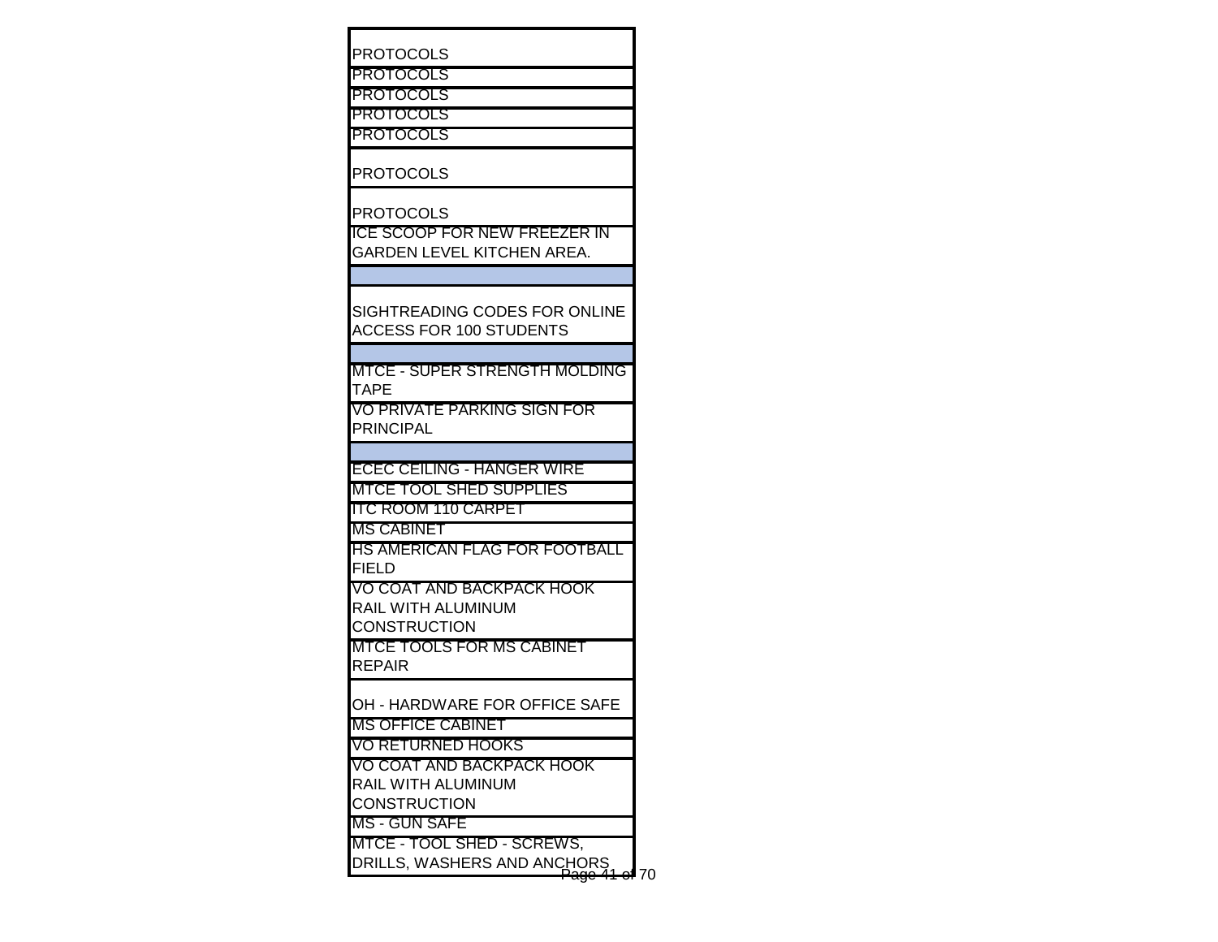| |
|---|
| PROTOCOLS |
| PROTOCOLS |
| PROTOCOLS |
| PROTOCOLS |
| PROTOCOLS |
| PROTOCOLS |
| PROTOCOLS |
| ICE SCOOP FOR NEW FREEZER IN GARDEN LEVEL KITCHEN AREA. |
| |
| SIGHTREADING CODES FOR ONLINE ACCESS FOR 100 STUDENTS |
| |
| MTCE - SUPER STRENGTH MOLDING TAPE |
| VO PRIVATE PARKING SIGN FOR PRINCIPAL |
| |
| ECEC CEILING - HANGER WIRE |
| MTCE TOOL SHED SUPPLIES |
| ITC ROOM 110 CARPET |
| MS CABINET |
| HS AMERICAN FLAG FOR FOOTBALL FIELD |
| VO COAT AND BACKPACK HOOK RAIL WITH ALUMINUM CONSTRUCTION |
| MTCE TOOLS FOR MS CABINET REPAIR |
| OH - HARDWARE FOR OFFICE SAFE |
| MS OFFICE CABINET |
| VO RETURNED HOOKS |
| VO COAT AND BACKPACK HOOK RAIL WITH ALUMINUM CONSTRUCTION |
| MS - GUN SAFE |
| MTCE - TOOL SHED - SCREWS, DRILLS, WASHERS AND ANCHORS |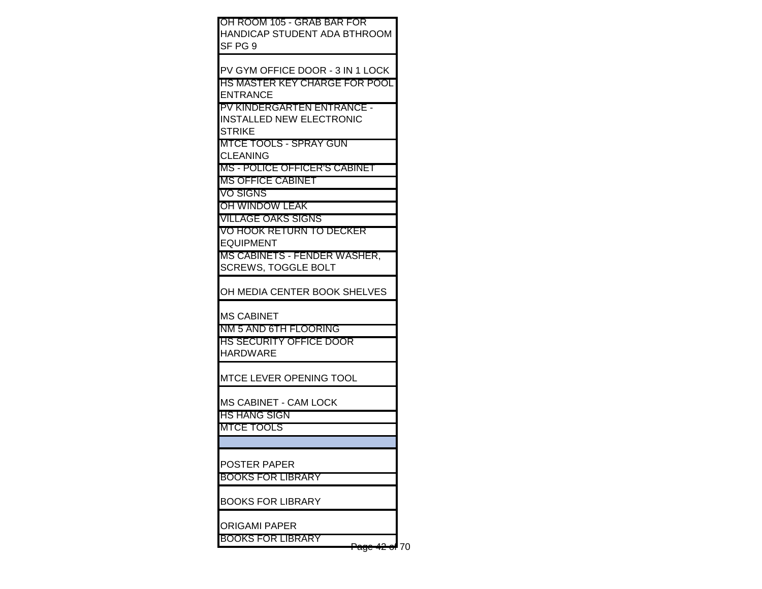| |
|---|
| OH ROOM 105 - GRAB BAR FOR HANDICAP STUDENT ADA BTHROOM SF PG 9 |
| PV GYM OFFICE DOOR - 3 IN 1 LOCK |
| HS MASTER KEY CHARGE FOR POOL ENTRANCE |
| PV KINDERGARTEN ENTRANCE - INSTALLED NEW ELECTRONIC STRIKE |
| MTCE TOOLS - SPRAY GUN CLEANING |
| MS - POLICE OFFICER'S CABINET |
| MS OFFICE CABINET |
| VO SIGNS |
| OH WINDOW LEAK |
| VILLAGE OAKS SIGNS |
| VO HOOK RETURN TO DECKER EQUIPMENT |
| MS CABINETS - FENDER WASHER, SCREWS, TOGGLE BOLT |
| OH MEDIA CENTER BOOK SHELVES |
| MS CABINET |
| NM 5 AND 6TH FLOORING |
| HS SECURITY OFFICE DOOR HARDWARE |
| MTCE LEVER OPENING TOOL |
| MS CABINET - CAM LOCK |
| HS HANG SIGN |
| MTCE TOOLS |
| |
| POSTER PAPER |
| BOOKS FOR LIBRARY |
| BOOKS FOR LIBRARY |
| ORIGAMI PAPER |
| BOOKS FOR LIBRARY |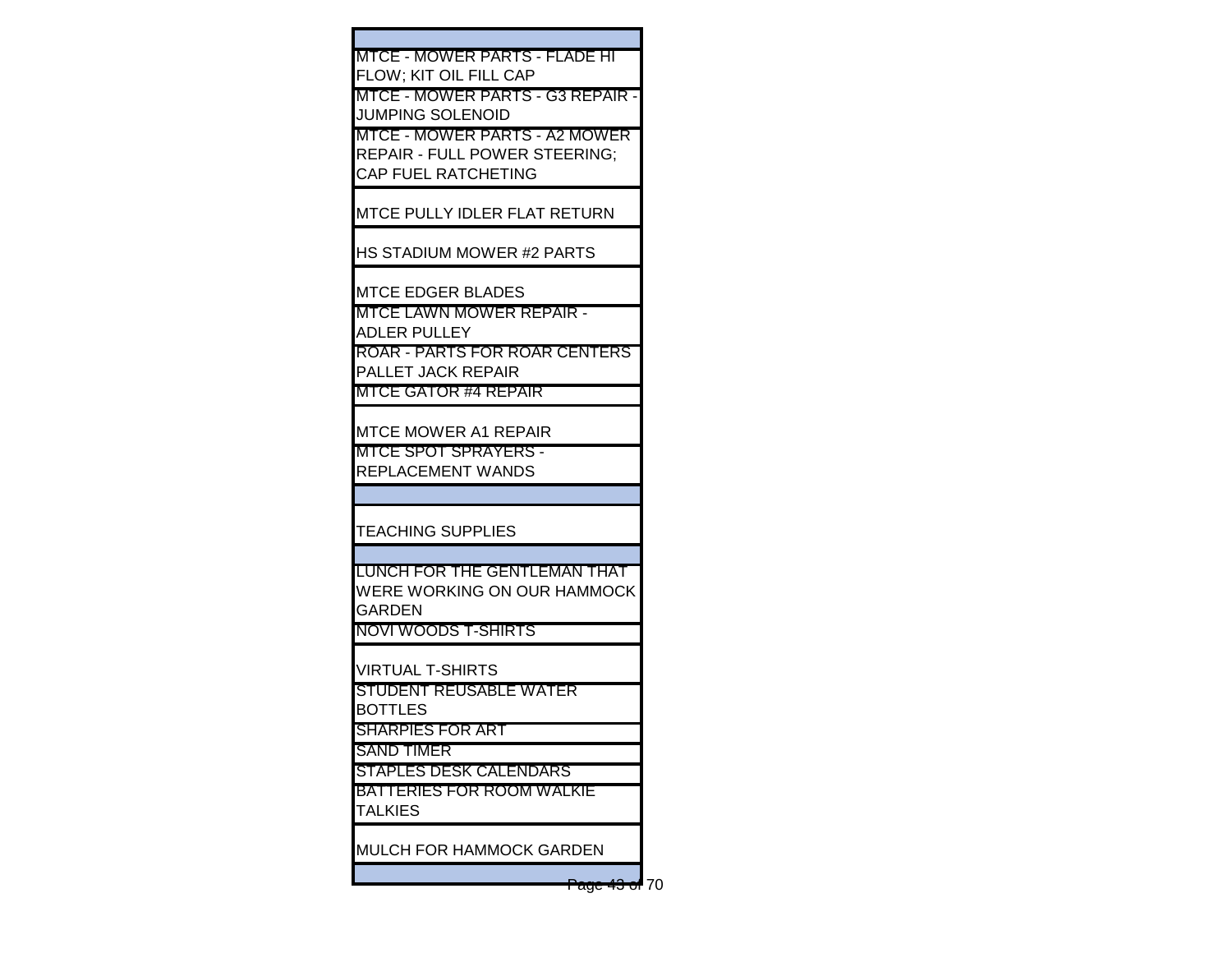| |
|---|
| |
| MTCE - MOWER PARTS - FLADE HI FLOW; KIT OIL FILL CAP |
| MTCE - MOWER PARTS - G3 REPAIR - JUMPING SOLENOID |
| MTCE - MOWER PARTS - A2 MOWER REPAIR - FULL POWER STEERING; CAP FUEL RATCHETING |
| MTCE PULLY IDLER FLAT RETURN |
| HS STADIUM MOWER #2 PARTS |
| MTCE EDGER BLADES |
| MTCE LAWN MOWER REPAIR - ADLER PULLEY |
| ROAR - PARTS FOR ROAR CENTERS PALLET JACK REPAIR |
| MTCE GATOR #4 REPAIR |
| MTCE MOWER A1 REPAIR |
| MTCE SPOT SPRAYERS - REPLACEMENT WANDS |
| |
| TEACHING SUPPLIES |
| |
| LUNCH FOR THE GENTLEMAN THAT WERE WORKING ON OUR HAMMOCK GARDEN |
| NOVI WOODS T-SHIRTS |
| VIRTUAL T-SHIRTS |
| STUDENT REUSABLE WATER BOTTLES |
| SHARPIES FOR ART |
| SAND TIMER |
| STAPLES DESK CALENDARS |
| BATTERIES FOR ROOM WALKIE TALKIES |
| MULCH FOR HAMMOCK GARDEN |
| |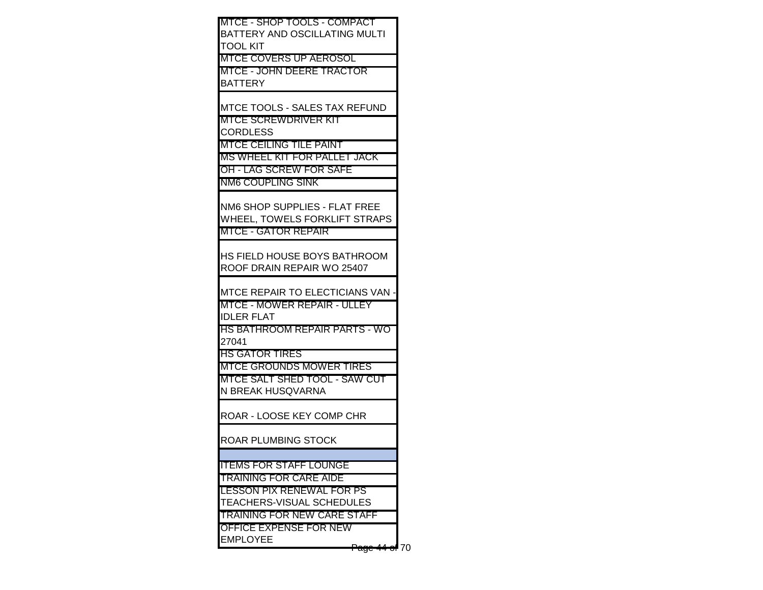| |
|---|
| MTCE - SHOP TOOLS - COMPACT BATTERY AND OSCILLATING MULTI TOOL KIT |
| MTCE COVERS UP AEROSOL |
| MTCE - JOHN DEERE TRACTOR BATTERY |
| MTCE TOOLS - SALES TAX REFUND |
| MTCE SCREWDRIVER KIT CORDLESS |
| MTCE CEILING TILE PAINT |
| MS WHEEL KIT FOR PALLET JACK |
| OH - LAG SCREW FOR SAFE |
| NM6 COUPLING SINK |
| NM6 SHOP SUPPLIES - FLAT FREE WHEEL, TOWELS FORKLIFT STRAPS |
| MTCE - GATOR REPAIR |
| HS FIELD HOUSE BOYS BATHROOM ROOF DRAIN REPAIR WO 25407 |
| MTCE REPAIR TO ELECTICIANS VAN - |
| MTCE - MOWER REPAIR - ULLEY IDLER FLAT |
| HS BATHROOM REPAIR PARTS - WO 27041 |
| HS GATOR TIRES |
| MTCE GROUNDS MOWER TIRES |
| MTCE SALT SHED TOOL - SAW CUT N BREAK HUSQVARNA |
| ROAR - LOOSE KEY COMP CHR |
| ROAR PLUMBING STOCK |
| |
| ITEMS FOR STAFF LOUNGE |
| TRAINING FOR CARE AIDE |
| LESSON PIX RENEWAL FOR PS TEACHERS-VISUAL SCHEDULES |
| TRAINING FOR NEW CARE STAFF |
| OFFICE EXPENSE FOR NEW EMPLOYEE |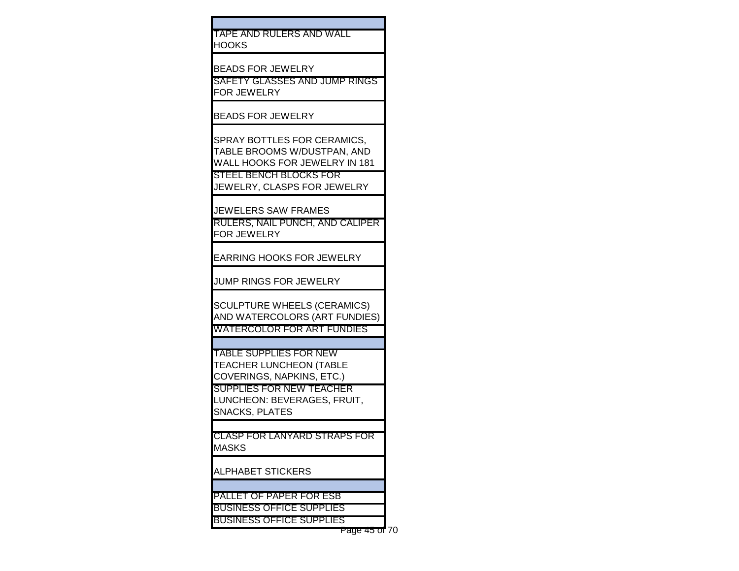| |
|---|
| |
| TAPE AND RULERS AND WALL HOOKS |
| BEADS FOR JEWELRY |
| SAFETY GLASSES AND JUMP RINGS FOR JEWELRY |
| BEADS FOR JEWELRY |
| SPRAY BOTTLES FOR CERAMICS, TABLE BROOMS W/DUSTPAN, AND WALL HOOKS FOR JEWELRY IN 181 |
| STEEL BENCH BLOCKS FOR JEWELRY, CLASPS FOR JEWELRY |
| JEWELERS SAW FRAMES |
| RULERS, NAIL PUNCH, AND CALIPER FOR JEWELRY |
| EARRING HOOKS FOR JEWELRY |
| JUMP RINGS FOR JEWELRY |
| SCULPTURE WHEELS (CERAMICS) AND WATERCOLORS (ART FUNDIES) |
| WATERCOLOR FOR ART FUNDIES |
| |
| TABLE SUPPLIES FOR NEW TEACHER LUNCHEON (TABLE COVERINGS, NAPKINS, ETC.) |
| SUPPLIES FOR NEW TEACHER LUNCHEON: BEVERAGES, FRUIT, SNACKS, PLATES |
| |
| CLASP FOR LANYARD STRAPS FOR MASKS |
| ALPHABET STICKERS |
| |
| PALLET OF PAPER FOR ESB |
| BUSINESS OFFICE SUPPLIES |
| BUSINESS OFFICE SUPPLIES |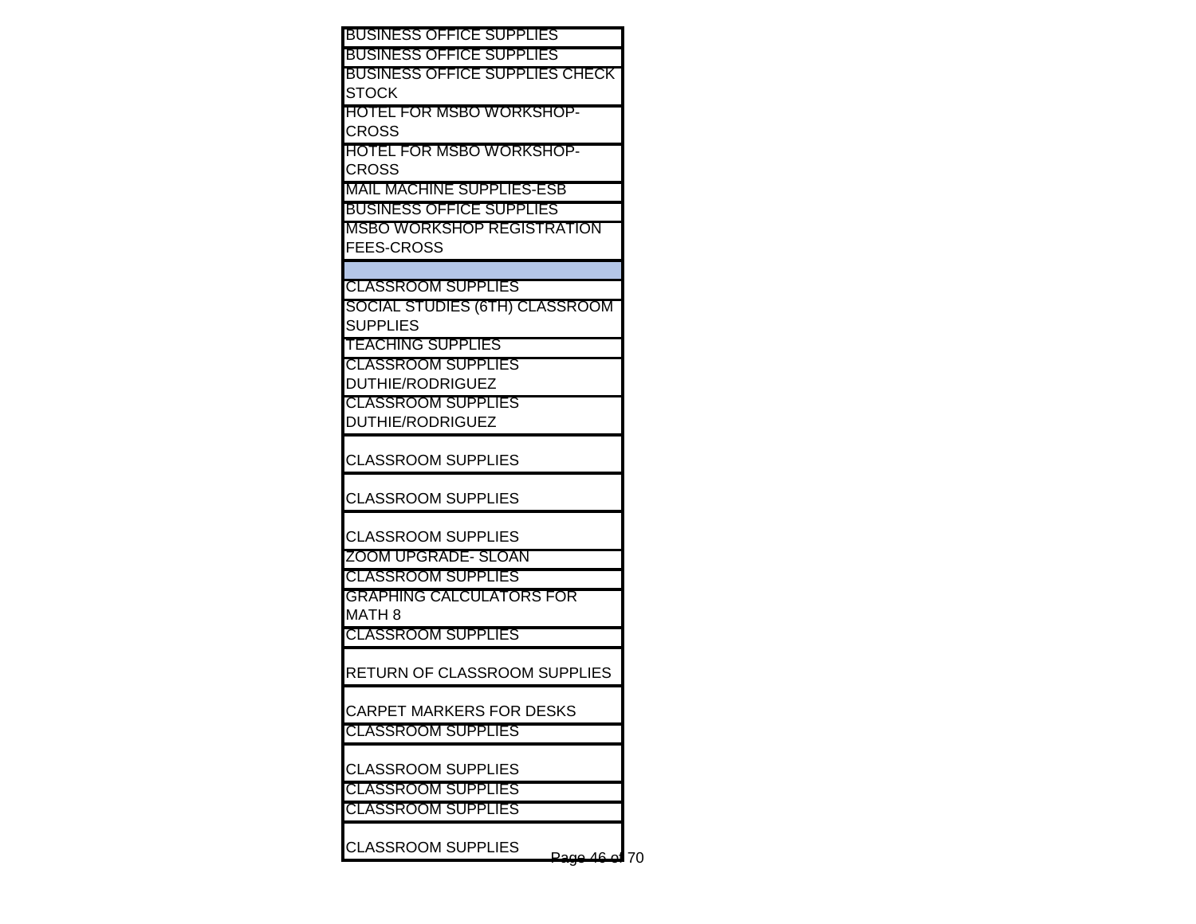| |
|---|
| BUSINESS OFFICE SUPPLIES |
| BUSINESS OFFICE SUPPLIES |
| BUSINESS OFFICE SUPPLIES CHECK STOCK |
| HOTEL FOR MSBO WORKSHOP-CROSS |
| HOTEL FOR MSBO WORKSHOP-CROSS |
| MAIL MACHINE SUPPLIES-ESB |
| BUSINESS OFFICE SUPPLIES |
| MSBO WORKSHOP REGISTRATION FEES-CROSS |
| |
| CLASSROOM SUPPLIES |
| SOCIAL STUDIES (6TH) CLASSROOM SUPPLIES |
| TEACHING SUPPLIES |
| CLASSROOM SUPPLIES DUTHIE/RODRIGUEZ |
| CLASSROOM SUPPLIES DUTHIE/RODRIGUEZ |
| CLASSROOM SUPPLIES |
| CLASSROOM SUPPLIES |
| CLASSROOM SUPPLIES |
| ZOOM UPGRADE- SLOAN |
| CLASSROOM SUPPLIES |
| GRAPHING CALCULATORS FOR MATH 8 |
| CLASSROOM SUPPLIES |
| RETURN OF CLASSROOM SUPPLIES |
| CARPET MARKERS FOR DESKS |
| CLASSROOM SUPPLIES |
| CLASSROOM SUPPLIES |
| CLASSROOM SUPPLIES |
| CLASSROOM SUPPLIES |
| CLASSROOM SUPPLIES |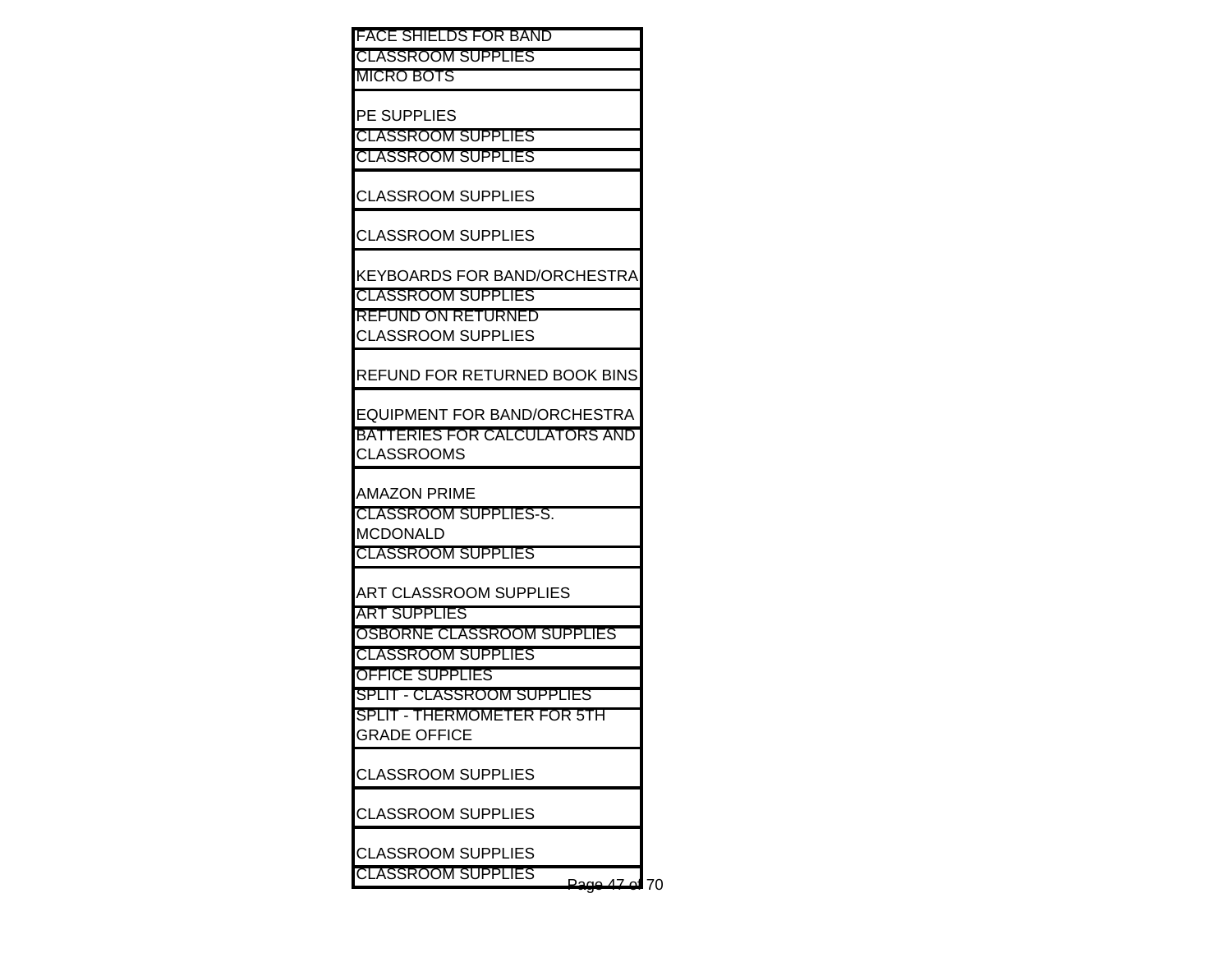| |
|---|
| FACE SHIELDS FOR BAND |
| CLASSROOM SUPPLIES |
| MICRO BOTS |
| PE SUPPLIES |
| CLASSROOM SUPPLIES |
| CLASSROOM SUPPLIES |
| CLASSROOM SUPPLIES |
| CLASSROOM SUPPLIES |
| KEYBOARDS FOR BAND/ORCHESTRA |
| CLASSROOM SUPPLIES |
| REFUND ON RETURNED CLASSROOM SUPPLIES |
| REFUND FOR RETURNED BOOK BINS |
| EQUIPMENT FOR BAND/ORCHESTRA |
| BATTERIES FOR CALCULATORS AND CLASSROOMS |
| AMAZON PRIME |
| CLASSROOM SUPPLIES-S. MCDONALD |
| CLASSROOM SUPPLIES |
| ART CLASSROOM SUPPLIES |
| ART SUPPLIES |
| OSBORNE CLASSROOM SUPPLIES |
| CLASSROOM SUPPLIES |
| OFFICE SUPPLIES |
| SPLIT - CLASSROOM SUPPLIES |
| SPLIT - THERMOMETER FOR 5TH GRADE OFFICE |
| CLASSROOM SUPPLIES |
| CLASSROOM SUPPLIES |
| CLASSROOM SUPPLIES |
| CLASSROOM SUPPLIES |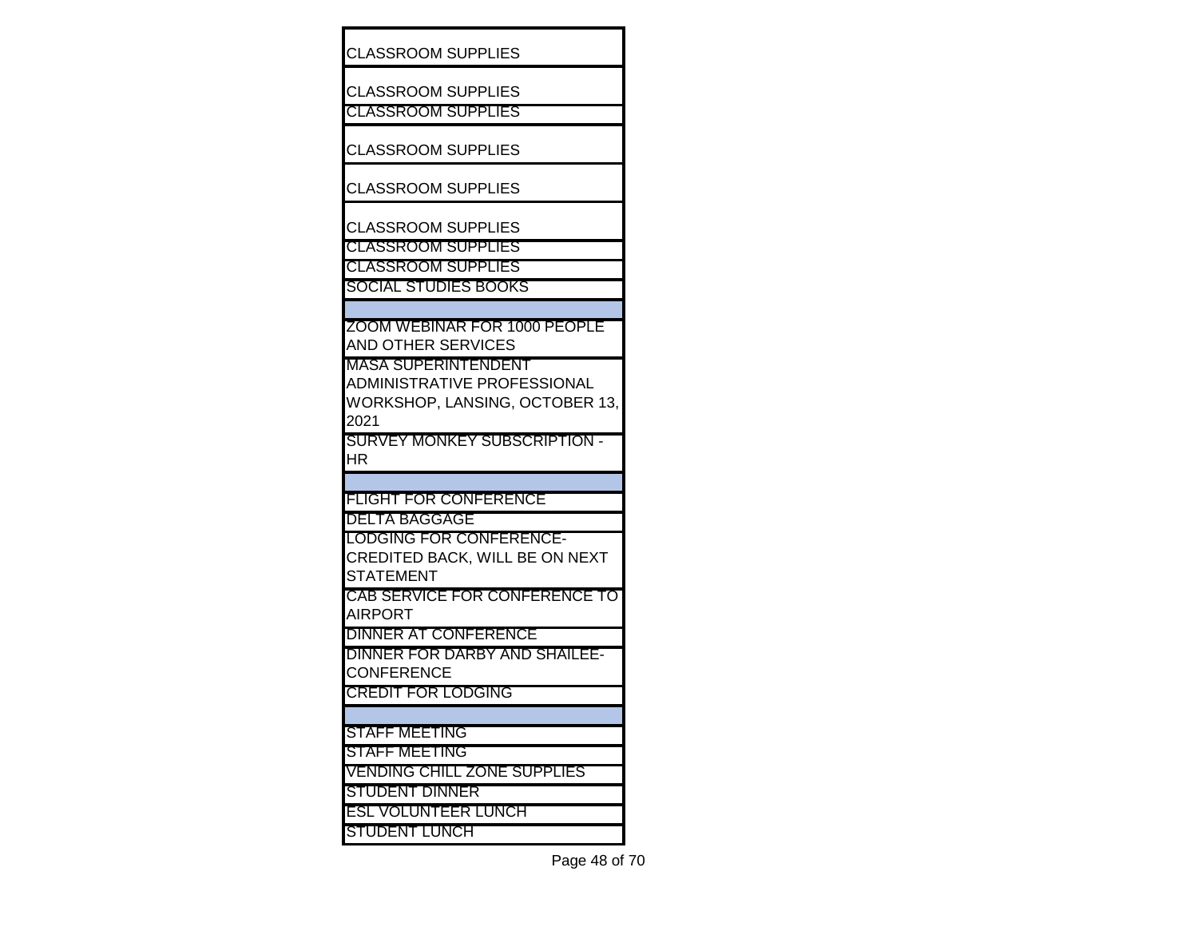| |
|---|
| CLASSROOM SUPPLIES |
| CLASSROOM SUPPLIES |
| CLASSROOM SUPPLIES |
| CLASSROOM SUPPLIES |
| CLASSROOM SUPPLIES |
| CLASSROOM SUPPLIES |
| CLASSROOM SUPPLIES |
| CLASSROOM SUPPLIES |
| SOCIAL STUDIES BOOKS |
| |
| ZOOM WEBINAR FOR 1000 PEOPLE AND OTHER SERVICES |
| MASA SUPERINTENDENT ADMINISTRATIVE PROFESSIONAL WORKSHOP, LANSING, OCTOBER 13, 2021 |
| SURVEY MONKEY SUBSCRIPTION - HR |
| |
| FLIGHT FOR CONFERENCE |
| DELTA BAGGAGE |
| LODGING FOR CONFERENCE-CREDITED BACK, WILL BE ON NEXT STATEMENT |
| CAB SERVICE FOR CONFERENCE TO AIRPORT |
| DINNER AT CONFERENCE |
| DINNER FOR DARBY AND SHAILEE-CONFERENCE |
| CREDIT FOR LODGING |
| |
| STAFF MEETING |
| STAFF MEETING |
| VENDING CHILL ZONE SUPPLIES |
| STUDENT DINNER |
| ESL VOLUNTEER LUNCH |
| STUDENT LUNCH |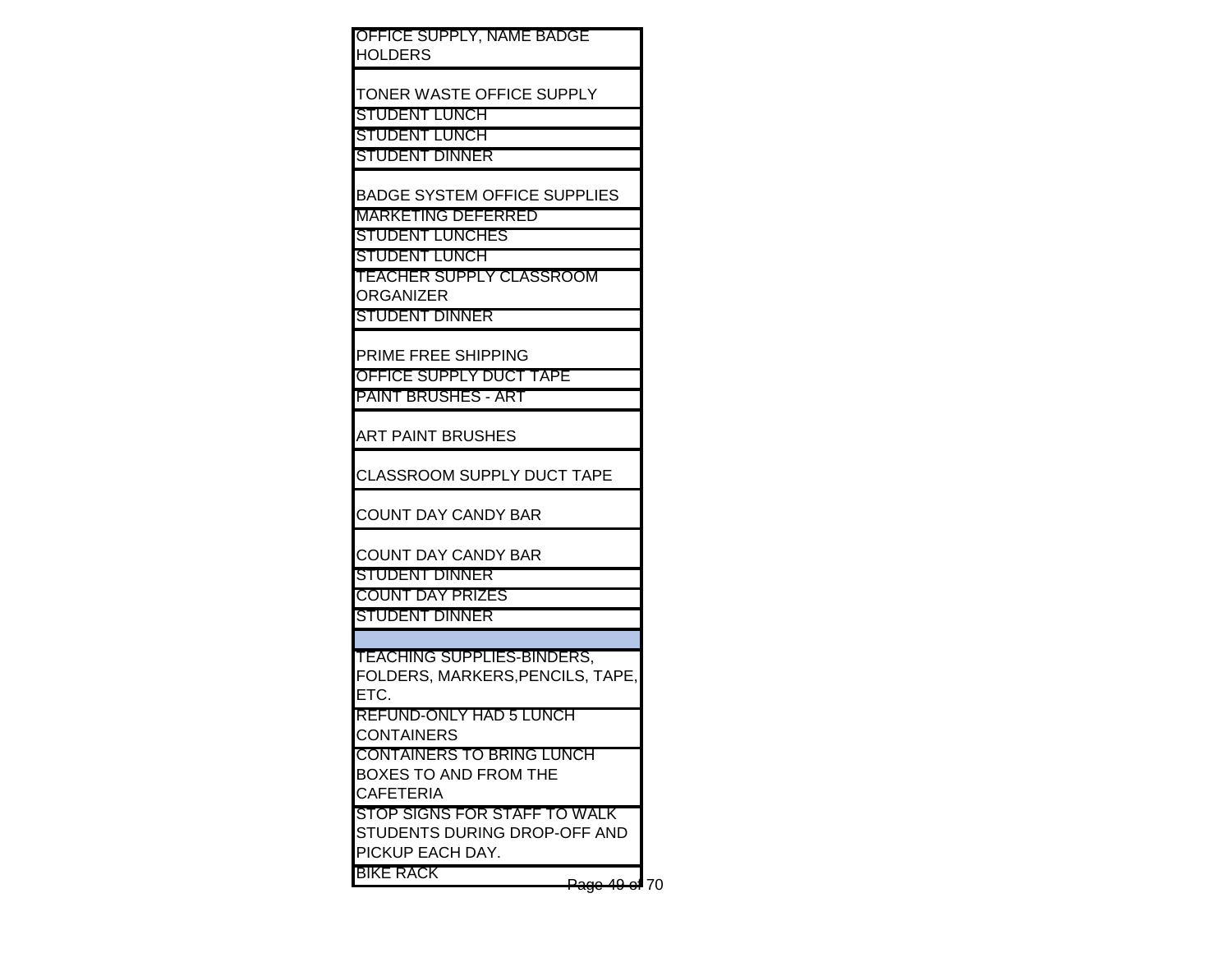| |
|---|
| OFFICE SUPPLY, NAME BADGE HOLDERS |
| TONER WASTE OFFICE SUPPLY |
| STUDENT LUNCH |
| STUDENT LUNCH |
| STUDENT DINNER |
| BADGE SYSTEM OFFICE SUPPLIES |
| MARKETING DEFERRED |
| STUDENT LUNCHES |
| STUDENT LUNCH |
| TEACHER SUPPLY CLASSROOM ORGANIZER |
| STUDENT DINNER |
| PRIME FREE SHIPPING |
| OFFICE SUPPLY DUCT TAPE |
| PAINT BRUSHES - ART |
| ART PAINT BRUSHES |
| CLASSROOM SUPPLY DUCT TAPE |
| COUNT DAY CANDY BAR |
| COUNT DAY CANDY BAR |
| STUDENT DINNER |
| COUNT DAY PRIZES |
| STUDENT DINNER |
| |
| TEACHING SUPPLIES-BINDERS, FOLDERS, MARKERS,PENCILS, TAPE, ETC. |
| REFUND-ONLY HAD 5 LUNCH CONTAINERS |
| CONTAINERS TO BRING LUNCH BOXES TO AND FROM THE CAFETERIA |
| STOP SIGNS FOR STAFF TO WALK STUDENTS DURING DROP-OFF AND PICKUP EACH DAY. |
| BIKE RACK |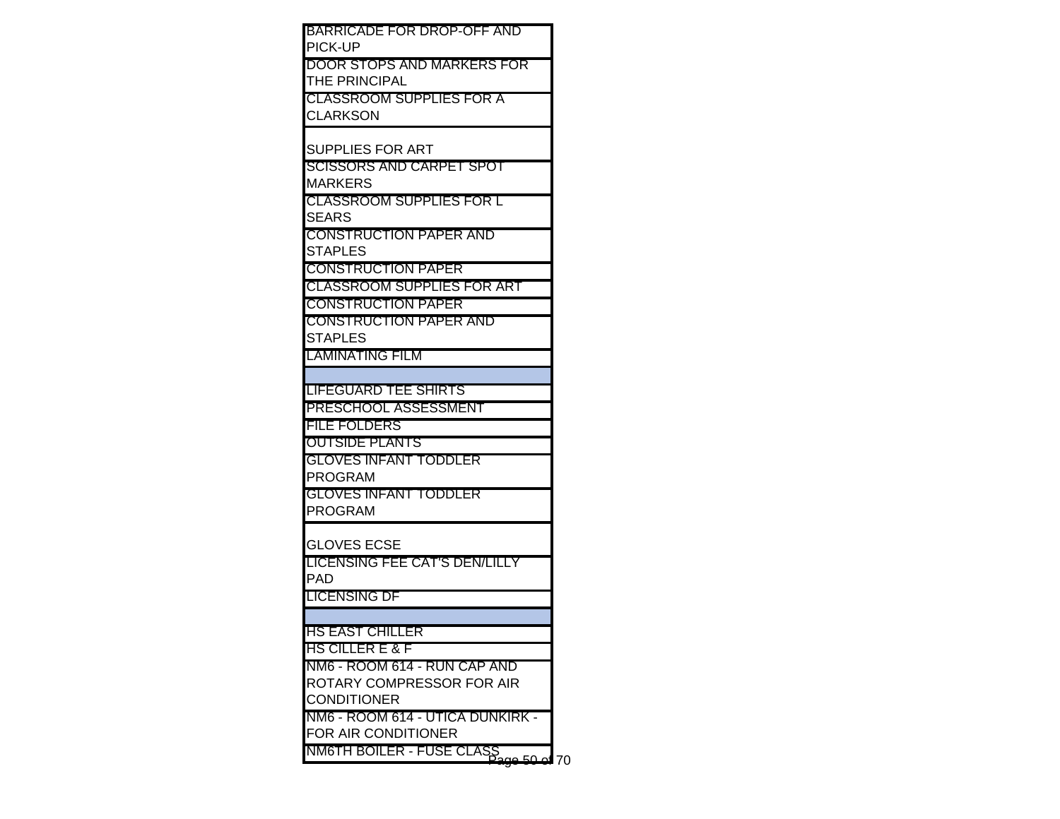| |
|---|
| BARRICADE FOR DROP-OFF AND PICK-UP |
| DOOR STOPS AND MARKERS FOR THE PRINCIPAL |
| CLASSROOM SUPPLIES FOR A CLARKSON |
| SUPPLIES FOR ART |
| SCISSORS AND CARPET SPOT MARKERS |
| CLASSROOM SUPPLIES FOR L SEARS |
| CONSTRUCTION PAPER AND STAPLES |
| CONSTRUCTION PAPER |
| CLASSROOM SUPPLIES FOR ART |
| CONSTRUCTION PAPER |
| CONSTRUCTION PAPER AND STAPLES |
| LAMINATING FILM |
| |
| LIFEGUARD TEE SHIRTS |
| PRESCHOOL ASSESSMENT |
| FILE FOLDERS |
| OUTSIDE PLANTS |
| GLOVES INFANT TODDLER PROGRAM |
| GLOVES INFANT TODDLER PROGRAM |
| GLOVES ECSE |
| LICENSING FEE CAT'S DEN/LILLY PAD |
| LICENSING DF |
| |
| HS EAST CHILLER |
| HS CILLER E & F |
| NM6 - ROOM 614 - RUN CAP AND ROTARY COMPRESSOR FOR AIR CONDITIONER |
| NM6 - ROOM 614 - UTICA DUNKIRK - FOR AIR CONDITIONER |
| NM6TH BOILER - FUSE CLASS |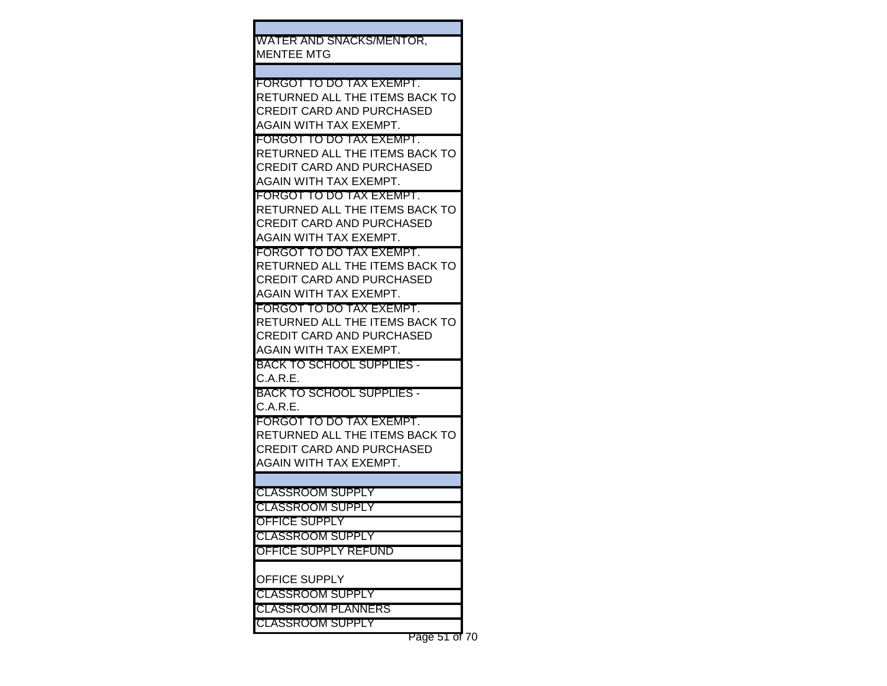| |
|---|
| |
| WATER AND SNACKS/MENTOR, MENTEE MTG |
| |
| FORGOT TO DO TAX EXEMPT. RETURNED ALL THE ITEMS BACK TO CREDIT CARD AND PURCHASED AGAIN WITH TAX EXEMPT. |
| FORGOT TO DO TAX EXEMPT. RETURNED ALL THE ITEMS BACK TO CREDIT CARD AND PURCHASED AGAIN WITH TAX EXEMPT. |
| FORGOT TO DO TAX EXEMPT. RETURNED ALL THE ITEMS BACK TO CREDIT CARD AND PURCHASED AGAIN WITH TAX EXEMPT. |
| FORGOT TO DO TAX EXEMPT. RETURNED ALL THE ITEMS BACK TO CREDIT CARD AND PURCHASED AGAIN WITH TAX EXEMPT. |
| FORGOT TO DO TAX EXEMPT. RETURNED ALL THE ITEMS BACK TO CREDIT CARD AND PURCHASED AGAIN WITH TAX EXEMPT. |
| BACK TO SCHOOL SUPPLIES - C.A.R.E. |
| BACK TO SCHOOL SUPPLIES - C.A.R.E. |
| FORGOT TO DO TAX EXEMPT. RETURNED ALL THE ITEMS BACK TO CREDIT CARD AND PURCHASED AGAIN WITH TAX EXEMPT. |
| |
| CLASSROOM SUPPLY |
| CLASSROOM SUPPLY |
| OFFICE SUPPLY |
| CLASSROOM SUPPLY |
| OFFICE SUPPLY REFUND |
| OFFICE SUPPLY |
| CLASSROOM SUPPLY |
| CLASSROOM PLANNERS |
| CLASSROOM SUPPLY |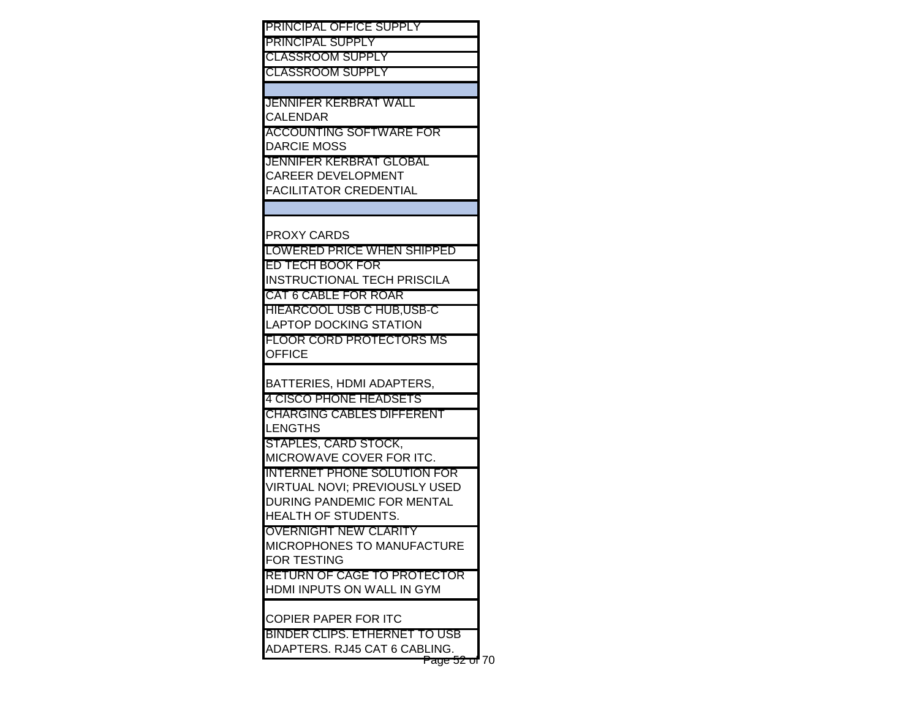| |
|---|
| PRINCIPAL OFFICE SUPPLY |
| PRINCIPAL SUPPLY |
| CLASSROOM SUPPLY |
| CLASSROOM SUPPLY |
| |
| JENNIFER KERBRAT WALL CALENDAR |
| ACCOUNTING SOFTWARE FOR DARCIE MOSS |
| JENNIFER KERBRAT GLOBAL CAREER DEVELOPMENT FACILITATOR CREDENTIAL |
| |
| PROXY CARDS |
| LOWERED PRICE WHEN SHIPPED |
| ED TECH BOOK FOR INSTRUCTIONAL TECH PRISCILA |
| CAT 6 CABLE FOR ROAR |
| HIEARCOOL USB C HUB,USB-C LAPTOP DOCKING STATION |
| FLOOR CORD PROTECTORS MS OFFICE |
| BATTERIES, HDMI ADAPTERS, |
| 4 CISCO PHONE HEADSETS |
| CHARGING CABLES DIFFERENT LENGTHS |
| STAPLES, CARD STOCK, MICROWAVE COVER FOR ITC. |
| INTERNET PHONE SOLUTION FOR VIRTUAL NOVI; PREVIOUSLY USED DURING PANDEMIC FOR MENTAL HEALTH OF STUDENTS. |
| OVERNIGHT NEW CLARITY MICROPHONES TO MANUFACTURE FOR TESTING |
| RETURN OF CAGE TO PROTECTOR HDMI INPUTS ON WALL IN GYM |
| COPIER PAPER FOR ITC |
| BINDER CLIPS. ETHERNET TO USB ADAPTERS. RJ45 CAT 6 CABLING. |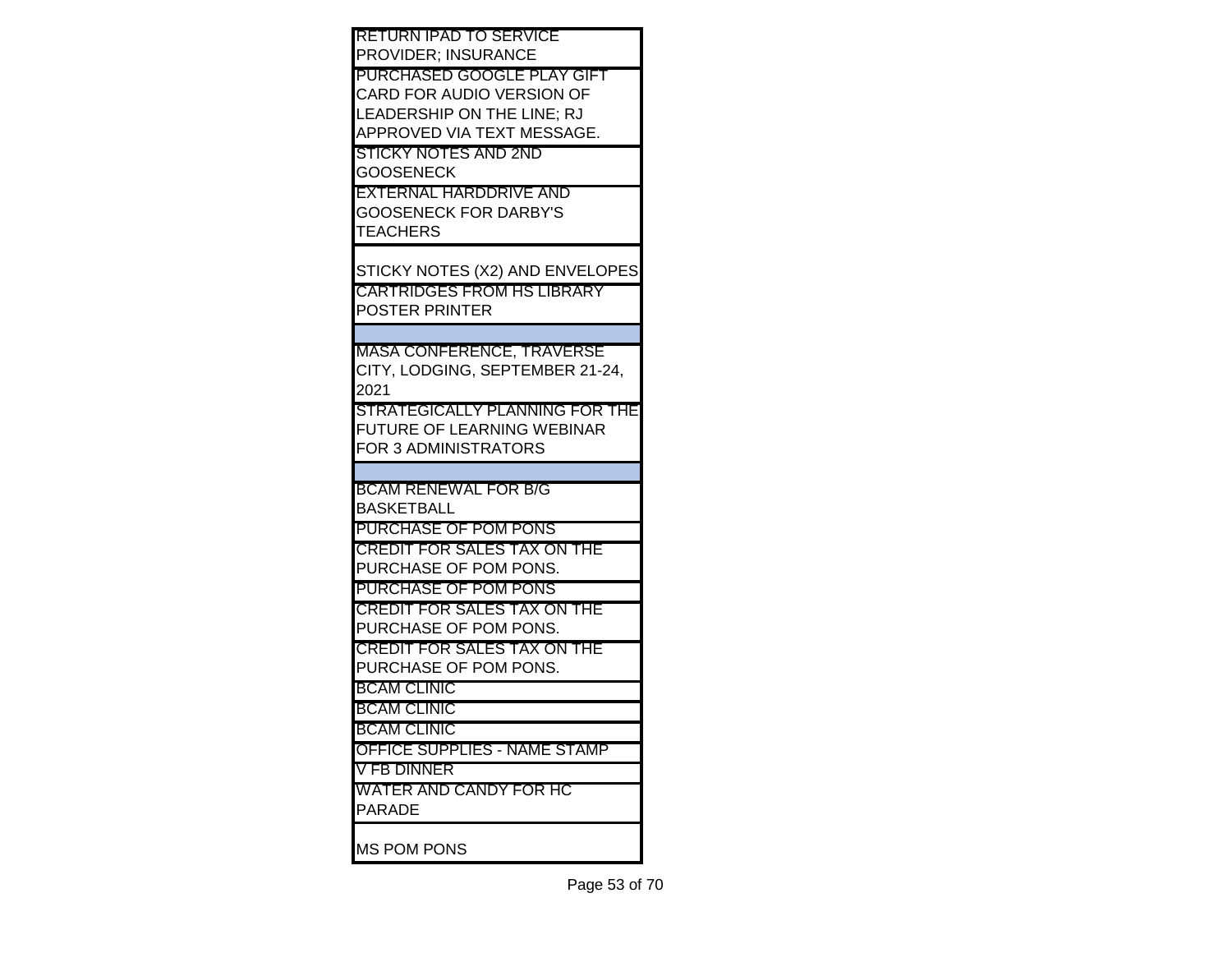| |
|---|
| RETURN IPAD TO SERVICE PROVIDER; INSURANCE |
| PURCHASED GOOGLE PLAY GIFT CARD FOR AUDIO VERSION OF LEADERSHIP ON THE LINE; RJ APPROVED VIA TEXT MESSAGE. |
| STICKY NOTES AND 2ND GOOSENECK |
| EXTERNAL HARDDRIVE AND GOOSENECK FOR DARBY'S TEACHERS |
| STICKY NOTES (X2) AND ENVELOPES |
| CARTRIDGES FROM HS LIBRARY POSTER PRINTER |
| |
| MASA CONFERENCE, TRAVERSE CITY, LODGING, SEPTEMBER 21-24, 2021 |
| STRATEGICALLY PLANNING FOR THE FUTURE OF LEARNING WEBINAR FOR 3 ADMINISTRATORS |
| |
| BCAM RENEWAL FOR B/G BASKETBALL |
| PURCHASE OF POM PONS |
| CREDIT FOR SALES TAX ON THE PURCHASE OF POM PONS. |
| PURCHASE OF POM PONS |
| CREDIT FOR SALES TAX ON THE PURCHASE OF POM PONS. |
| CREDIT FOR SALES TAX ON THE PURCHASE OF POM PONS. |
| BCAM CLINIC |
| BCAM CLINIC |
| BCAM CLINIC |
| OFFICE SUPPLIES - NAME STAMP |
| V FB DINNER |
| WATER AND CANDY FOR HC PARADE |
| MS POM PONS |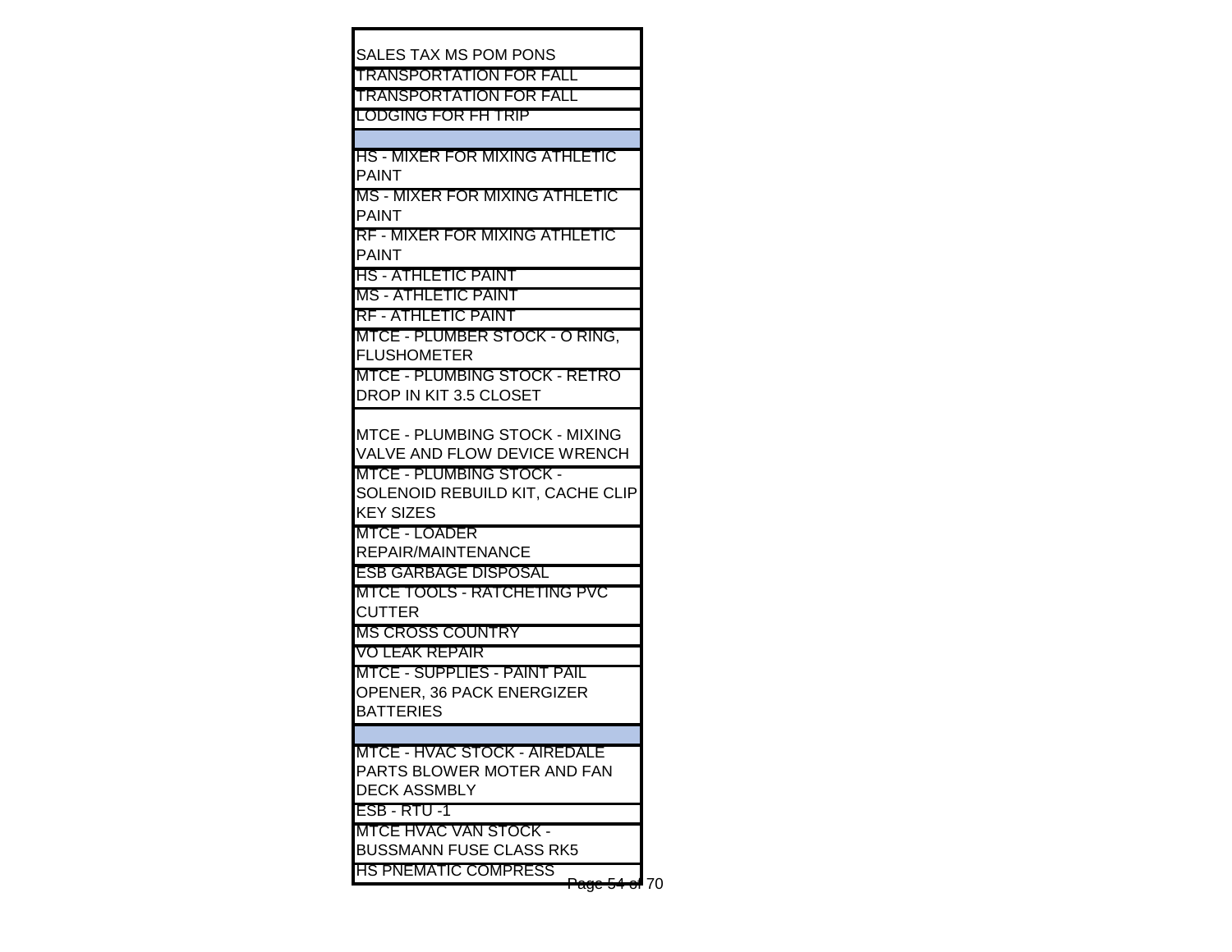| |
|---|
| SALES TAX MS POM PONS |
| TRANSPORTATION FOR FALL |
| TRANSPORTATION FOR FALL |
| LODGING FOR FH TRIP |
| |
| HS - MIXER FOR MIXING ATHLETIC PAINT |
| MS - MIXER FOR MIXING ATHLETIC PAINT |
| RF - MIXER FOR MIXING ATHLETIC PAINT |
| HS - ATHLETIC PAINT |
| MS - ATHLETIC PAINT |
| RF - ATHLETIC PAINT |
| MTCE - PLUMBER STOCK - O RING, FLUSHOMETER |
| MTCE - PLUMBING STOCK - RETRO DROP IN KIT 3.5 CLOSET |
| MTCE - PLUMBING STOCK - MIXING VALVE AND FLOW DEVICE WRENCH |
| MTCE - PLUMBING STOCK - SOLENOID REBUILD KIT, CACHE CLIP KEY SIZES |
| MTCE - LOADER REPAIR/MAINTENANCE |
| ESB GARBAGE DISPOSAL |
| MTCE TOOLS - RATCHETING PVC CUTTER |
| MS CROSS COUNTRY |
| VO LEAK REPAIR |
| MTCE - SUPPLIES - PAINT PAIL OPENER, 36 PACK ENERGIZER BATTERIES |
| |
| MTCE - HVAC STOCK - AIREDALE PARTS BLOWER MOTER AND FAN DECK ASSMBLY |
| ESB - RTU -1 |
| MTCE HVAC VAN STOCK - BUSSMANN FUSE CLASS RK5 |
| HS PNEMATIC COMPRESS |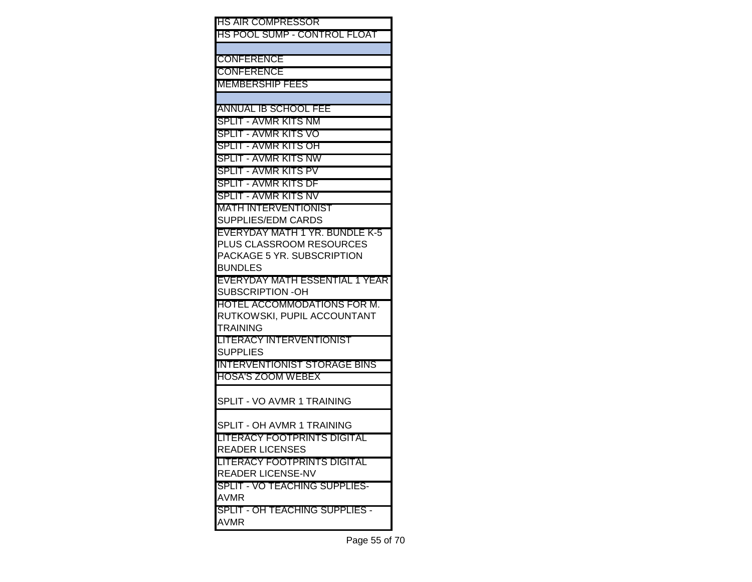| |
|---|
| HS AIR COMPRESSOR |
| HS POOL SUMP - CONTROL FLOAT |
| |
| CONFERENCE |
| CONFERENCE |
| MEMBERSHIP FEES |
| |
| ANNUAL IB SCHOOL FEE |
| SPLIT - AVMR KITS NM |
| SPLIT - AVMR KITS VO |
| SPLIT - AVMR KITS OH |
| SPLIT - AVMR KITS NW |
| SPLIT - AVMR KITS PV |
| SPLIT - AVMR KITS DF |
| SPLIT - AVMR KITS NV |
| MATH INTERVENTIONIST SUPPLIES/EDM CARDS |
| EVERYDAY MATH 1 YR. BUNDLE K-5 PLUS CLASSROOM RESOURCES PACKAGE 5 YR. SUBSCRIPTION BUNDLES |
| EVERYDAY MATH ESSENTIAL 1 YEAR SUBSCRIPTION -OH |
| HOTEL ACCOMMODATIONS FOR M. RUTKOWSKI, PUPIL ACCOUNTANT TRAINING |
| LITERACY INTERVENTIONIST SUPPLIES |
| INTERVENTIONIST STORAGE BINS |
| HOSA'S ZOOM WEBEX |
| SPLIT - VO AVMR 1 TRAINING |
| SPLIT - OH AVMR 1 TRAINING |
| LITERACY FOOTPRINTS DIGITAL READER LICENSES |
| LITERACY FOOTPRINTS DIGITAL READER LICENSE-NV |
| SPLIT - VO TEACHING SUPPLIES-AVMR |
| SPLIT - OH TEACHING SUPPLIES - AVMR |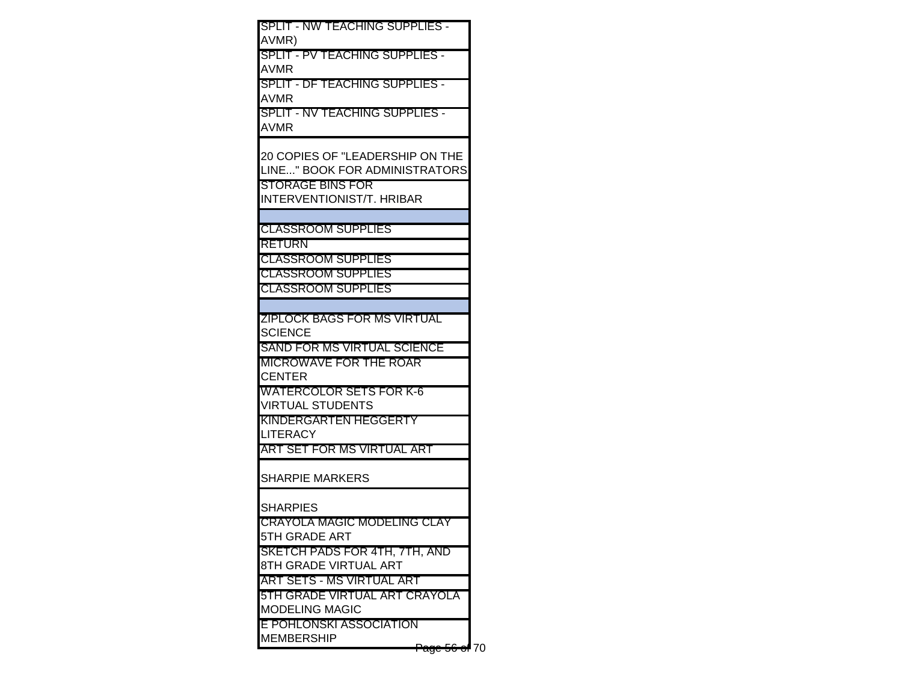| |
|---|
| SPLIT - NW TEACHING SUPPLIES - AVMR) |
| SPLIT - PV TEACHING SUPPLIES - AVMR |
| SPLIT - DF TEACHING SUPPLIES - AVMR |
| SPLIT - NV TEACHING SUPPLIES - AVMR |
| 20 COPIES OF "LEADERSHIP ON THE LINE..." BOOK FOR ADMINISTRATORS |
| STORAGE BINS FOR INTERVENTIONIST/T. HRIBAR |
| |
| CLASSROOM SUPPLIES |
| RETURN |
| CLASSROOM SUPPLIES |
| CLASSROOM SUPPLIES |
| CLASSROOM SUPPLIES |
| |
| ZIPLOCK BAGS FOR MS VIRTUAL SCIENCE |
| SAND FOR MS VIRTUAL SCIENCE |
| MICROWAVE FOR THE ROAR CENTER |
| WATERCOLOR SETS FOR K-6 VIRTUAL STUDENTS |
| KINDERGARTEN HEGGERTY LITERACY |
| ART SET FOR MS VIRTUAL ART |
| SHARPIE MARKERS |
| SHARPIES |
| CRAYOLA MAGIC MODELING CLAY 5TH GRADE ART |
| SKETCH PADS FOR 4TH, 7TH, AND 8TH GRADE VIRTUAL ART |
| ART SETS - MS VIRTUAL ART |
| 5TH GRADE VIRTUAL ART CRAYOLA MODELING MAGIC |
| E POHLONSKI ASSOCIATION MEMBERSHIP |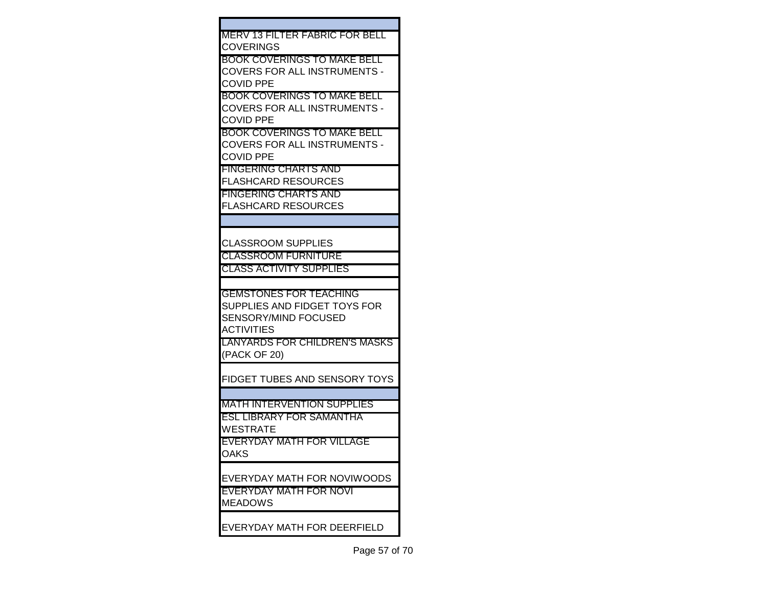| |
|---|
| |
| MERV 13 FILTER FABRIC FOR BELL COVERINGS |
| BOOK COVERINGS TO MAKE BELL COVERS FOR ALL INSTRUMENTS - COVID PPE |
| BOOK COVERINGS TO MAKE BELL COVERS FOR ALL INSTRUMENTS - COVID PPE |
| BOOK COVERINGS TO MAKE BELL COVERS FOR ALL INSTRUMENTS - COVID PPE |
| FINGERING CHARTS AND FLASHCARD RESOURCES |
| FINGERING CHARTS AND FLASHCARD RESOURCES |
| |
| CLASSROOM SUPPLIES |
| CLASSROOM FURNITURE |
| CLASS ACTIVITY SUPPLIES |
| |
| GEMSTONES FOR TEACHING SUPPLIES AND FIDGET TOYS FOR SENSORY/MIND FOCUSED ACTIVITIES |
| LANYARDS FOR CHILDREN'S MASKS (PACK OF 20) |
| FIDGET TUBES AND SENSORY TOYS |
| |
| MATH INTERVENTION SUPPLIES |
| ESL LIBRARY FOR SAMANTHA WESTRATE |
| EVERYDAY MATH FOR VILLAGE OAKS |
| EVERYDAY MATH FOR NOVIWOODS |
| EVERYDAY MATH FOR NOVI MEADOWS |
| EVERYDAY MATH FOR DEERFIELD |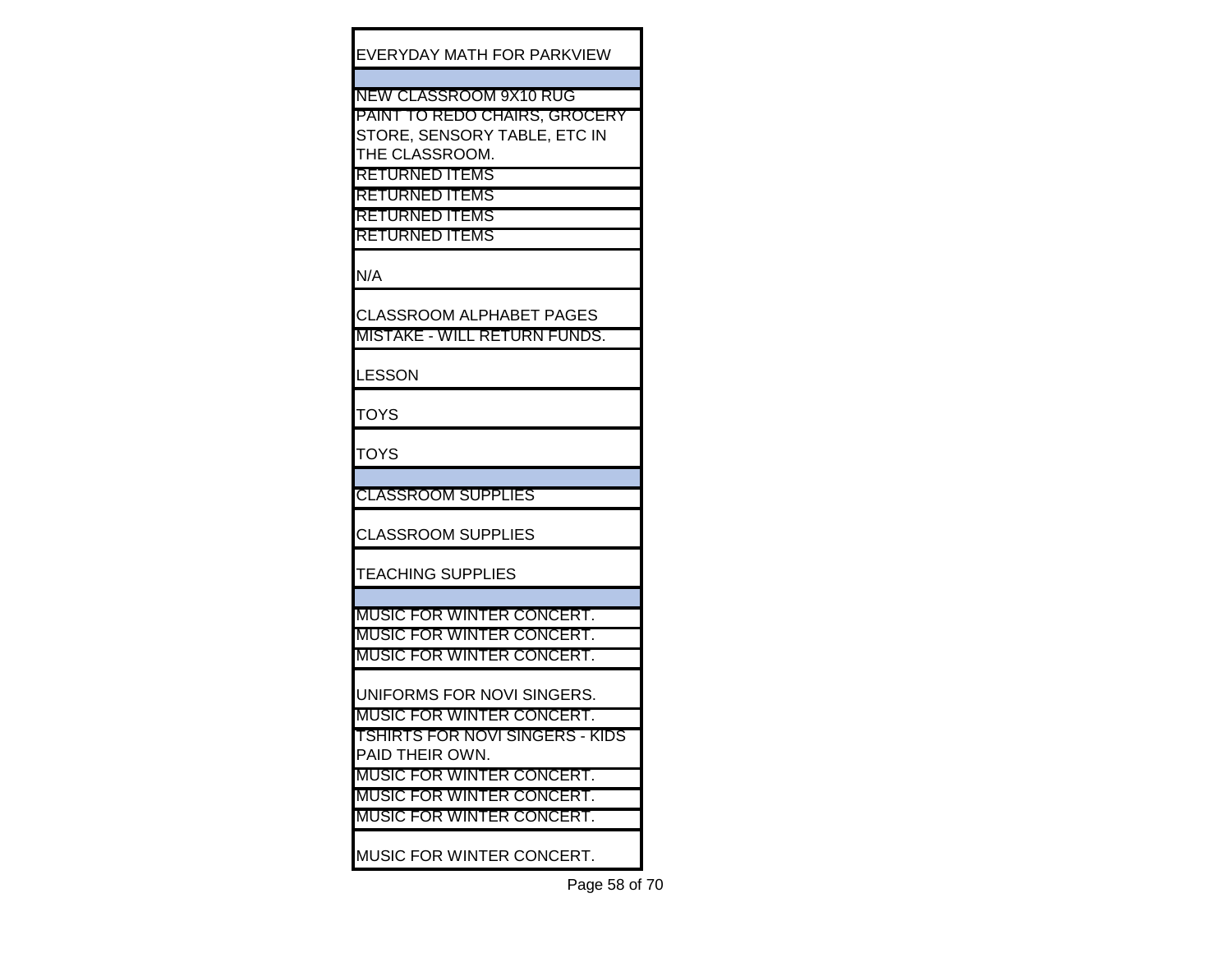| EVERYDAY MATH FOR PARKVIEW |
|---|
| |
| NEW CLASSROOM 9X10 RUG |
| PAINT TO REDO CHAIRS, GROCERY STORE, SENSORY TABLE, ETC IN THE CLASSROOM. |
| RETURNED ITEMS |
| RETURNED ITEMS |
| RETURNED ITEMS |
| RETURNED ITEMS |
| N/A |
| CLASSROOM ALPHABET PAGES |
| MISTAKE - WILL RETURN FUNDS. |
| LESSON |
| TOYS |
| TOYS |
| |
| CLASSROOM SUPPLIES |
| CLASSROOM SUPPLIES |
| TEACHING SUPPLIES |
| |
| MUSIC FOR WINTER CONCERT. |
| MUSIC FOR WINTER CONCERT. |
| MUSIC FOR WINTER CONCERT. |
| UNIFORMS FOR NOVI SINGERS. |
| MUSIC FOR WINTER CONCERT. |
| TSHIRTS FOR NOVI SINGERS - KIDS PAID THEIR OWN. |
| MUSIC FOR WINTER CONCERT. |
| MUSIC FOR WINTER CONCERT. |
| MUSIC FOR WINTER CONCERT. |
| MUSIC FOR WINTER CONCERT. |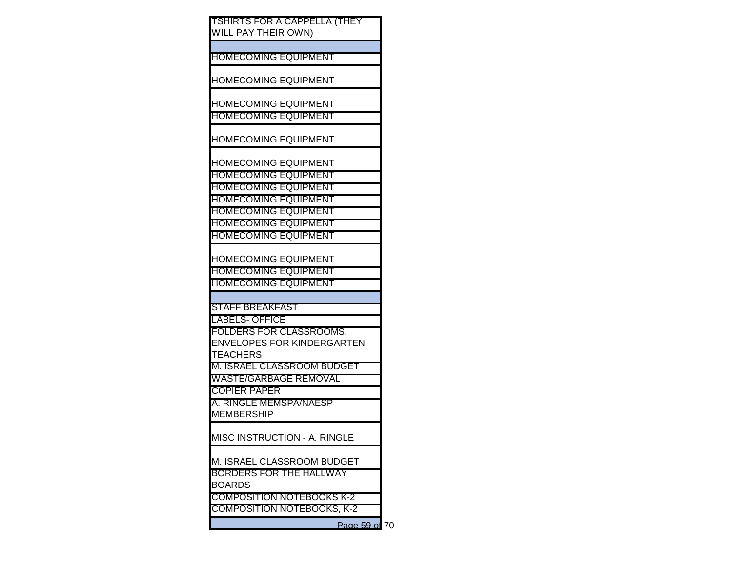| |
|---|
| TSHIRTS FOR A CAPPELLA (THEY WILL PAY THEIR OWN) |
| |
| HOMECOMING EQUIPMENT |
| HOMECOMING EQUIPMENT |
| HOMECOMING EQUIPMENT |
| HOMECOMING EQUIPMENT |
| HOMECOMING EQUIPMENT |
| HOMECOMING EQUIPMENT |
| HOMECOMING EQUIPMENT |
| HOMECOMING EQUIPMENT |
| HOMECOMING EQUIPMENT |
| HOMECOMING EQUIPMENT |
| HOMECOMING EQUIPMENT |
| HOMECOMING EQUIPMENT |
| HOMECOMING EQUIPMENT |
| HOMECOMING EQUIPMENT |
| HOMECOMING EQUIPMENT |
| |
| STAFF BREAKFAST |
| LABELS- OFFICE |
| FOLDERS FOR CLASSROOMS. ENVELOPES FOR KINDERGARTEN TEACHERS |
| M. ISRAEL CLASSROOM BUDGET |
| WASTE/GARBAGE REMOVAL |
| COPIER PAPER |
| A. RINGLE MEMSPA/NAESP MEMBERSHIP |
| MISC INSTRUCTION - A. RINGLE |
| M. ISRAEL CLASSROOM BUDGET |
| BORDERS FOR THE HALLWAY BOARDS |
| COMPOSITION NOTEBOOKS K-2 |
| COMPOSITION NOTEBOOKS, K-2 |
| |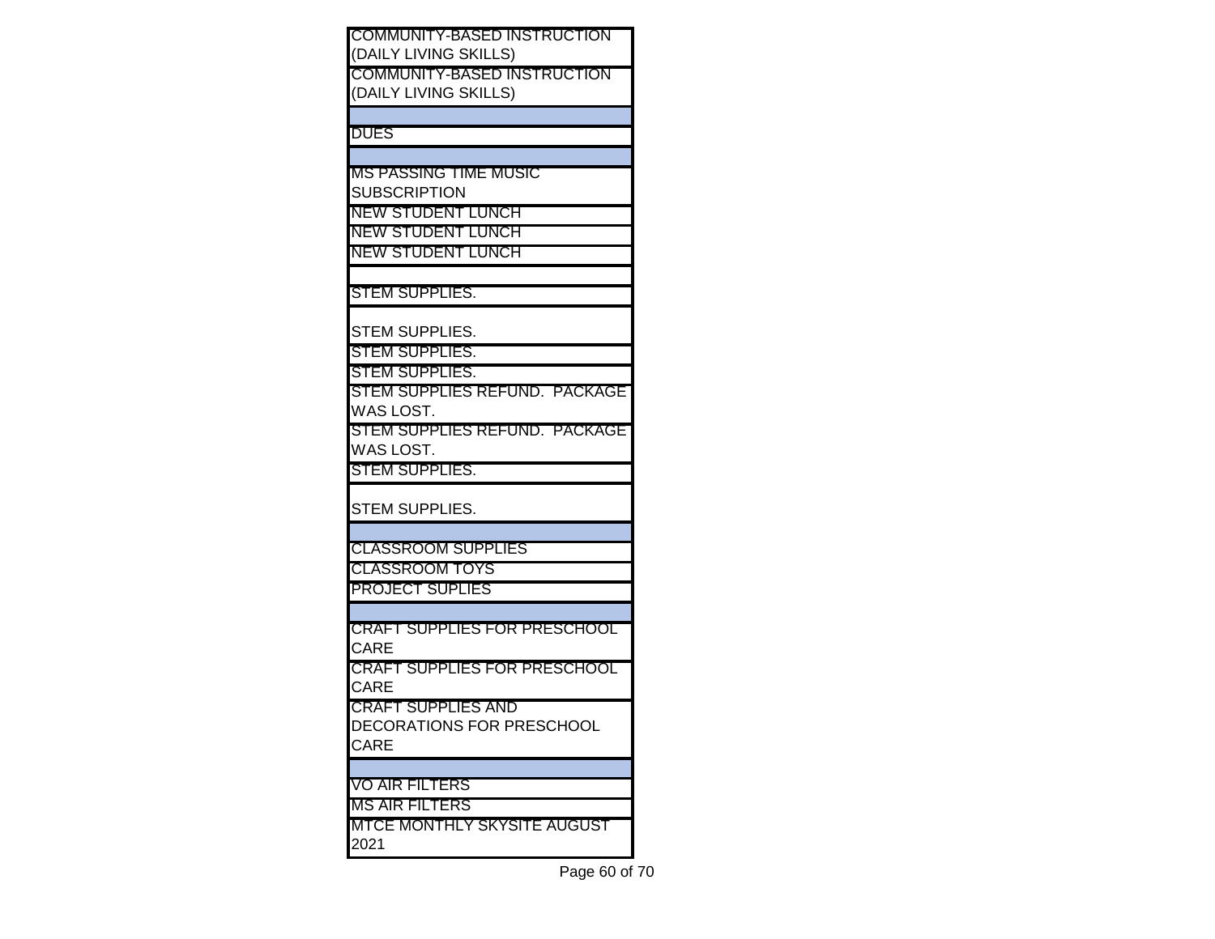| |
|---|
| COMMUNITY-BASED INSTRUCTION (DAILY LIVING SKILLS) |
| COMMUNITY-BASED INSTRUCTION (DAILY LIVING SKILLS) |
| |
| DUES |
| |
| MS PASSING TIME MUSIC SUBSCRIPTION |
| NEW STUDENT LUNCH |
| NEW STUDENT LUNCH |
| NEW STUDENT LUNCH |
| |
| STEM SUPPLIES. |
| STEM SUPPLIES. |
| STEM SUPPLIES. |
| STEM SUPPLIES. |
| STEM SUPPLIES REFUND. PACKAGE WAS LOST. |
| STEM SUPPLIES REFUND. PACKAGE WAS LOST. |
| STEM SUPPLIES. |
| STEM SUPPLIES. |
| |
| CLASSROOM SUPPLIES |
| CLASSROOM TOYS |
| PROJECT SUPLIES |
| |
| CRAFT SUPPLIES FOR PRESCHOOL CARE |
| CRAFT SUPPLIES FOR PRESCHOOL CARE |
| CRAFT SUPPLIES AND DECORATIONS FOR PRESCHOOL CARE |
| |
| VO AIR FILTERS |
| MS AIR FILTERS |
| MTCE MONTHLY SKYSITE AUGUST 2021 |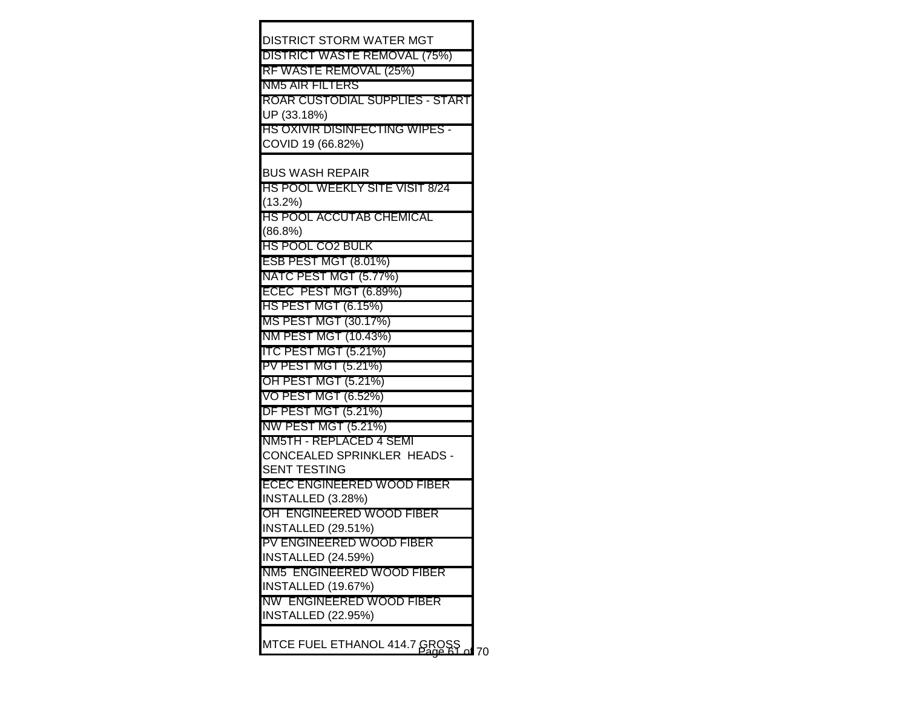| |
|---|
| DISTRICT STORM WATER MGT |
| DISTRICT WASTE REMOVAL (75%) |
| RF WASTE REMOVAL (25%) |
| NM5 AIR FILTERS |
| ROAR CUSTODIAL SUPPLIES - START UP (33.18%) |
| HS OXIVIR DISINFECTING WIPES - COVID 19 (66.82%) |
| BUS WASH REPAIR |
| HS POOL WEEKLY SITE VISIT 8/24 (13.2%) |
| HS POOL ACCUTAB CHEMICAL (86.8%) |
| HS POOL CO2 BULK |
| ESB PEST MGT (8.01%) |
| NATC PEST MGT (5.77%) |
| ECEC PEST MGT (6.89%) |
| HS PEST MGT (6.15%) |
| MS PEST MGT (30.17%) |
| NM PEST MGT (10.43%) |
| ITC PEST MGT (5.21%) |
| PV PEST MGT (5.21%) |
| OH PEST MGT (5.21%) |
| VO PEST MGT (6.52%) |
| DF PEST MGT (5.21%) |
| NW PEST MGT (5.21%) |
| NM5TH - REPLACED 4 SEMI CONCEALED SPRINKLER HEADS - SENT TESTING |
| ECEC ENGINEERED WOOD FIBER INSTALLED (3.28%) |
| OH ENGINEERED WOOD FIBER INSTALLED (29.51%) |
| PV ENGINEERED WOOD FIBER INSTALLED (24.59%) |
| NM5 ENGINEERED WOOD FIBER INSTALLED (19.67%) |
| NW ENGINEERED WOOD FIBER INSTALLED (22.95%) |
| MTCE FUEL ETHANOL 414.7 GROSS |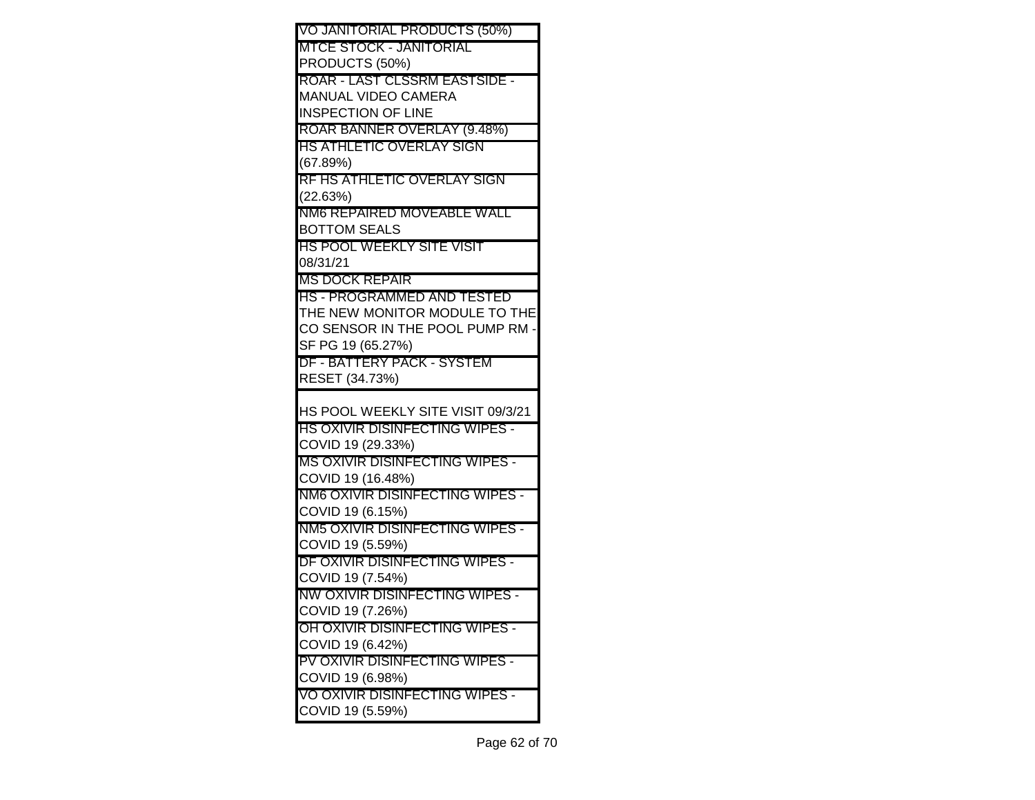| VO JANITORIAL PRODUCTS (50%) |
| --- |
| MTCE STOCK - JANITORIAL PRODUCTS (50%) |
| ROAR - LAST CLSSRM EASTSIDE - MANUAL VIDEO CAMERA INSPECTION OF LINE |
| ROAR BANNER OVERLAY (9.48%) |
| HS ATHLETIC OVERLAY SIGN (67.89%) |
| RF HS ATHLETIC OVERLAY SIGN (22.63%) |
| NM6 REPAIRED MOVEABLE WALL BOTTOM SEALS |
| HS POOL WEEKLY SITE VISIT 08/31/21 |
| MS DOCK REPAIR |
| HS - PROGRAMMED AND TESTED THE NEW MONITOR MODULE TO THE CO SENSOR IN THE POOL PUMP RM - SF PG 19 (65.27%) |
| DF - BATTERY PACK - SYSTEM RESET (34.73%) |
| HS POOL WEEKLY SITE VISIT 09/3/21 |
| HS OXIVIR DISINFECTING WIPES - COVID 19 (29.33%) |
| MS OXIVIR DISINFECTING WIPES - COVID 19 (16.48%) |
| NM6 OXIVIR DISINFECTING WIPES - COVID 19 (6.15%) |
| NM5 OXIVIR DISINFECTING WIPES - COVID 19 (5.59%) |
| DF OXIVIR DISINFECTING WIPES - COVID 19 (7.54%) |
| NW OXIVIR DISINFECTING WIPES - COVID 19 (7.26%) |
| OH OXIVIR DISINFECTING WIPES - COVID 19 (6.42%) |
| PV OXIVIR DISINFECTING WIPES - COVID 19 (6.98%) |
| VO OXIVIR DISINFECTING WIPES - COVID 19 (5.59%) |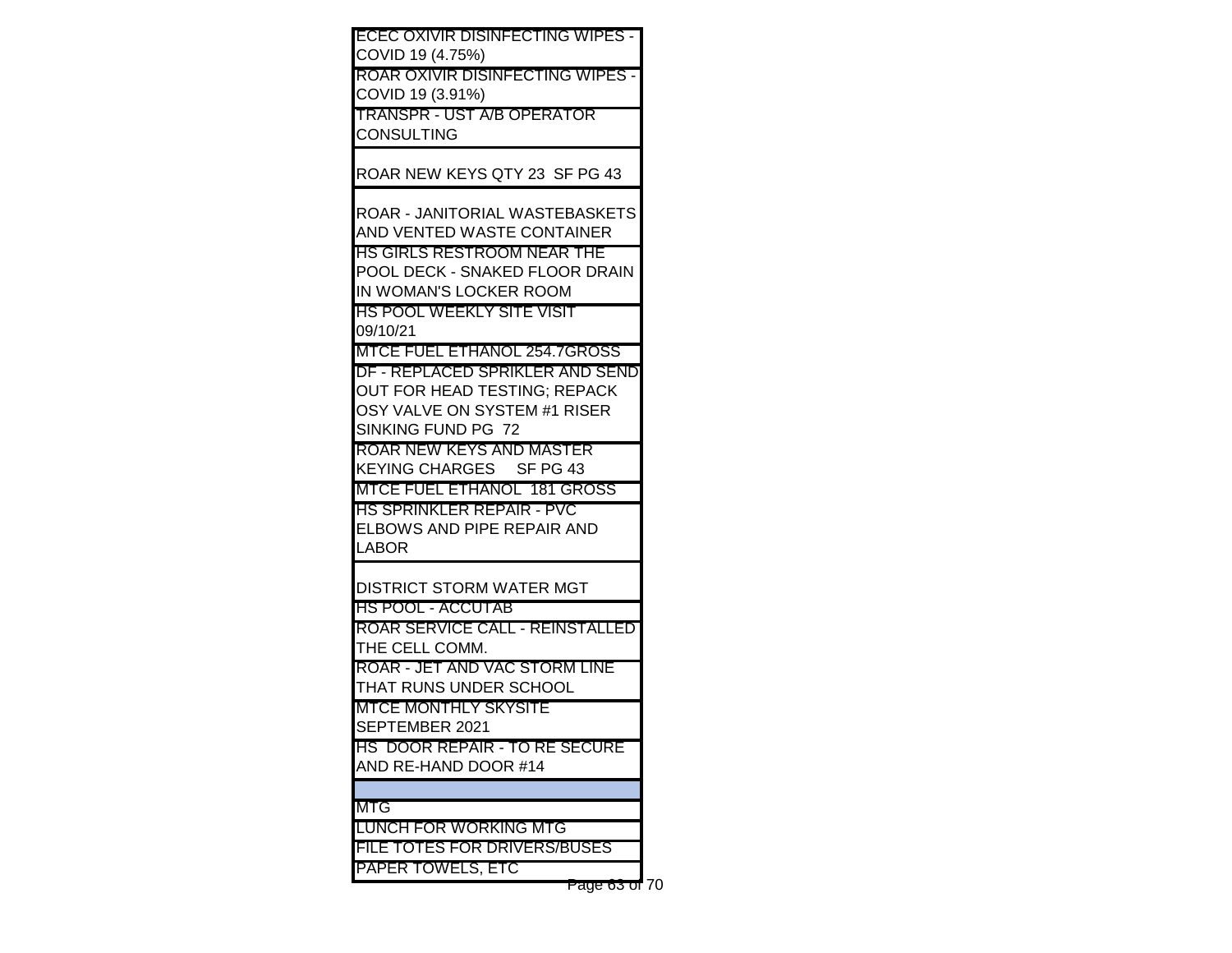| |
|---|
| ECEC OXIVIR DISINFECTING WIPES - COVID 19 (4.75%) |
| ROAR OXIVIR DISINFECTING WIPES - COVID 19 (3.91%) |
| TRANSPR - UST A/B OPERATOR CONSULTING |
| ROAR NEW KEYS QTY 23 SF PG 43 |
| ROAR - JANITORIAL WASTEBASKETS AND VENTED WASTE CONTAINER |
| HS GIRLS RESTROOM NEAR THE POOL DECK - SNAKED FLOOR DRAIN IN WOMAN'S LOCKER ROOM |
| HS POOL WEEKLY SITE VISIT 09/10/21 |
| MTCE FUEL ETHANOL 254.7GROSS |
| DF - REPLACED SPRIKLER AND SEND OUT FOR HEAD TESTING; REPACK OSY VALVE ON SYSTEM #1 RISER SINKING FUND PG 72 |
| ROAR NEW KEYS AND MASTER KEYING CHARGES SF PG 43 |
| MTCE FUEL ETHANOL 181 GROSS |
| HS SPRINKLER REPAIR - PVC ELBOWS AND PIPE REPAIR AND LABOR |
| DISTRICT STORM WATER MGT |
| HS POOL - ACCUTAB |
| ROAR SERVICE CALL - REINSTALLED THE CELL COMM. |
| ROAR - JET AND VAC STORM LINE THAT RUNS UNDER SCHOOL |
| MTCE MONTHLY SKYSITE SEPTEMBER 2021 |
| HS DOOR REPAIR - TO RE SECURE AND RE-HAND DOOR #14 |
| |
| MTG |
| LUNCH FOR WORKING MTG |
| FILE TOTES FOR DRIVERS/BUSES |
| PAPER TOWELS, ETC |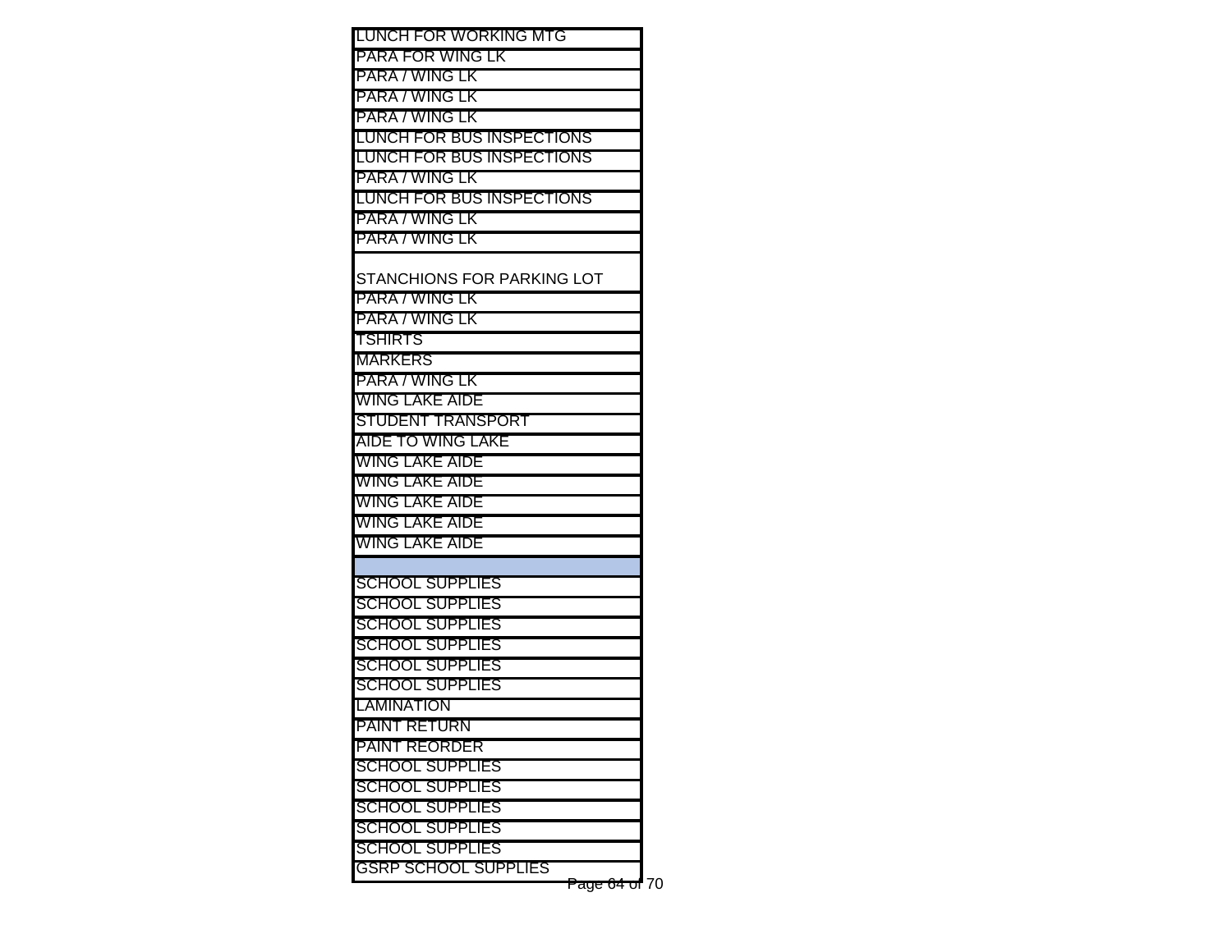| |
|---|
| LUNCH FOR WORKING MTG |
| PARA FOR WING LK |
| PARA / WING LK |
| PARA / WING LK |
| PARA / WING LK |
| LUNCH FOR BUS INSPECTIONS |
| LUNCH FOR BUS INSPECTIONS |
| PARA / WING LK |
| LUNCH FOR BUS INSPECTIONS |
| PARA / WING LK |
| PARA / WING LK |
| STANCHIONS FOR PARKING LOT |
| PARA / WING LK |
| PARA / WING LK |
| TSHIRTS |
| MARKERS |
| PARA / WING LK |
| WING LAKE AIDE |
| STUDENT TRANSPORT |
| AIDE TO WING LAKE |
| WING LAKE AIDE |
| WING LAKE AIDE |
| WING LAKE AIDE |
| WING LAKE AIDE |
| WING LAKE AIDE |
| |
| SCHOOL SUPPLIES |
| SCHOOL SUPPLIES |
| SCHOOL SUPPLIES |
| SCHOOL SUPPLIES |
| SCHOOL SUPPLIES |
| SCHOOL SUPPLIES |
| LAMINATION |
| PAINT RETURN |
| PAINT REORDER |
| SCHOOL SUPPLIES |
| SCHOOL SUPPLIES |
| SCHOOL SUPPLIES |
| SCHOOL SUPPLIES |
| SCHOOL SUPPLIES |
| GSRP SCHOOL SUPPLIES |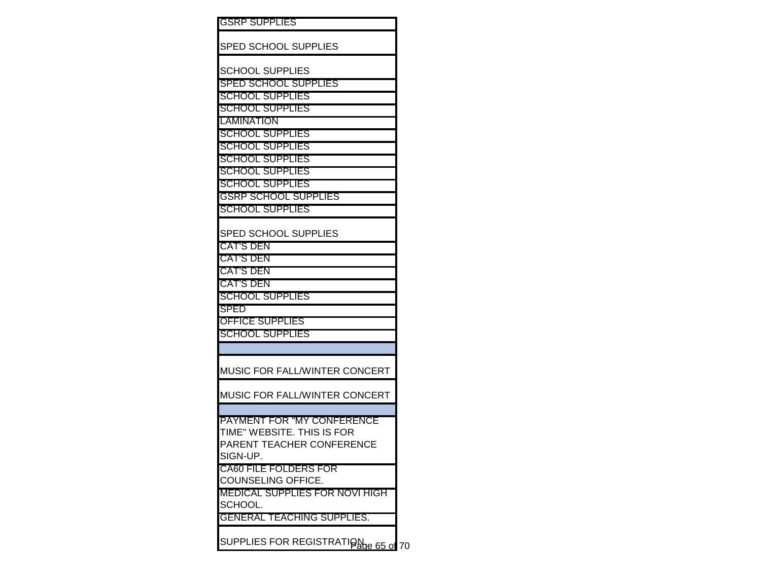| |
|---|
| GSRP SUPPLIES |
| SPED SCHOOL SUPPLIES |
| SCHOOL SUPPLIES |
| SPED SCHOOL SUPPLIES |
| SCHOOL SUPPLIES |
| SCHOOL SUPPLIES |
| LAMINATION |
| SCHOOL SUPPLIES |
| SCHOOL SUPPLIES |
| SCHOOL SUPPLIES |
| SCHOOL SUPPLIES |
| SCHOOL SUPPLIES |
| GSRP SCHOOL SUPPLIES |
| SCHOOL SUPPLIES |
| SPED SCHOOL SUPPLIES |
| CAT'S DEN |
| CAT'S DEN |
| CAT'S DEN |
| CAT'S DEN |
| SCHOOL SUPPLIES |
| SPED |
| OFFICE SUPPLIES |
| SCHOOL SUPPLIES |
| |
| MUSIC FOR FALL/WINTER CONCERT |
| MUSIC FOR FALL/WINTER CONCERT |
| |
| PAYMENT FOR "MY CONFERENCE TIME" WEBSITE. THIS IS FOR PARENT TEACHER CONFERENCE SIGN-UP. |
| CA60 FILE FOLDERS FOR COUNSELING OFFICE. |
| MEDICAL SUPPLIES FOR NOVI HIGH SCHOOL. |
| GENERAL TEACHING SUPPLIES. |
| SUPPLIES FOR REGISTRATION |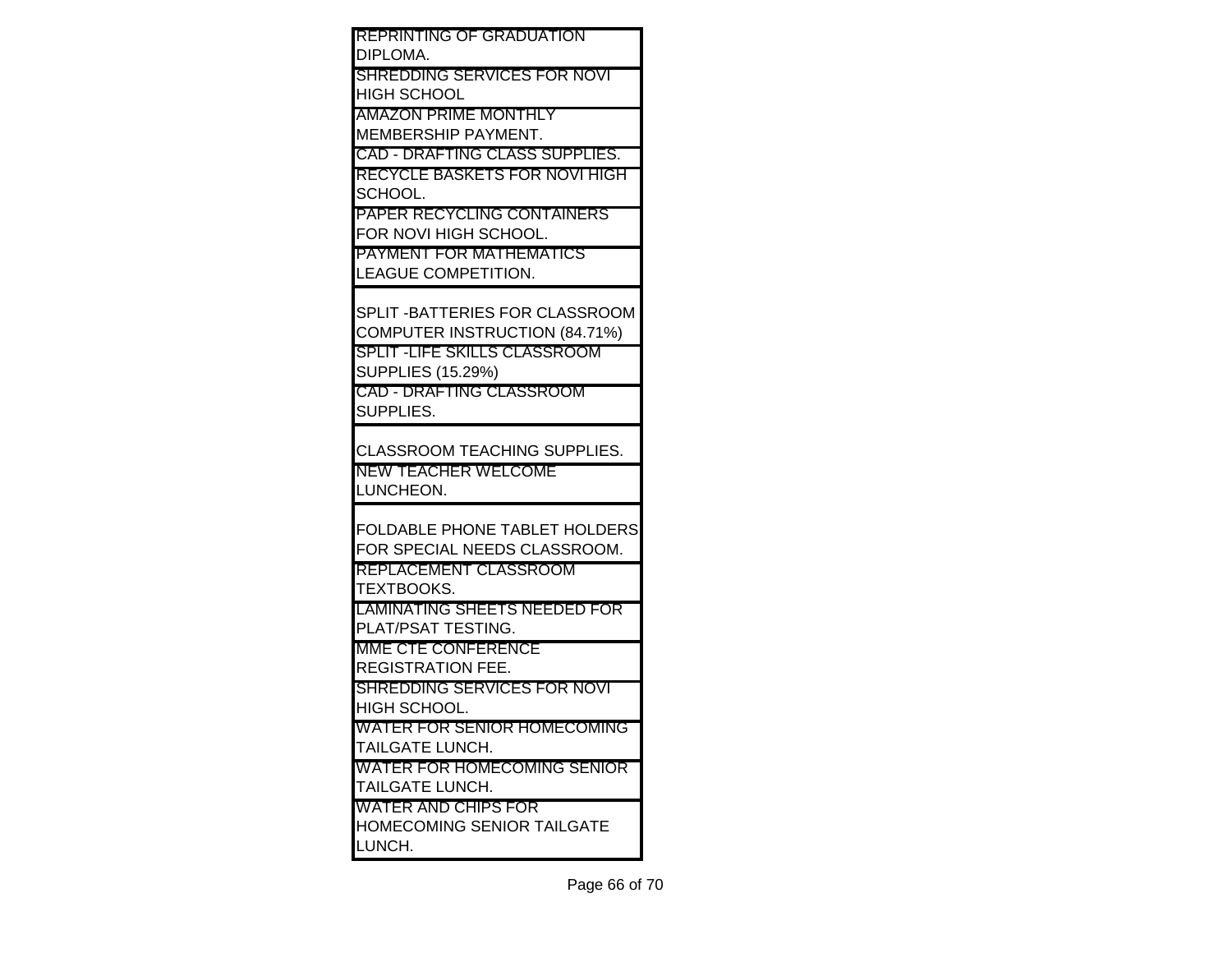| |
|---|
| REPRINTING OF GRADUATION DIPLOMA. |
| SHREDDING SERVICES FOR NOVI HIGH SCHOOL |
| AMAZON PRIME MONTHLY MEMBERSHIP PAYMENT. |
| CAD - DRAFTING CLASS SUPPLIES. |
| RECYCLE BASKETS FOR NOVI HIGH SCHOOL. |
| PAPER RECYCLING CONTAINERS FOR NOVI HIGH SCHOOL. |
| PAYMENT FOR MATHEMATICS LEAGUE COMPETITION. |
| SPLIT -BATTERIES FOR CLASSROOM COMPUTER INSTRUCTION (84.71%) |
| SPLIT -LIFE SKILLS CLASSROOM SUPPLIES (15.29%) |
| CAD - DRAFTING CLASSROOM SUPPLIES. |
| CLASSROOM TEACHING SUPPLIES. |
| NEW TEACHER WELCOME LUNCHEON. |
| FOLDABLE PHONE TABLET HOLDERS FOR SPECIAL NEEDS CLASSROOM. |
| REPLACEMENT CLASSROOM TEXTBOOKS. |
| LAMINATING SHEETS NEEDED FOR PLAT/PSAT TESTING. |
| MME CTE CONFERENCE REGISTRATION FEE. |
| SHREDDING SERVICES FOR NOVI HIGH SCHOOL. |
| WATER FOR SENIOR HOMECOMING TAILGATE LUNCH. |
| WATER FOR HOMECOMING SENIOR TAILGATE LUNCH. |
| WATER AND CHIPS FOR HOMECOMING SENIOR TAILGATE LUNCH. |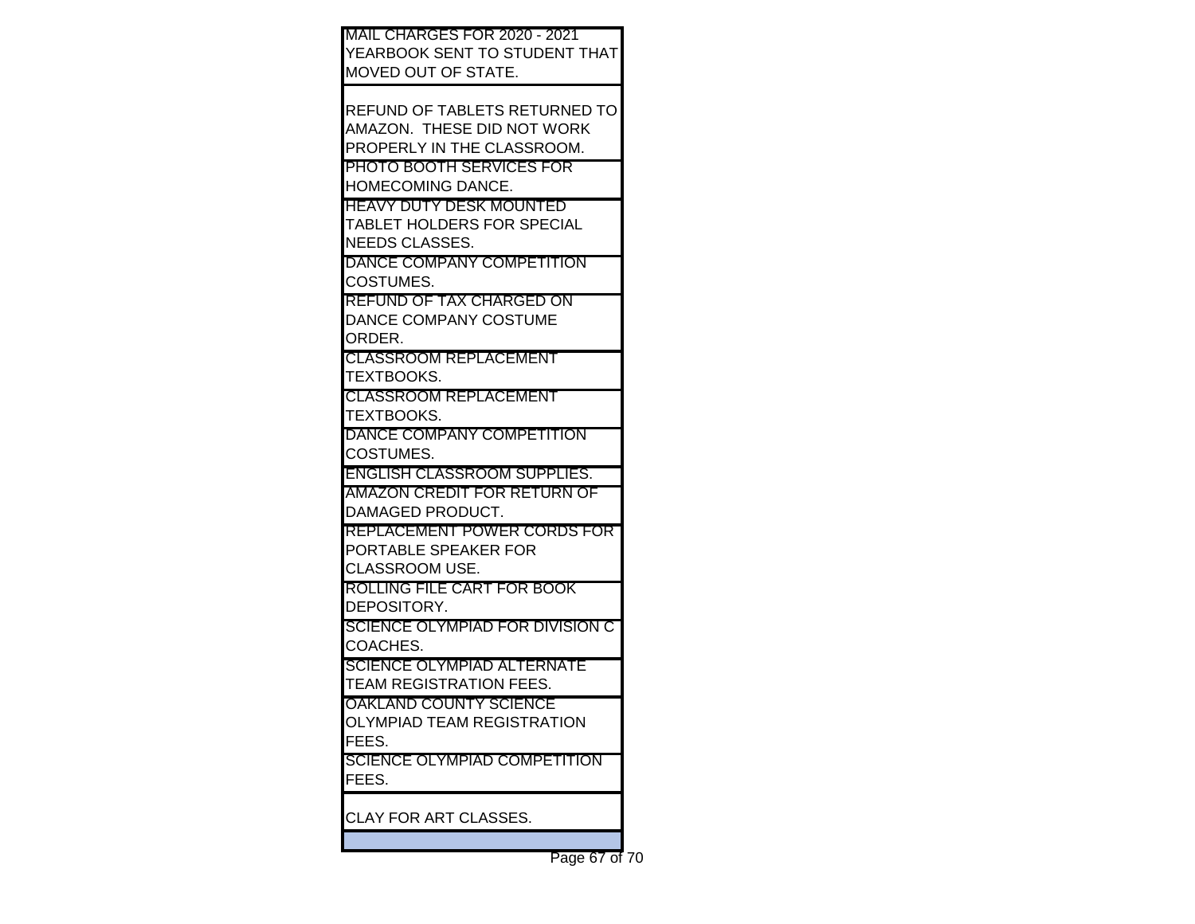| |
|---|
| MAIL CHARGES FOR 2020 - 2021 YEARBOOK SENT TO STUDENT THAT MOVED OUT OF STATE. |
| REFUND OF TABLETS RETURNED TO AMAZON. THESE DID NOT WORK PROPERLY IN THE CLASSROOM. |
| PHOTO BOOTH SERVICES FOR HOMECOMING DANCE. |
| HEAVY DUTY DESK MOUNTED TABLET HOLDERS FOR SPECIAL NEEDS CLASSES. |
| DANCE COMPANY COMPETITION COSTUMES. |
| REFUND OF TAX CHARGED ON DANCE COMPANY COSTUME ORDER. |
| CLASSROOM REPLACEMENT TEXTBOOKS. |
| CLASSROOM REPLACEMENT TEXTBOOKS. |
| DANCE COMPANY COMPETITION COSTUMES. |
| ENGLISH CLASSROOM SUPPLIES. |
| AMAZON CREDIT FOR RETURN OF DAMAGED PRODUCT. |
| REPLACEMENT POWER CORDS FOR PORTABLE SPEAKER FOR CLASSROOM USE. |
| ROLLING FILE CART FOR BOOK DEPOSITORY. |
| SCIENCE OLYMPIAD FOR DIVISION C COACHES. |
| SCIENCE OLYMPIAD ALTERNATE TEAM REGISTRATION FEES. |
| OAKLAND COUNTY SCIENCE OLYMPIAD TEAM REGISTRATION FEES. |
| SCIENCE OLYMPIAD COMPETITION FEES. |
| CLAY FOR ART CLASSES. |
| |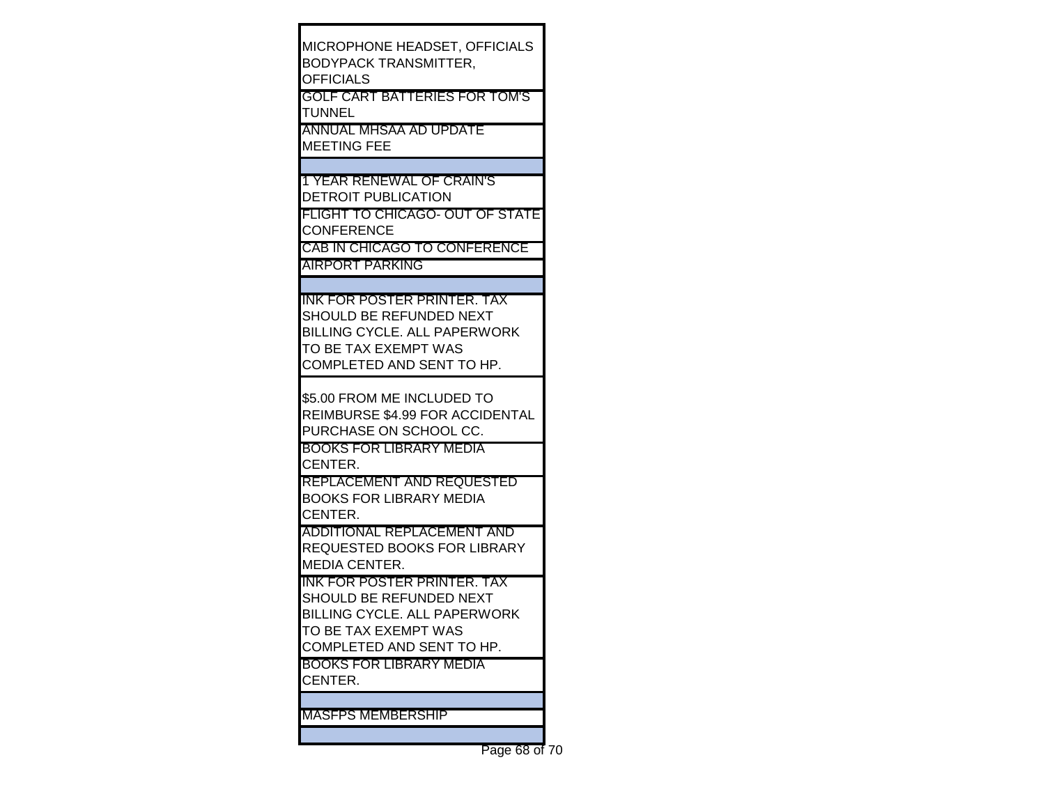| |
|---|
| MICROPHONE HEADSET, OFFICIALS BODYPACK TRANSMITTER, OFFICIALS |
| GOLF CART BATTERIES FOR TOM'S TUNNEL |
| ANNUAL MHSAA AD UPDATE MEETING FEE |
| |
| 1 YEAR RENEWAL OF CRAIN'S DETROIT PUBLICATION |
| FLIGHT TO CHICAGO- OUT OF STATE CONFERENCE |
| CAB IN CHICAGO TO CONFERENCE |
| AIRPORT PARKING |
| |
| INK FOR POSTER PRINTER. TAX SHOULD BE REFUNDED NEXT BILLING CYCLE. ALL PAPERWORK TO BE TAX EXEMPT WAS COMPLETED AND SENT TO HP. |
| $5.00 FROM ME INCLUDED TO REIMBURSE $4.99 FOR ACCIDENTAL PURCHASE ON SCHOOL CC. |
| BOOKS FOR LIBRARY MEDIA CENTER. |
| REPLACEMENT AND REQUESTED BOOKS FOR LIBRARY MEDIA CENTER. |
| ADDITIONAL REPLACEMENT AND REQUESTED BOOKS FOR LIBRARY MEDIA CENTER. |
| INK FOR POSTER PRINTER. TAX SHOULD BE REFUNDED NEXT BILLING CYCLE. ALL PAPERWORK TO BE TAX EXEMPT WAS COMPLETED AND SENT TO HP. |
| BOOKS FOR LIBRARY MEDIA CENTER. |
| |
| MASFPS MEMBERSHIP |
| |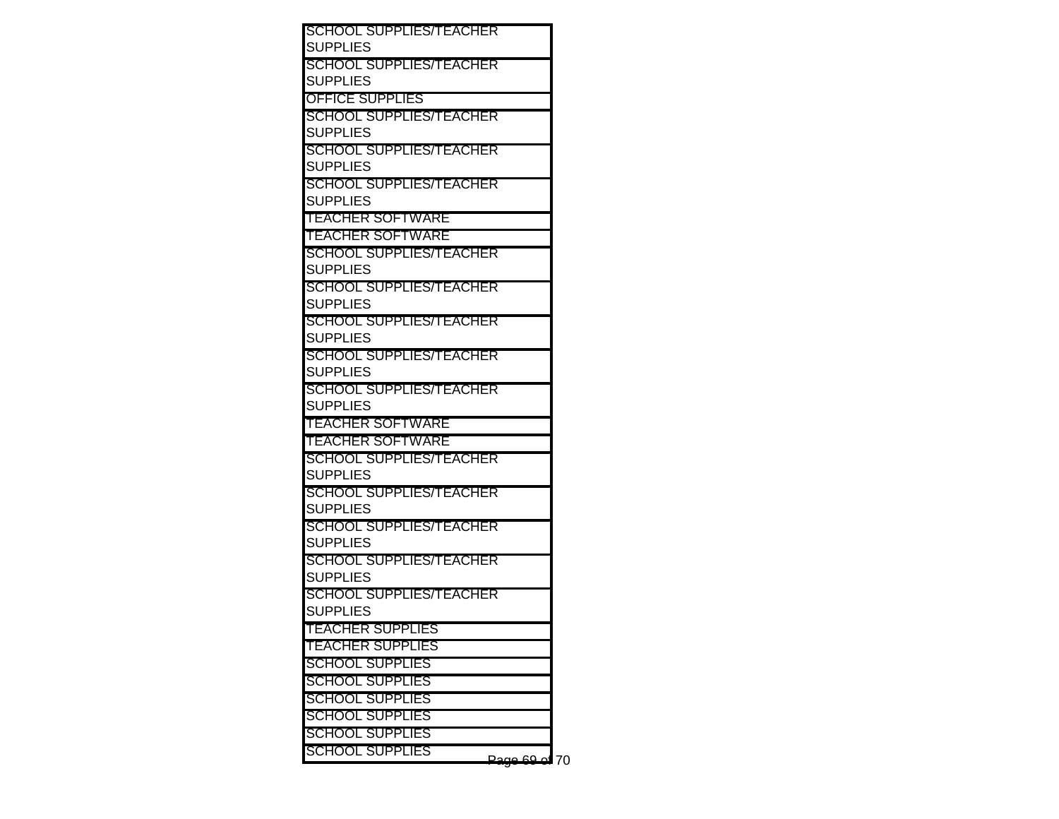| |
|---|
| SCHOOL SUPPLIES/TEACHER SUPPLIES |
| SCHOOL SUPPLIES/TEACHER SUPPLIES |
| OFFICE SUPPLIES |
| SCHOOL SUPPLIES/TEACHER SUPPLIES |
| SCHOOL SUPPLIES/TEACHER SUPPLIES |
| SCHOOL SUPPLIES/TEACHER SUPPLIES |
| TEACHER SOFTWARE |
| TEACHER SOFTWARE |
| SCHOOL SUPPLIES/TEACHER SUPPLIES |
| SCHOOL SUPPLIES/TEACHER SUPPLIES |
| SCHOOL SUPPLIES/TEACHER SUPPLIES |
| SCHOOL SUPPLIES/TEACHER SUPPLIES |
| SCHOOL SUPPLIES/TEACHER SUPPLIES |
| TEACHER SOFTWARE |
| TEACHER SOFTWARE |
| SCHOOL SUPPLIES/TEACHER SUPPLIES |
| SCHOOL SUPPLIES/TEACHER SUPPLIES |
| SCHOOL SUPPLIES/TEACHER SUPPLIES |
| SCHOOL SUPPLIES/TEACHER SUPPLIES |
| SCHOOL SUPPLIES/TEACHER SUPPLIES |
| TEACHER SUPPLIES |
| TEACHER SUPPLIES |
| SCHOOL SUPPLIES |
| SCHOOL SUPPLIES |
| SCHOOL SUPPLIES |
| SCHOOL SUPPLIES |
| SCHOOL SUPPLIES |
| SCHOOL SUPPLIES |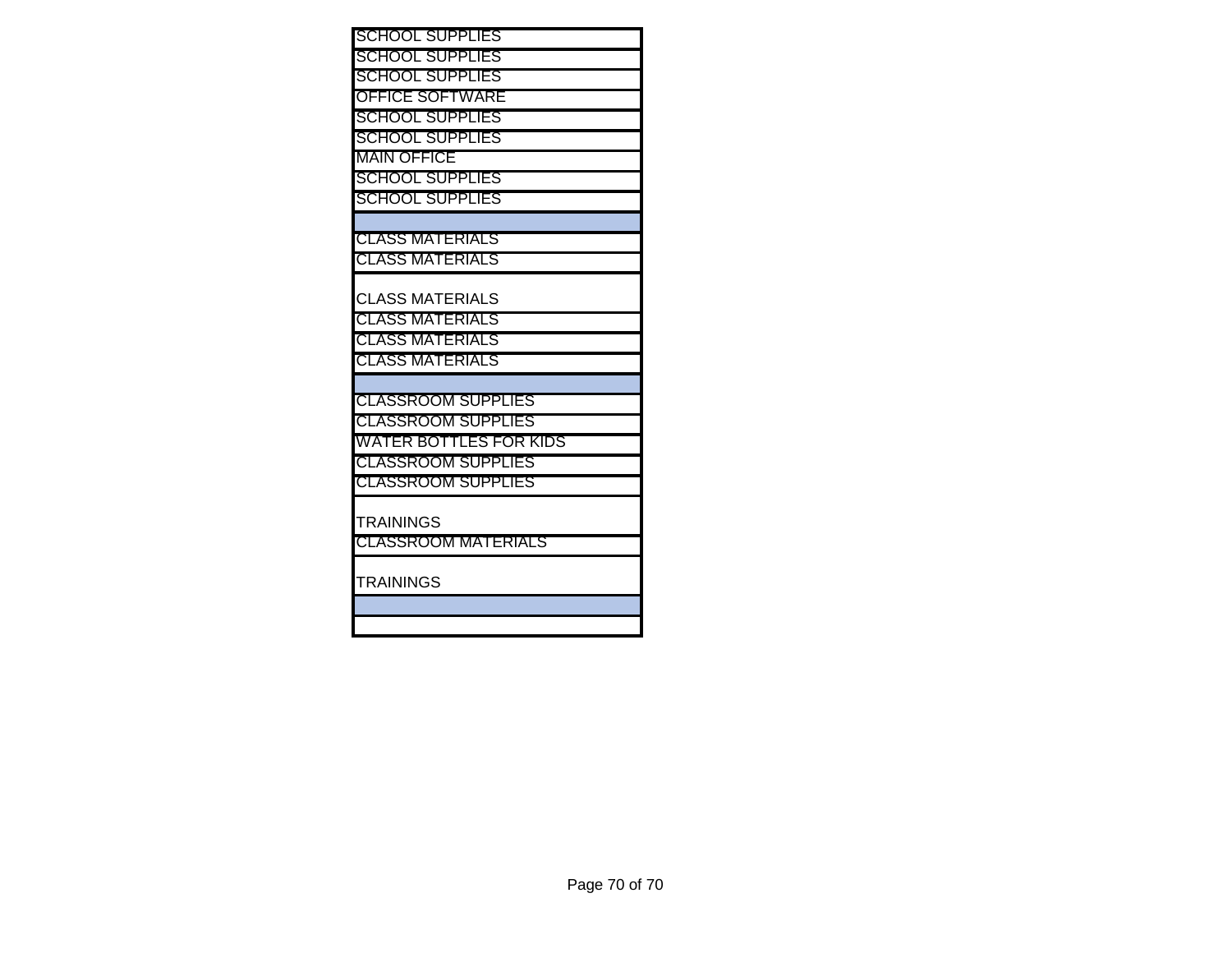| |
|---|
| SCHOOL SUPPLIES |
| SCHOOL SUPPLIES |
| SCHOOL SUPPLIES |
| OFFICE SOFTWARE |
| SCHOOL SUPPLIES |
| SCHOOL SUPPLIES |
| MAIN OFFICE |
| SCHOOL SUPPLIES |
| SCHOOL SUPPLIES |
| |
| CLASS MATERIALS |
| CLASS MATERIALS |
| CLASS MATERIALS |
| CLASS MATERIALS |
| CLASS MATERIALS |
| CLASS MATERIALS |
| |
| CLASSROOM SUPPLIES |
| CLASSROOM SUPPLIES |
| WATER BOTTLES FOR KIDS |
| CLASSROOM SUPPLIES |
| CLASSROOM SUPPLIES |
| TRAININGS |
| CLASSROOM MATERIALS |
| TRAININGS |
| |
| |